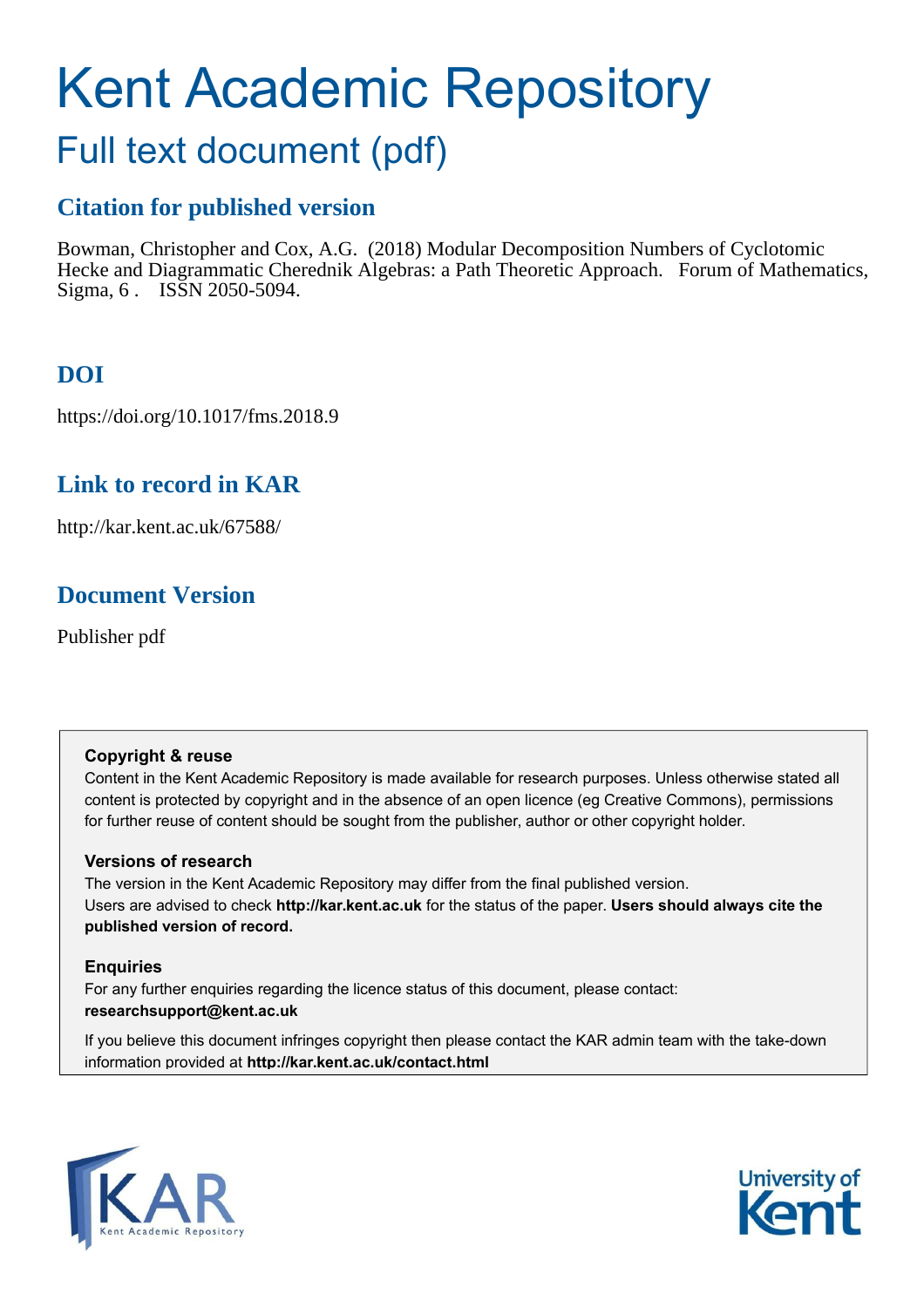# Kent Academic Repository

## Full text document (pdf)

### Citation for published version

Bowman, Christopher and Cox, A.G. (2018) Modular Decomposition Numbers of Cyclotomic Hecke and Diagrammatic Cherednik Algebras: a Path Theoretic Approach. Forum of Mathematics, Sigma, 6 . ISSN 2050-5094.

### DOI

https://doi.org/10.1017/fms.2018.9

### Link to record in KAR

http://kar.kent.ac.uk/67588/

### Document Version

Publisher pdf

**Copyright & reuse**

Content in the Kent Academic Repository is made available for research purposes. Unless otherwise stated all content is protected by copyright and in the absence of an open licence (eg Creative Commons), permissions for further reuse of content should be sought from the publisher, author or other copyright holder.

**Versions of research**

The version in the Kent Academic Repository may differ from the final published version. Users are advised to check **http://kar.kent.ac.uk** for the status of the paper. **Users should always cite the published version of record.**

**Enquiries**

For any further enquiries regarding the licence status of this document, please contact: **researchsupport@kent.ac.uk**

If you believe this document infringes copyright then please contact the KAR admin team with the take-down information provided at **http://kar.kent.ac.uk/contact.html**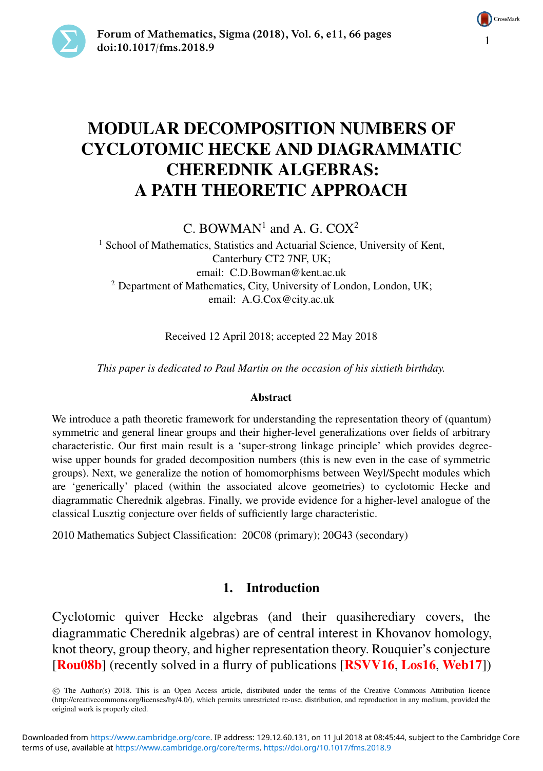# MODULAR DECOMPOSITION NUMBERS OF CYCLOTOMIC HECKE AND DIAGRAMMATIC CHEREDNIK ALGEBRAS: A PATH THEORETIC APPROACH

C. BOWMAN[1] and A. G. COX[2]

[1] School of Mathematics, Statistics and Actuarial Science, University of Kent, Canterbury CT2 7NF, UK;
email: C.D.Bowman@kent.ac.uk

[2] Department of Mathematics, City, University of London, London, UK;
email: A.G.Cox@city.ac.uk

Received 12 April 2018; accepted 22 May 2018

*This paper is dedicated to Paul Martin on the occasion of his sixtieth birthday.*

## Abstract

We introduce a path theoretic framework for understanding the representation theory of (quantum) symmetric and general linear groups and their higher-level generalizations over fields of arbitrary characteristic. Our first main result is a 'super-strong linkage principle' which provides degree-wise upper bounds for graded decomposition numbers (this is new even in the case of symmetric groups). Next, we generalize the notion of homomorphisms between Weyl/Specht modules which are 'generically' placed (within the associated alcove geometries) to cyclotomic Hecke and diagrammatic Cherednik algebras. Finally, we provide evidence for a higher-level analogue of the classical Lusztig conjecture over fields of sufficiently large characteristic.

2010 Mathematics Subject Classification: 20C08 (primary); 20G43 (secondary)

## 1. Introduction

Cyclotomic quiver Hecke algebras (and their quasiherediary covers, the diagrammatic Cherednik algebras) are of central interest in Khovanov homology, knot theory, group theory, and higher representation theory. Rouquier's conjecture [Rou08b] (recently solved in a flurry of publications [RSVV16, Los16, Web17])

© The Author(s) 2018. This is an Open Access article, distributed under the terms of the Creative Commons Attribution licence (http://creativecommons.org/licenses/by/4.0/), which permits unrestricted re-use, distribution, and reproduction in any medium, provided the original work is properly cited.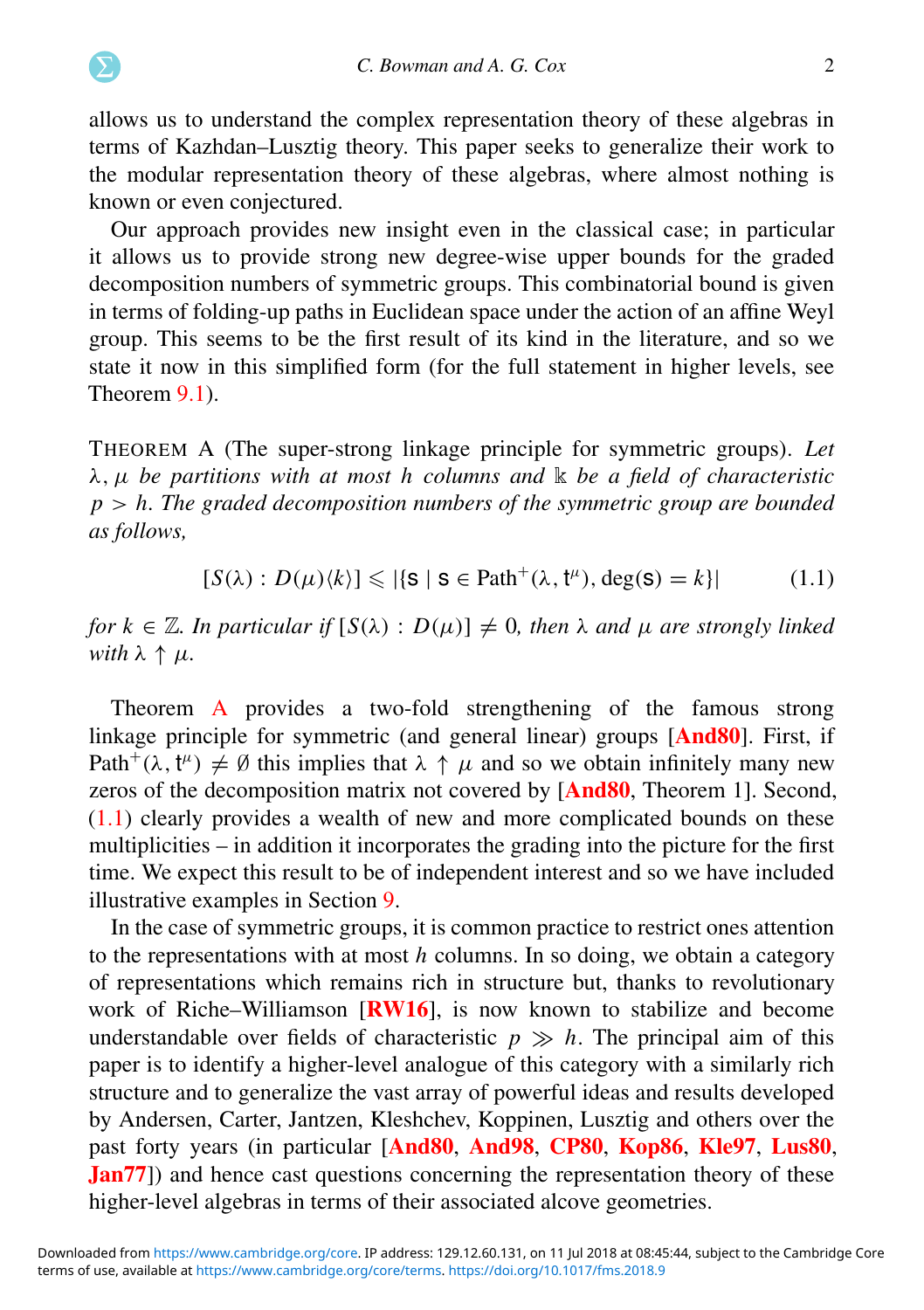allows us to understand the complex representation theory of these algebras in terms of Kazhdan–Lusztig theory. This paper seeks to generalize their work to the modular representation theory of these algebras, where almost nothing is known or even conjectured.

Our approach provides new insight even in the classical case; in particular it allows us to provide strong new degree-wise upper bounds for the graded decomposition numbers of symmetric groups. This combinatorial bound is given in terms of folding-up paths in Euclidean space under the action of an affine Weyl group. This seems to be the first result of its kind in the literature, and so we state it now in this simplified form (for the full statement in higher levels, see Theorem 9.1).

THEOREM A (The super-strong linkage principle for symmetric groups). *Let $\lambda, \mu$ be partitions with at most $h$ columns and $\Bbbk$ be a field of characteristic $p > h$. The graded decomposition numbers of the symmetric group are bounded as follows,*

$$[S(\lambda) : D(\mu)\langle k\rangle] \leqslant |\{\mathsf{s} \mid \mathsf{s} \in \mathrm{Path}^{+}(\lambda, \mathsf{t}^{\mu}), \deg(\mathsf{s}) = k\}| \tag{1.1}$$

*for $k \in \mathbb{Z}$. In particular if $[S(\lambda) : D(\mu)] \neq 0$, then $\lambda$ and $\mu$ are strongly linked with $\lambda \uparrow \mu$.*

Theorem A provides a two-fold strengthening of the famous strong linkage principle for symmetric (and general linear) groups [**And80**]. First, if $\mathrm{Path}^{+}(\lambda, \mathsf{t}^{\mu}) \neq \emptyset$ this implies that $\lambda \uparrow \mu$ and so we obtain infinitely many new zeros of the decomposition matrix not covered by [**And80**, Theorem 1]. Second, (1.1) clearly provides a wealth of new and more complicated bounds on these multiplicities – in addition it incorporates the grading into the picture for the first time. We expect this result to be of independent interest and so we have included illustrative examples in Section 9.

In the case of symmetric groups, it is common practice to restrict ones attention to the representations with at most $h$ columns. In so doing, we obtain a category of representations which remains rich in structure but, thanks to revolutionary work of Riche–Williamson [**RW16**], is now known to stabilize and become understandable over fields of characteristic $p \gg h$. The principal aim of this paper is to identify a higher-level analogue of this category with a similarly rich structure and to generalize the vast array of powerful ideas and results developed by Andersen, Carter, Jantzen, Kleshchev, Koppinen, Lusztig and others over the past forty years (in particular [**And80**, **And98**, **CP80**, **Kop86**, **Kle97**, **Lus80**, **Jan77**]) and hence cast questions concerning the representation theory of these higher-level algebras in terms of their associated alcove geometries.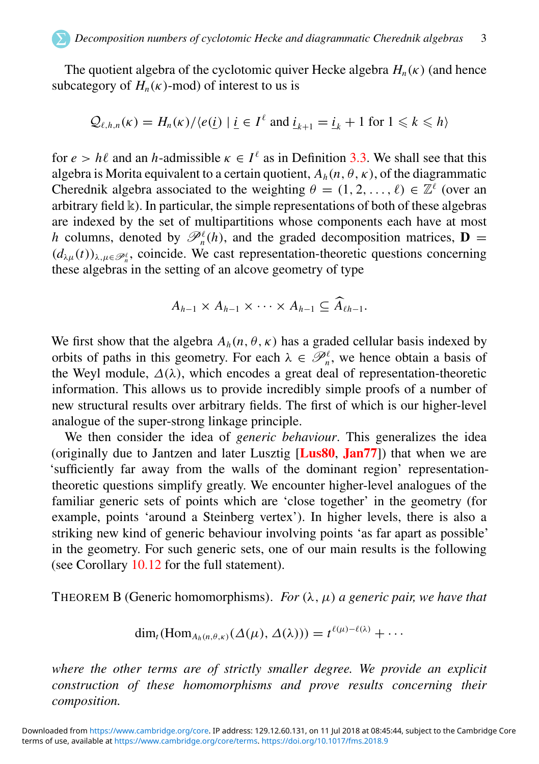The quotient algebra of the cyclotomic quiver Hecke algebra $H_n(\kappa)$ (and hence subcategory of $H_n(\kappa)$-mod) of interest to us is

$$\mathcal{Q}_{\ell,h,n}(\kappa) = H_n(\kappa)/\langle e(\underline{i}) \mid \underline{i} \in I^\ell \text{ and } \underline{i}_{k+1} = \underline{i}_k + 1 \text{ for } 1 \leqslant k \leqslant h\rangle$$

for $e > h\ell$ and an $h$-admissible $\kappa \in I^\ell$ as in Definition 3.3. We shall see that this algebra is Morita equivalent to a certain quotient, $A_h(n, \theta, \kappa)$, of the diagrammatic Cherednik algebra associated to the weighting $\theta = (1, 2, \ldots, \ell) \in \mathbb{Z}^\ell$ (over an arbitrary field $\Bbbk$). In particular, the simple representations of both of these algebras are indexed by the set of multipartitions whose components each have at most $h$ columns, denoted by $\mathscr{P}_n^\ell(h)$, and the graded decomposition matrices, $\mathbf{D} = (d_{\lambda\mu}(t))_{\lambda,\mu\in\mathscr{P}_n^\ell}$, coincide. We cast representation-theoretic questions concerning these algebras in the setting of an alcove geometry of type

$$A_{h-1} \times A_{h-1} \times \cdots \times A_{h-1} \subseteq \widehat{A}_{\ell h-1}.$$

We first show that the algebra $A_h(n, \theta, \kappa)$ has a graded cellular basis indexed by orbits of paths in this geometry. For each $\lambda \in \mathscr{P}_n^\ell$, we hence obtain a basis of the Weyl module, $\Delta(\lambda)$, which encodes a great deal of representation-theoretic information. This allows us to provide incredibly simple proofs of a number of new structural results over arbitrary fields. The first of which is our higher-level analogue of the super-strong linkage principle.

We then consider the idea of *generic behaviour*. This generalizes the idea (originally due to Jantzen and later Lusztig [Lus80, Jan77]) that when we are 'sufficiently far away from the walls of the dominant region' representation-theoretic questions simplify greatly. We encounter higher-level analogues of the familiar generic sets of points which are 'close together' in the geometry (for example, points 'around a Steinberg vertex'). In higher levels, there is also a striking new kind of generic behaviour involving points 'as far apart as possible' in the geometry. For such generic sets, one of our main results is the following (see Corollary 10.12 for the full statement).

THEOREM B (Generic homomorphisms). *For $(\lambda, \mu)$ a generic pair, we have that*

$$\dim_t(\mathrm{Hom}_{A_h(n,\theta,\kappa)}(\Delta(\mu), \Delta(\lambda))) = t^{\ell(\mu)-\ell(\lambda)} + \cdots$$

*where the other terms are of strictly smaller degree. We provide an explicit construction of these homomorphisms and prove results concerning their composition.*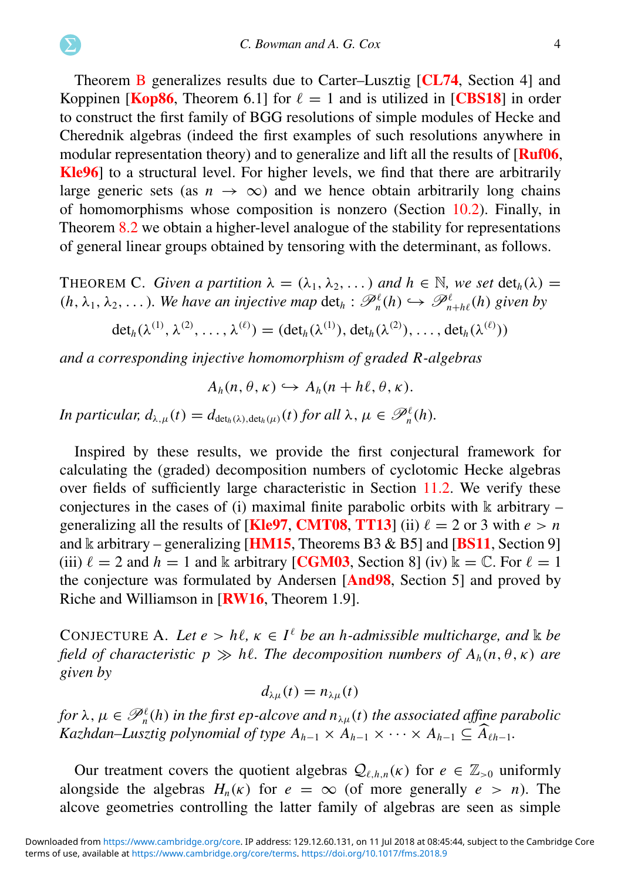Theorem B generalizes results due to Carter–Lusztig [CL74, Section 4] and Koppinen [Kop86, Theorem 6.1] for $\ell = 1$ and is utilized in [CBS18] in order to construct the first family of BGG resolutions of simple modules of Hecke and Cherednik algebras (indeed the first examples of such resolutions anywhere in modular representation theory) and to generalize and lift all the results of [Ruf06, Kle96] to a structural level. For higher levels, we find that there are arbitrarily large generic sets (as $n \to \infty$) and we hence obtain arbitrarily long chains of homomorphisms whose composition is nonzero (Section 10.2). Finally, in Theorem 8.2 we obtain a higher-level analogue of the stability for representations of general linear groups obtained by tensoring with the determinant, as follows.

THEOREM C. *Given a partition* $\lambda = (\lambda_1, \lambda_2, \dots)$ *and* $h \in \mathbb{N}$, *we set* $\det_h(\lambda) = (h, \lambda_1, \lambda_2, \dots)$. *We have an injective map* $\det_h : \mathscr{P}_n^\ell(h) \hookrightarrow \mathscr{P}_{n+h\ell}^\ell(h)$ *given by*

$$\det_h(\lambda^{(1)}, \lambda^{(2)}, \dots, \lambda^{(\ell)}) = (\det_h(\lambda^{(1)}), \det_h(\lambda^{(2)}), \dots, \det_h(\lambda^{(\ell)}))$$

*and a corresponding injective homomorphism of graded $R$-algebras*

$$A_h(n, \theta, \kappa) \hookrightarrow A_h(n + h\ell, \theta, \kappa).$$

*In particular,* $d_{\lambda,\mu}(t) = d_{\det_h(\lambda),\det_h(\mu)}(t)$ *for all* $\lambda, \mu \in \mathscr{P}_n^\ell(h)$.

Inspired by these results, we provide the first conjectural framework for calculating the (graded) decomposition numbers of cyclotomic Hecke algebras over fields of sufficiently large characteristic in Section 11.2. We verify these conjectures in the cases of (i) maximal finite parabolic orbits with $\Bbbk$ arbitrary – generalizing all the results of [Kle97, CMT08, TT13] (ii) $\ell = 2$ or 3 with $e > n$ and $\Bbbk$ arbitrary – generalizing [HM15, Theorems B3 & B5] and [BS11, Section 9] (iii) $\ell = 2$ and $h = 1$ and $\Bbbk$ arbitrary [CGM03, Section 8] (iv) $\Bbbk = \mathbb{C}$. For $\ell = 1$ the conjecture was formulated by Andersen [And98, Section 5] and proved by Riche and Williamson in [RW16, Theorem 1.9].

CONJECTURE A. *Let* $e > h\ell$, $\kappa \in I^\ell$ *be an $h$-admissible multicharge, and* $\Bbbk$ *be field of characteristic* $p \gg h\ell$. *The decomposition numbers of* $A_h(n, \theta, \kappa)$ *are given by*

$$d_{\lambda\mu}(t) = n_{\lambda\mu}(t)$$

*for* $\lambda, \mu \in \mathscr{P}_n^\ell(h)$ *in the first $ep$-alcove and* $n_{\lambda\mu}(t)$ *the associated affine parabolic Kazhdan–Lusztig polynomial of type* $A_{h-1} \times A_{h-1} \times \cdots \times A_{h-1} \subseteq \widehat{A}_{\ell h-1}$.

Our treatment covers the quotient algebras $\mathcal{Q}_{\ell,h,n}(\kappa)$ for $e \in \mathbb{Z}_{>0}$ uniformly alongside the algebras $H_n(\kappa)$ for $e = \infty$ (of more generally $e > n$). The alcove geometries controlling the latter family of algebras are seen as simple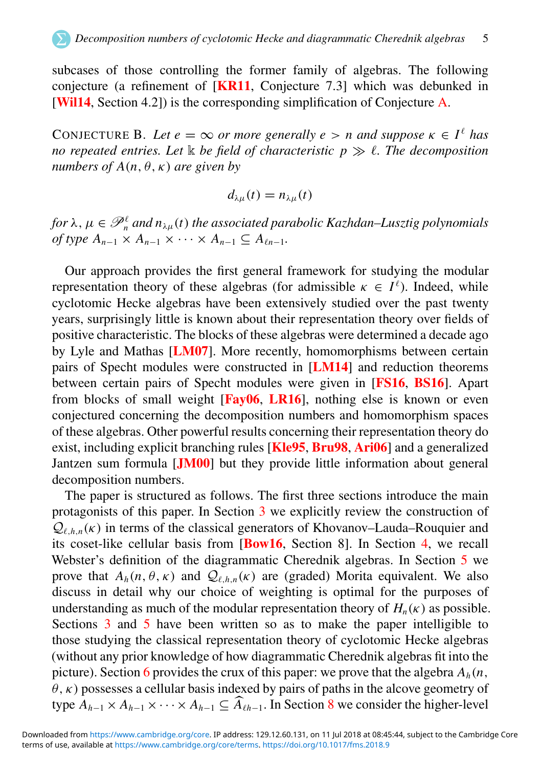subcases of those controlling the former family of algebras. The following conjecture (a refinement of [KR11, Conjecture 7.3] which was debunked in [Wil14, Section 4.2]) is the corresponding simplification of Conjecture A.

CONJECTURE B. *Let $e = \infty$ or more generally $e > n$ and suppose $\kappa \in I^\ell$ has no repeated entries. Let $\Bbbk$ be field of characteristic $p \gg \ell$. The decomposition numbers of $A(n, \theta, \kappa)$ are given by*

$$d_{\lambda\mu}(t) = n_{\lambda\mu}(t)$$

*for $\lambda, \mu \in \mathscr{P}_n^\ell$ and $n_{\lambda\mu}(t)$ the associated parabolic Kazhdan–Lusztig polynomials of type $A_{n-1} \times A_{n-1} \times \cdots \times A_{n-1} \subseteq A_{\ell n-1}$.*

Our approach provides the first general framework for studying the modular representation theory of these algebras (for admissible $\kappa \in I^\ell$). Indeed, while cyclotomic Hecke algebras have been extensively studied over the past twenty years, surprisingly little is known about their representation theory over fields of positive characteristic. The blocks of these algebras were determined a decade ago by Lyle and Mathas [LM07]. More recently, homomorphisms between certain pairs of Specht modules were constructed in [LM14] and reduction theorems between certain pairs of Specht modules were given in [FS16, BS16]. Apart from blocks of small weight [Fay06, LR16], nothing else is known or even conjectured concerning the decomposition numbers and homomorphism spaces of these algebras. Other powerful results concerning their representation theory do exist, including explicit branching rules [Kle95, Bru98, Ari06] and a generalized Jantzen sum formula [JM00] but they provide little information about general decomposition numbers.

The paper is structured as follows. The first three sections introduce the main protagonists of this paper. In Section 3 we explicitly review the construction of $\mathcal{Q}_{\ell,h,n}(\kappa)$ in terms of the classical generators of Khovanov–Lauda–Rouquier and its coset-like cellular basis from [Bow16, Section 8]. In Section 4, we recall Webster's definition of the diagrammatic Cherednik algebras. In Section 5 we prove that $A_h(n, \theta, \kappa)$ and $\mathcal{Q}_{\ell,h,n}(\kappa)$ are (graded) Morita equivalent. We also discuss in detail why our choice of weighting is optimal for the purposes of understanding as much of the modular representation theory of $H_n(\kappa)$ as possible. Sections 3 and 5 have been written so as to make the paper intelligible to those studying the classical representation theory of cyclotomic Hecke algebras (without any prior knowledge of how diagrammatic Cherednik algebras fit into the picture). Section 6 provides the crux of this paper: we prove that the algebra $A_h(n, \theta, \kappa)$ possesses a cellular basis indexed by pairs of paths in the alcove geometry of type $A_{h-1} \times A_{h-1} \times \cdots \times A_{h-1} \subseteq \widehat{A}_{\ell h-1}$. In Section 8 we consider the higher-level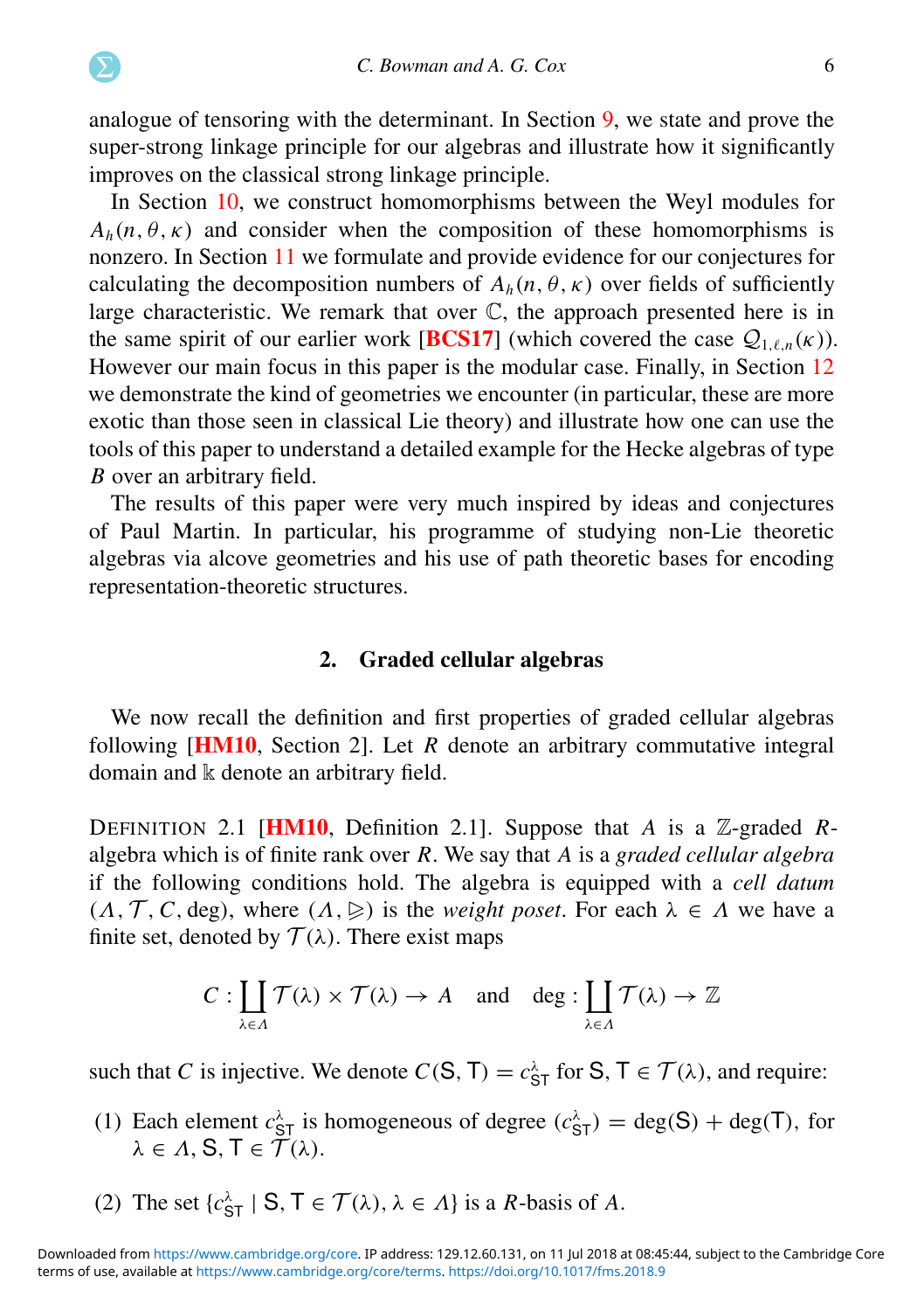analogue of tensoring with the determinant. In Section 9, we state and prove the super-strong linkage principle for our algebras and illustrate how it significantly improves on the classical strong linkage principle.

In Section 10, we construct homomorphisms between the Weyl modules for $A_h(n, \theta, \kappa)$ and consider when the composition of these homomorphisms is nonzero. In Section 11 we formulate and provide evidence for our conjectures for calculating the decomposition numbers of $A_h(n, \theta, \kappa)$ over fields of sufficiently large characteristic. We remark that over $\mathbb{C}$, the approach presented here is in the same spirit of our earlier work [**BCS17**] (which covered the case $\mathcal{Q}_{1,\ell,n}(\kappa)$). However our main focus in this paper is the modular case. Finally, in Section 12 we demonstrate the kind of geometries we encounter (in particular, these are more exotic than those seen in classical Lie theory) and illustrate how one can use the tools of this paper to understand a detailed example for the Hecke algebras of type $B$ over an arbitrary field.

The results of this paper were very much inspired by ideas and conjectures of Paul Martin. In particular, his programme of studying non-Lie theoretic algebras via alcove geometries and his use of path theoretic bases for encoding representation-theoretic structures.

## 2. Graded cellular algebras

We now recall the definition and first properties of graded cellular algebras following [**HM10**, Section 2]. Let $R$ denote an arbitrary commutative integral domain and $\Bbbk$ denote an arbitrary field.

DEFINITION 2.1 [**HM10**, Definition 2.1]. Suppose that $A$ is a $\mathbb{Z}$-graded $R$-algebra which is of finite rank over $R$. We say that $A$ is a *graded cellular algebra* if the following conditions hold. The algebra is equipped with a *cell datum* $(\Lambda, \mathcal{T}, C, \deg)$, where $(\Lambda, \trianglerighteq)$ is the *weight poset*. For each $\lambda \in \Lambda$ we have a finite set, denoted by $\mathcal{T}(\lambda)$. There exist maps

$$C : \coprod_{\lambda \in \Lambda} \mathcal{T}(\lambda) \times \mathcal{T}(\lambda) \to A \quad \text{and} \quad \deg : \coprod_{\lambda \in \Lambda} \mathcal{T}(\lambda) \to \mathbb{Z}$$

such that $C$ is injective. We denote $C(\mathsf{S}, \mathsf{T}) = c^{\lambda}_{\mathsf{ST}}$ for $\mathsf{S}, \mathsf{T} \in \mathcal{T}(\lambda)$, and require:

(1) Each element $c^{\lambda}_{\mathsf{ST}}$ is homogeneous of degree $(c^{\lambda}_{\mathsf{ST}}) = \deg(\mathsf{S}) + \deg(\mathsf{T})$, for $\lambda \in \Lambda$, $\mathsf{S}, \mathsf{T} \in \mathcal{T}(\lambda)$.

(2) The set $\{c^{\lambda}_{\mathsf{ST}} \mid \mathsf{S}, \mathsf{T} \in \mathcal{T}(\lambda), \lambda \in \Lambda\}$ is a $R$-basis of $A$.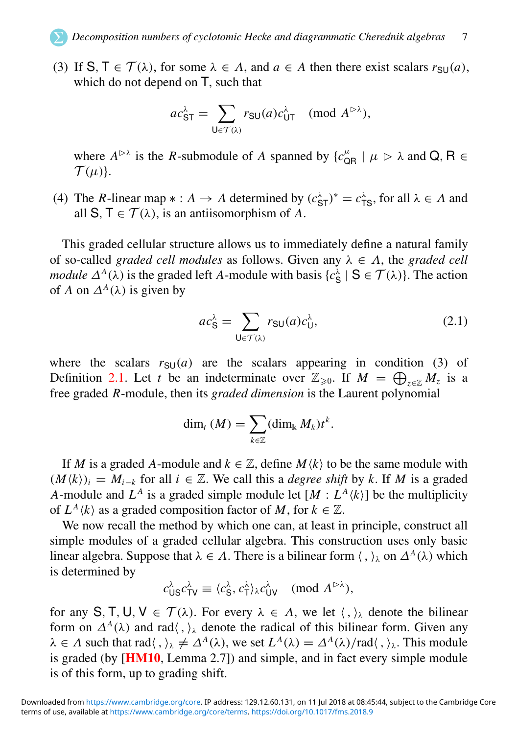(3) If $\mathsf{S}, \mathsf{T} \in \mathcal{T}(\lambda)$, for some $\lambda \in \Lambda$, and $a \in A$ then there exist scalars $r_{\mathsf{SU}}(a)$, which do not depend on $\mathsf{T}$, such that

$$ac^{\lambda}_{\mathsf{ST}} = \sum_{\mathsf{U} \in \mathcal{T}(\lambda)} r_{\mathsf{SU}}(a) c^{\lambda}_{\mathsf{UT}} \pmod{A^{\rhd\lambda}},$$

where $A^{\rhd\lambda}$ is the $R$-submodule of $A$ spanned by $\{c^{\mu}_{\mathsf{QR}} \mid \mu \rhd \lambda \text{ and } \mathsf{Q}, \mathsf{R} \in \mathcal{T}(\mu)\}$.

(4) The $R$-linear map $* : A \to A$ determined by $(c^{\lambda}_{\mathsf{ST}})^* = c^{\lambda}_{\mathsf{TS}}$, for all $\lambda \in \Lambda$ and all $\mathsf{S}, \mathsf{T} \in \mathcal{T}(\lambda)$, is an antiisomorphism of $A$.

This graded cellular structure allows us to immediately define a natural family of so-called *graded cell modules* as follows. Given any $\lambda \in \Lambda$, the *graded cell module* $\Delta^A(\lambda)$ is the graded left $A$-module with basis $\{c^{\lambda}_{\mathsf{S}} \mid \mathsf{S} \in \mathcal{T}(\lambda)\}$. The action of $A$ on $\Delta^A(\lambda)$ is given by

$$ac^{\lambda}_{\mathsf{S}} = \sum_{\mathsf{U} \in \mathcal{T}(\lambda)} r_{\mathsf{SU}}(a) c^{\lambda}_{\mathsf{U}}, \tag{2.1}$$

where the scalars $r_{\mathsf{SU}}(a)$ are the scalars appearing in condition (3) of Definition 2.1. Let $t$ be an indeterminate over $\mathbb{Z}_{\geqslant 0}$. If $M = \bigoplus_{z \in \mathbb{Z}} M_z$ is a free graded $R$-module, then its *graded dimension* is the Laurent polynomial

$$\dim_t(M) = \sum_{k \in \mathbb{Z}} (\dim_{\Bbbk} M_k) t^k.$$

If $M$ is a graded $A$-module and $k \in \mathbb{Z}$, define $M\langle k \rangle$ to be the same module with $(M\langle k \rangle)_i = M_{i-k}$ for all $i \in \mathbb{Z}$. We call this a *degree shift* by $k$. If $M$ is a graded $A$-module and $L^A$ is a graded simple module let $[M : L^A\langle k \rangle]$ be the multiplicity of $L^A\langle k \rangle$ as a graded composition factor of $M$, for $k \in \mathbb{Z}$.

We now recall the method by which one can, at least in principle, construct all simple modules of a graded cellular algebra. This construction uses only basic linear algebra. Suppose that $\lambda \in \Lambda$. There is a bilinear form $\langle\ ,\ \rangle_\lambda$ on $\Delta^A(\lambda)$ which is determined by

$$c^{\lambda}_{\mathsf{US}} c^{\lambda}_{\mathsf{TV}} \equiv \langle c^{\lambda}_{\mathsf{S}}, c^{\lambda}_{\mathsf{T}} \rangle_\lambda c^{\lambda}_{\mathsf{UV}} \pmod{A^{\rhd\lambda}},$$

for any $\mathsf{S}, \mathsf{T}, \mathsf{U}, \mathsf{V} \in \mathcal{T}(\lambda)$. For every $\lambda \in \Lambda$, we let $\langle\ ,\ \rangle_\lambda$ denote the bilinear form on $\Delta^A(\lambda)$ and $\mathrm{rad}\langle\ ,\ \rangle_\lambda$ denote the radical of this bilinear form. Given any $\lambda \in \Lambda$ such that $\mathrm{rad}\langle\ ,\ \rangle_\lambda \neq \Delta^A(\lambda)$, we set $L^A(\lambda) = \Delta^A(\lambda)/\mathrm{rad}\langle\ ,\ \rangle_\lambda$. This module is graded (by [HM10, Lemma 2.7]) and simple, and in fact every simple module is of this form, up to grading shift.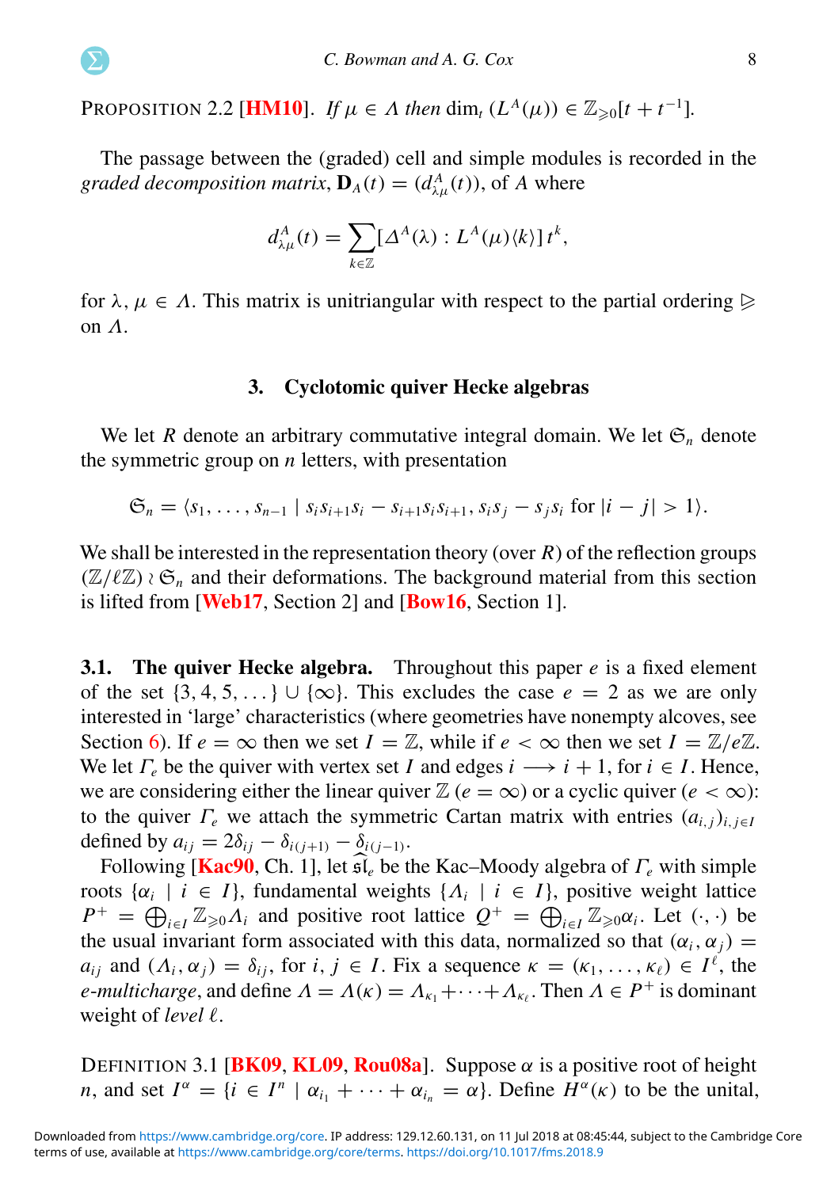Proposition 2.2 [HM10]. *If $\mu \in \Lambda$ then $\dim_t(L^A(\mu)) \in \mathbb{Z}_{\geqslant 0}[t+t^{-1}]$.*

The passage between the (graded) cell and simple modules is recorded in the *graded decomposition matrix*, $\mathbf{D}_A(t) = (d^A_{\lambda\mu}(t))$, of $A$ where

$$d^A_{\lambda\mu}(t) = \sum_{k\in\mathbb{Z}} [\Delta^A(\lambda) : L^A(\mu)\langle k\rangle]\, t^k,$$

for $\lambda, \mu \in \Lambda$. This matrix is unitriangular with respect to the partial ordering $\trianglerighteq$ on $\Lambda$.

## 3. Cyclotomic quiver Hecke algebras

We let $R$ denote an arbitrary commutative integral domain. We let $\mathfrak{S}_n$ denote the symmetric group on $n$ letters, with presentation

$$\mathfrak{S}_n = \langle s_1, \dots, s_{n-1} \mid s_i s_{i+1} s_i - s_{i+1} s_i s_{i+1}, s_i s_j - s_j s_i \text{ for } |i-j| > 1\rangle.$$

We shall be interested in the representation theory (over $R$) of the reflection groups $(\mathbb{Z}/\ell\mathbb{Z}) \wr \mathfrak{S}_n$ and their deformations. The background material from this section is lifted from [Web17, Section 2] and [Bow16, Section 1].

### 3.1. The quiver Hecke algebra.

Throughout this paper $e$ is a fixed element of the set $\{3, 4, 5, \dots\} \cup \{\infty\}$. This excludes the case $e = 2$ as we are only interested in 'large' characteristics (where geometries have nonempty alcoves, see Section 6). If $e = \infty$ then we set $I = \mathbb{Z}$, while if $e < \infty$ then we set $I = \mathbb{Z}/e\mathbb{Z}$. We let $\Gamma_e$ be the quiver with vertex set $I$ and edges $i \longrightarrow i+1$, for $i \in I$. Hence, we are considering either the linear quiver $\mathbb{Z}$ ($e = \infty$) or a cyclic quiver ($e < \infty$): to the quiver $\Gamma_e$ we attach the symmetric Cartan matrix with entries $(a_{i,j})_{i,j\in I}$ defined by $a_{ij} = 2\delta_{ij} - \delta_{i(j+1)} - \delta_{i(j-1)}$.

Following [Kac90, Ch. 1], let $\widehat{\mathfrak{sl}}_e$ be the Kac–Moody algebra of $\Gamma_e$ with simple roots $\{\alpha_i \mid i \in I\}$, fundamental weights $\{\Lambda_i \mid i \in I\}$, positive weight lattice $P^+ = \bigoplus_{i\in I} \mathbb{Z}_{\geqslant 0}\Lambda_i$ and positive root lattice $Q^+ = \bigoplus_{i\in I} \mathbb{Z}_{\geqslant 0}\alpha_i$. Let $(\cdot,\cdot)$ be the usual invariant form associated with this data, normalized so that $(\alpha_i, \alpha_j) = a_{ij}$ and $(\Lambda_i, \alpha_j) = \delta_{ij}$, for $i, j \in I$. Fix a sequence $\kappa = (\kappa_1, \dots, \kappa_\ell) \in I^\ell$, the *e-multicharge*, and define $\Lambda = \Lambda(\kappa) = \Lambda_{\kappa_1} + \cdots + \Lambda_{\kappa_\ell}$. Then $\Lambda \in P^+$ is dominant weight of *level* $\ell$.

Definition 3.1 [BK09, KL09, Rou08a]. Suppose $\alpha$ is a positive root of height $n$, and set $I^\alpha = \{i \in I^n \mid \alpha_{i_1} + \cdots + \alpha_{i_n} = \alpha\}$. Define $H^\alpha(\kappa)$ to be the unital,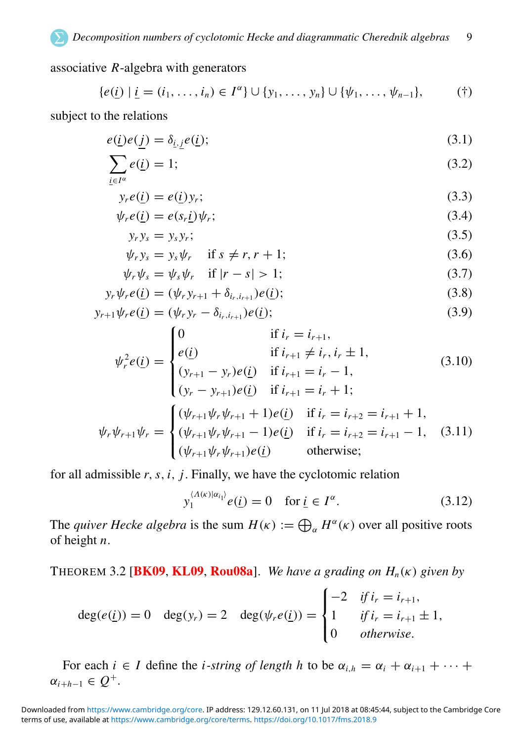associative $R$-algebra with generators

$$\{e(\underline{i}) \mid \underline{i} = (i_1, \ldots, i_n) \in I^\alpha\} \cup \{y_1, \ldots, y_n\} \cup \{\psi_1, \ldots, \psi_{n-1}\}, \tag{†}$$

subject to the relations

$$e(\underline{i})e(\underline{j}) = \delta_{\underline{i},\underline{j}} e(\underline{i}); \tag{3.1}$$

$$\sum_{\underline{i} \in I^\alpha} e(\underline{i}) = 1; \tag{3.2}$$

$$y_r e(\underline{i}) = e(\underline{i}) y_r; \tag{3.3}$$

$$\psi_r e(\underline{i}) = e(s_r \underline{i}) \psi_r; \tag{3.4}$$

$$y_r y_s = y_s y_r; \tag{3.5}$$

$$\psi_r y_s = y_s \psi_r \quad \text{if } s \neq r, r+1; \tag{3.6}$$

$$\psi_r \psi_s = \psi_s \psi_r \quad \text{if } |r - s| > 1; \tag{3.7}$$

$$y_r \psi_r e(\underline{i}) = (\psi_r y_{r+1} + \delta_{i_r, i_{r+1}}) e(\underline{i}); \tag{3.8}$$

$$y_{r+1} \psi_r e(\underline{i}) = (\psi_r y_r - \delta_{i_r, i_{r+1}}) e(\underline{i}); \tag{3.9}$$

$$\psi_r^2 e(\underline{i}) = \begin{cases} 0 & \text{if } i_r = i_{r+1}, \\ e(\underline{i}) & \text{if } i_{r+1} \neq i_r, i_r \pm 1, \\ (y_{r+1} - y_r) e(\underline{i}) & \text{if } i_{r+1} = i_r - 1, \\ (y_r - y_{r+1}) e(\underline{i}) & \text{if } i_{r+1} = i_r + 1; \end{cases} \tag{3.10}$$

$$\psi_r \psi_{r+1} \psi_r = \begin{cases} (\psi_{r+1} \psi_r \psi_{r+1} + 1) e(\underline{i}) & \text{if } i_r = i_{r+2} = i_{r+1} + 1, \\ (\psi_{r+1} \psi_r \psi_{r+1} - 1) e(\underline{i}) & \text{if } i_r = i_{r+2} = i_{r+1} - 1, \\ (\psi_{r+1} \psi_r \psi_{r+1}) e(\underline{i}) & \text{otherwise}; \end{cases} \tag{3.11}$$

for all admissible $r, s, i, j$. Finally, we have the cyclotomic relation

$$y_1^{\langle \Lambda(\kappa) | \alpha_{i_1} \rangle} e(\underline{i}) = 0 \quad \text{for } \underline{i} \in I^\alpha. \tag{3.12}$$

The *quiver Hecke algebra* is the sum $H(\kappa) := \bigoplus_\alpha H^\alpha(\kappa)$ over all positive roots of height $n$.

THEOREM 3.2 [BK09, KL09, Rou08a]. *We have a grading on $H_n(\kappa)$ given by*

$$\deg(e(\underline{i})) = 0 \quad \deg(y_r) = 2 \quad \deg(\psi_r e(\underline{i})) = \begin{cases} -2 & \text{if } i_r = i_{r+1}, \\ 1 & \text{if } i_r = i_{r+1} \pm 1, \\ 0 & \text{otherwise}. \end{cases}$$

For each $i \in I$ define the $i$-*string of length* $h$ to be $\alpha_{i,h} = \alpha_i + \alpha_{i+1} + \cdots + \alpha_{i+h-1} \in Q^+$.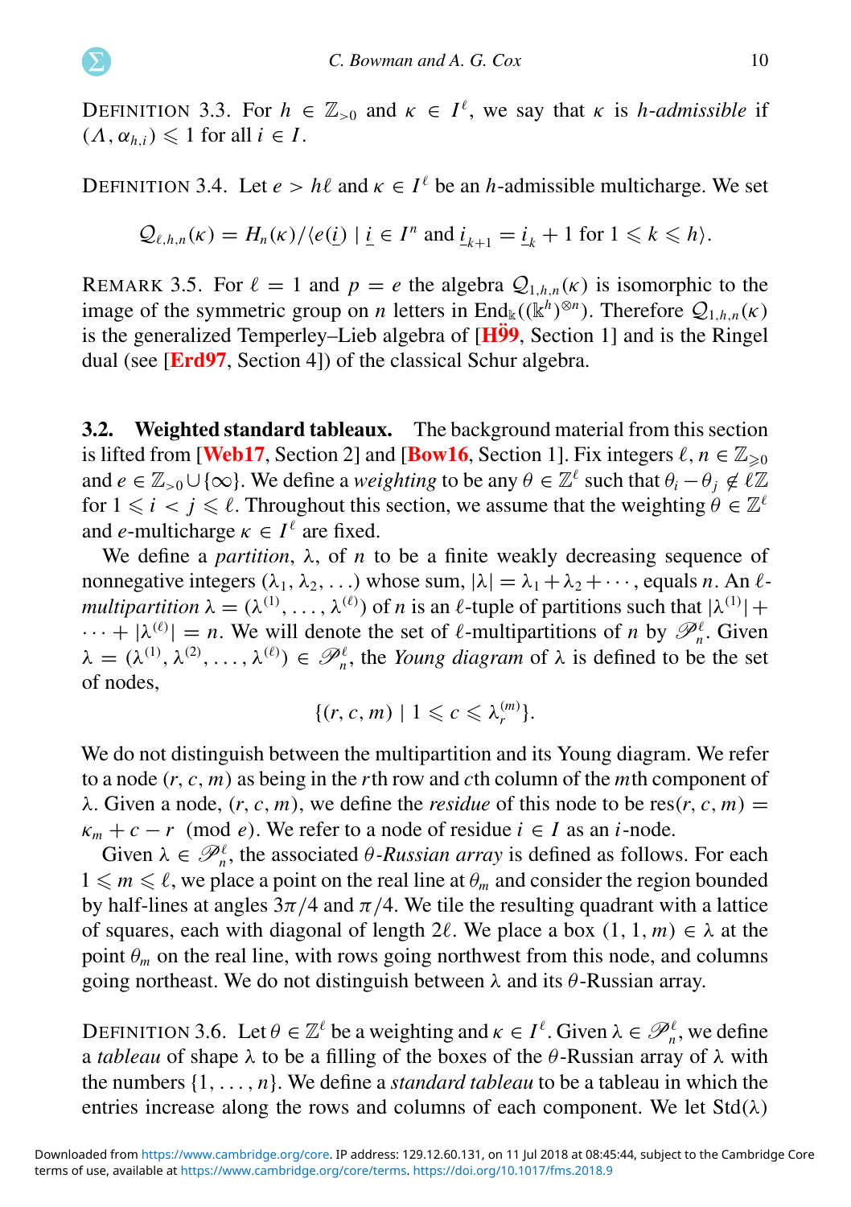DEFINITION 3.3. For $h \in \mathbb{Z}_{>0}$ and $\kappa \in I^\ell$, we say that $\kappa$ is *$h$-admissible* if $(\Lambda, \alpha_{h,i}) \leqslant 1$ for all $i \in I$.

DEFINITION 3.4. Let $e > h\ell$ and $\kappa \in I^\ell$ be an $h$-admissible multicharge. We set

$$\mathcal{Q}_{\ell,h,n}(\kappa) = H_n(\kappa)/\langle e(\underline{i}) \mid \underline{i} \in I^n \text{ and } \underline{i}_{k+1} = \underline{i}_k + 1 \text{ for } 1 \leqslant k \leqslant h \rangle.$$

REMARK 3.5. For $\ell = 1$ and $p = e$ the algebra $\mathcal{Q}_{1,h,n}(\kappa)$ is isomorphic to the image of the symmetric group on $n$ letters in $\mathrm{End}_{\Bbbk}((\Bbbk^h)^{\otimes n})$. Therefore $\mathcal{Q}_{1,h,n}(\kappa)$ is the generalized Temperley–Lieb algebra of [Hä99, Section 1] and is the Ringel dual (see [Erd97, Section 4]) of the classical Schur algebra.

### 3.2. Weighted standard tableaux.

The background material from this section is lifted from [Web17, Section 2] and [Bow16, Section 1]. Fix integers $\ell, n \in \mathbb{Z}_{\geqslant 0}$ and $e \in \mathbb{Z}_{>0} \cup \{\infty\}$. We define a *weighting* to be any $\theta \in \mathbb{Z}^\ell$ such that $\theta_i - \theta_j \notin \ell\mathbb{Z}$ for $1 \leqslant i < j \leqslant \ell$. Throughout this section, we assume that the weighting $\theta \in \mathbb{Z}^\ell$ and $e$-multicharge $\kappa \in I^\ell$ are fixed.

We define a *partition*, $\lambda$, of $n$ to be a finite weakly decreasing sequence of nonnegative integers $(\lambda_1, \lambda_2, \ldots)$ whose sum, $|\lambda| = \lambda_1 + \lambda_2 + \cdots$, equals $n$. An *$\ell$-multipartition* $\lambda = (\lambda^{(1)}, \ldots, \lambda^{(\ell)})$ of $n$ is an $\ell$-tuple of partitions such that $|\lambda^{(1)}| + \cdots + |\lambda^{(\ell)}| = n$. We will denote the set of $\ell$-multipartitions of $n$ by $\mathscr{P}_n^\ell$. Given $\lambda = (\lambda^{(1)}, \lambda^{(2)}, \ldots, \lambda^{(\ell)}) \in \mathscr{P}_n^\ell$, the *Young diagram* of $\lambda$ is defined to be the set of nodes,

$$\{(r, c, m) \mid 1 \leqslant c \leqslant \lambda_r^{(m)}\}.$$

We do not distinguish between the multipartition and its Young diagram. We refer to a node $(r, c, m)$ as being in the $r$th row and $c$th column of the $m$th component of $\lambda$. Given a node, $(r, c, m)$, we define the *residue* of this node to be $\mathrm{res}(r, c, m) = \kappa_m + c - r \pmod{e}$. We refer to a node of residue $i \in I$ as an $i$-node.

Given $\lambda \in \mathscr{P}_n^\ell$, the associated *$\theta$-Russian array* is defined as follows. For each $1 \leqslant m \leqslant \ell$, we place a point on the real line at $\theta_m$ and consider the region bounded by half-lines at angles $3\pi/4$ and $\pi/4$. We tile the resulting quadrant with a lattice of squares, each with diagonal of length $2\ell$. We place a box $(1, 1, m) \in \lambda$ at the point $\theta_m$ on the real line, with rows going northwest from this node, and columns going northeast. We do not distinguish between $\lambda$ and its $\theta$-Russian array.

DEFINITION 3.6. Let $\theta \in \mathbb{Z}^\ell$ be a weighting and $\kappa \in I^\ell$. Given $\lambda \in \mathscr{P}_n^\ell$, we define a *tableau* of shape $\lambda$ to be a filling of the boxes of the $\theta$-Russian array of $\lambda$ with the numbers $\{1, \ldots, n\}$. We define a *standard tableau* to be a tableau in which the entries increase along the rows and columns of each component. We let $\mathrm{Std}(\lambda)$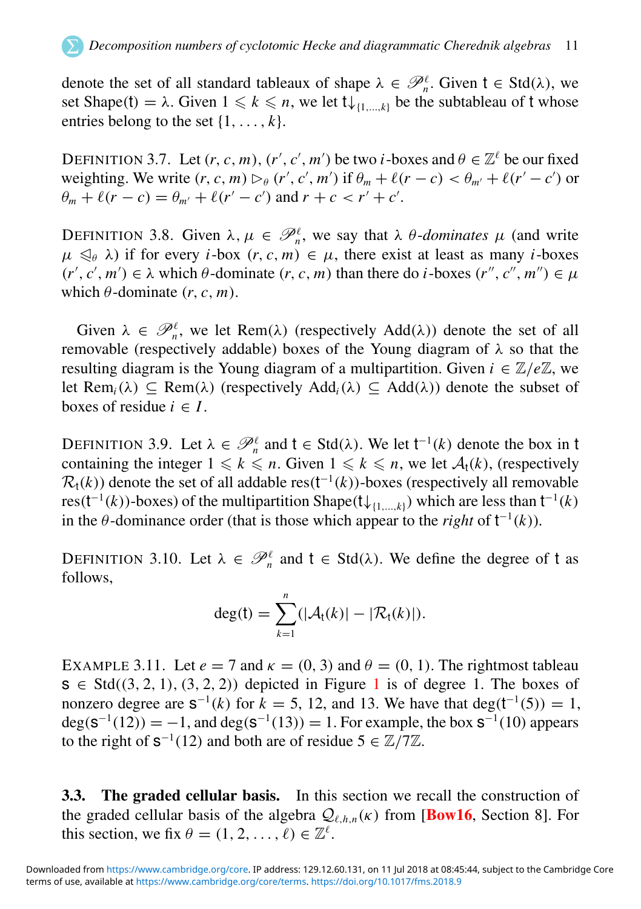denote the set of all standard tableaux of shape $\lambda \in \mathscr{P}_n^\ell$. Given $\mathsf{t} \in \mathrm{Std}(\lambda)$, we set $\mathrm{Shape}(\mathsf{t}) = \lambda$. Given $1 \leqslant k \leqslant n$, we let $\mathsf{t}{\downarrow_{\{1,\dots,k\}}}$ be the subtableau of $\mathsf{t}$ whose entries belong to the set $\{1, \dots, k\}$.

DEFINITION 3.7. Let $(r, c, m)$, $(r', c', m')$ be two $i$-boxes and $\theta \in \mathbb{Z}^\ell$ be our fixed weighting. We write $(r, c, m) \rhd_\theta (r', c', m')$ if $\theta_m + \ell(r - c) < \theta_{m'} + \ell(r' - c')$ or $\theta_m + \ell(r - c) = \theta_{m'} + \ell(r' - c')$ and $r + c < r' + c'$.

DEFINITION 3.8. Given $\lambda, \mu \in \mathscr{P}_n^\ell$, we say that $\lambda$ *$\theta$-dominates* $\mu$ (and write $\mu \trianglelefteq_\theta \lambda$) if for every $i$-box $(r, c, m) \in \mu$, there exist at least as many $i$-boxes $(r', c', m') \in \lambda$ which $\theta$-dominate $(r, c, m)$ than there do $i$-boxes $(r'', c'', m'') \in \mu$ which $\theta$-dominate $(r, c, m)$.

Given $\lambda \in \mathscr{P}_n^\ell$, we let $\mathrm{Rem}(\lambda)$ (respectively $\mathrm{Add}(\lambda)$) denote the set of all removable (respectively addable) boxes of the Young diagram of $\lambda$ so that the resulting diagram is the Young diagram of a multipartition. Given $i \in \mathbb{Z}/e\mathbb{Z}$, we let $\mathrm{Rem}_i(\lambda) \subseteq \mathrm{Rem}(\lambda)$ (respectively $\mathrm{Add}_i(\lambda) \subseteq \mathrm{Add}(\lambda)$) denote the subset of boxes of residue $i \in I$.

DEFINITION 3.9. Let $\lambda \in \mathscr{P}_n^\ell$ and $\mathsf{t} \in \mathrm{Std}(\lambda)$. We let $\mathsf{t}^{-1}(k)$ denote the box in $\mathsf{t}$ containing the integer $1 \leqslant k \leqslant n$. Given $1 \leqslant k \leqslant n$, we let $\mathcal{A}_\mathsf{t}(k)$, (respectively $\mathcal{R}_\mathsf{t}(k)$) denote the set of all addable $\mathrm{res}(\mathsf{t}^{-1}(k))$-boxes (respectively all removable $\mathrm{res}(\mathsf{t}^{-1}(k))$-boxes) of the multipartition $\mathrm{Shape}(\mathsf{t}{\downarrow_{\{1,\dots,k\}}})$ which are less than $\mathsf{t}^{-1}(k)$ in the $\theta$-dominance order (that is those which appear to the *right* of $\mathsf{t}^{-1}(k)$).

DEFINITION 3.10. Let $\lambda \in \mathscr{P}_n^\ell$ and $\mathsf{t} \in \mathrm{Std}(\lambda)$. We define the degree of $\mathsf{t}$ as follows,

$$\deg(\mathsf{t}) = \sum_{k=1}^{n} (|\mathcal{A}_\mathsf{t}(k)| - |\mathcal{R}_\mathsf{t}(k)|).$$

EXAMPLE 3.11. Let $e = 7$ and $\kappa = (0, 3)$ and $\theta = (0, 1)$. The rightmost tableau $\mathsf{s} \in \mathrm{Std}((3, 2, 1), (3, 2, 2))$ depicted in Figure 1 is of degree 1. The boxes of nonzero degree are $\mathsf{s}^{-1}(k)$ for $k = 5$, 12, and 13. We have that $\deg(\mathsf{t}^{-1}(5)) = 1$, $\deg(\mathsf{s}^{-1}(12)) = -1$, and $\deg(\mathsf{s}^{-1}(13)) = 1$. For example, the box $\mathsf{s}^{-1}(10)$ appears to the right of $\mathsf{s}^{-1}(12)$ and both are of residue $5 \in \mathbb{Z}/7\mathbb{Z}$.

### 3.3. The graded cellular basis.

In this section we recall the construction of the graded cellular basis of the algebra $\mathcal{Q}_{\ell,h,n}(\kappa)$ from [Bow16, Section 8]. For this section, we fix $\theta = (1, 2, \dots, \ell) \in \mathbb{Z}^\ell$.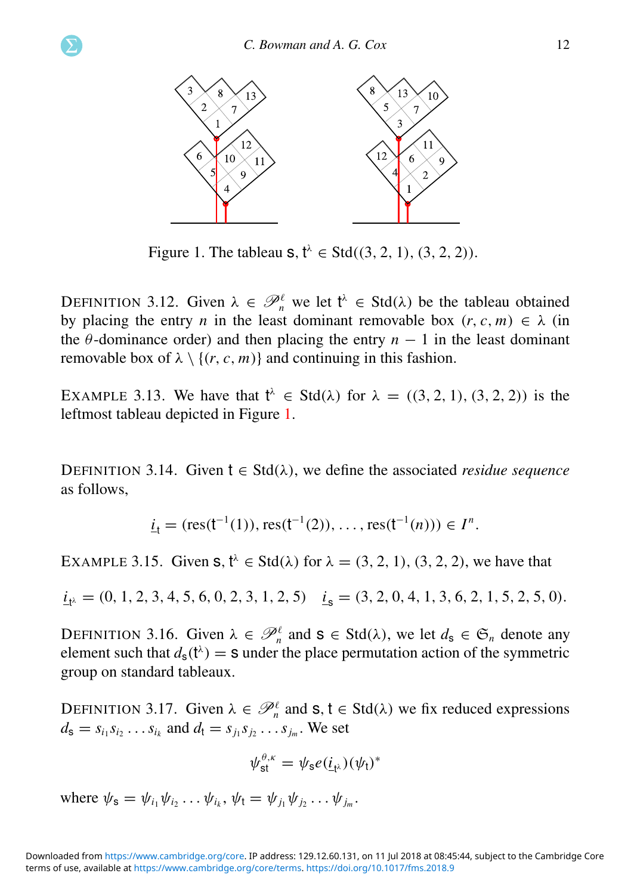Figure 1. The tableau $\mathsf{s}, \mathsf{t}^\lambda \in \mathrm{Std}((3, 2, 1), (3, 2, 2))$.

DEFINITION 3.12. Given $\lambda \in \mathscr{P}_n^\ell$ we let $\mathsf{t}^\lambda \in \mathrm{Std}(\lambda)$ be the tableau obtained by placing the entry $n$ in the least dominant removable box $(r, c, m) \in \lambda$ (in the $\theta$-dominance order) and then placing the entry $n-1$ in the least dominant removable box of $\lambda \setminus \{(r, c, m)\}$ and continuing in this fashion.

EXAMPLE 3.13. We have that $\mathsf{t}^\lambda \in \mathrm{Std}(\lambda)$ for $\lambda = ((3, 2, 1), (3, 2, 2))$ is the leftmost tableau depicted in Figure 1.

DEFINITION 3.14. Given $\mathsf{t} \in \mathrm{Std}(\lambda)$, we define the associated *residue sequence* as follows,

$$\underline{i}_{\mathsf{t}} = (\mathrm{res}(\mathsf{t}^{-1}(1)), \mathrm{res}(\mathsf{t}^{-1}(2)), \ldots, \mathrm{res}(\mathsf{t}^{-1}(n))) \in I^n.$$

EXAMPLE 3.15. Given $\mathsf{s}, \mathsf{t}^\lambda \in \mathrm{Std}(\lambda)$ for $\lambda = (3, 2, 1), (3, 2, 2)$, we have that

$$\underline{i}_{\mathsf{t}^\lambda} = (0, 1, 2, 3, 4, 5, 6, 0, 2, 3, 1, 2, 5) \quad \underline{i}_{\mathsf{s}} = (3, 2, 0, 4, 1, 3, 6, 2, 1, 5, 2, 5, 0).$$

DEFINITION 3.16. Given $\lambda \in \mathscr{P}_n^\ell$ and $\mathsf{s} \in \mathrm{Std}(\lambda)$, we let $d_{\mathsf{s}} \in \mathfrak{S}_n$ denote any element such that $d_{\mathsf{s}}(\mathsf{t}^\lambda) = \mathsf{s}$ under the place permutation action of the symmetric group on standard tableaux.

DEFINITION 3.17. Given $\lambda \in \mathscr{P}_n^\ell$ and $\mathsf{s}, \mathsf{t} \in \mathrm{Std}(\lambda)$ we fix reduced expressions $d_{\mathsf{s}} = s_{i_1} s_{i_2} \ldots s_{i_k}$ and $d_{\mathsf{t}} = s_{j_1} s_{j_2} \ldots s_{j_m}$. We set

$$\psi_{\mathsf{st}}^{\theta,\kappa} = \psi_{\mathsf{s}} e(\underline{i}_{\mathsf{t}^\lambda})(\psi_{\mathsf{t}})^*$$

where $\psi_{\mathsf{s}} = \psi_{i_1} \psi_{i_2} \ldots \psi_{i_k}$, $\psi_{\mathsf{t}} = \psi_{j_1} \psi_{j_2} \ldots \psi_{j_m}$.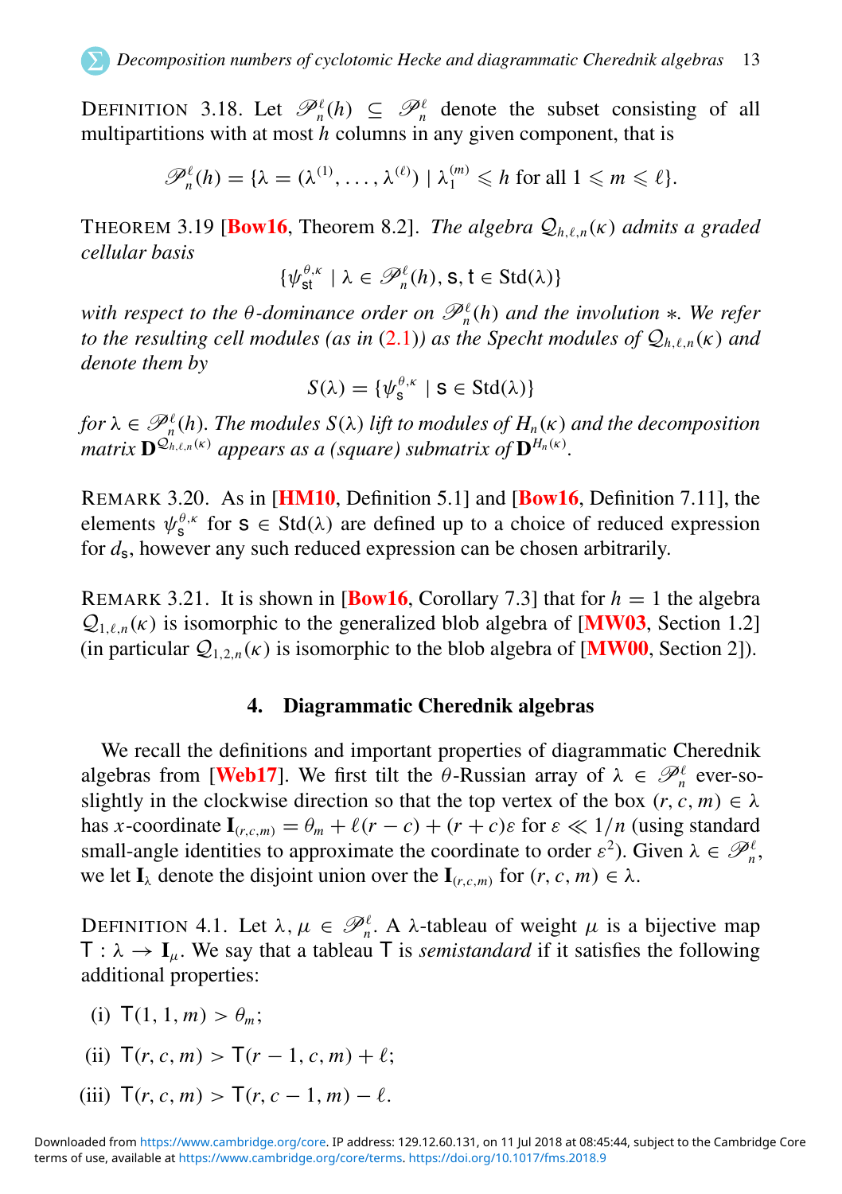DEFINITION 3.18. Let $\mathscr{P}^\ell_n(h) \subseteq \mathscr{P}^\ell_n$ denote the subset consisting of all multipartitions with at most $h$ columns in any given component, that is

$$\mathscr{P}^\ell_n(h) = \{\lambda = (\lambda^{(1)}, \dots, \lambda^{(\ell)}) \mid \lambda^{(m)}_1 \leqslant h \text{ for all } 1 \leqslant m \leqslant \ell\}.$$

THEOREM 3.19 [Bow16, Theorem 8.2]. *The algebra $\mathcal{Q}_{h,\ell,n}(\kappa)$ admits a graded cellular basis*

$$\{\psi^{\theta,\kappa}_{\mathsf{st}} \mid \lambda \in \mathscr{P}^\ell_n(h), \mathsf{s}, \mathsf{t} \in \operatorname{Std}(\lambda)\}$$

*with respect to the $\theta$-dominance order on $\mathscr{P}^\ell_n(h)$ and the involution $*$. We refer to the resulting cell modules (as in (2.1)) as the Specht modules of $\mathcal{Q}_{h,\ell,n}(\kappa)$ and denote them by*

$$S(\lambda) = \{\psi^{\theta,\kappa}_{\mathsf{s}} \mid \mathsf{s} \in \operatorname{Std}(\lambda)\}$$

*for $\lambda \in \mathscr{P}^\ell_n(h)$. The modules $S(\lambda)$ lift to modules of $H_n(\kappa)$ and the decomposition matrix $\mathbf{D}^{\mathcal{Q}_{h,\ell,n}(\kappa)}$ appears as a (square) submatrix of $\mathbf{D}^{H_n(\kappa)}$.*

REMARK 3.20. As in [HM10, Definition 5.1] and [Bow16, Definition 7.11], the elements $\psi^{\theta,\kappa}_{\mathsf{s}}$ for $\mathsf{s} \in \operatorname{Std}(\lambda)$ are defined up to a choice of reduced expression for $d_{\mathsf{s}}$, however any such reduced expression can be chosen arbitrarily.

REMARK 3.21. It is shown in [Bow16, Corollary 7.3] that for $h = 1$ the algebra $\mathcal{Q}_{1,\ell,n}(\kappa)$ is isomorphic to the generalized blob algebra of [MW03, Section 1.2] (in particular $\mathcal{Q}_{1,2,n}(\kappa)$ is isomorphic to the blob algebra of [MW00, Section 2]).

## 4. Diagrammatic Cherednik algebras

We recall the definitions and important properties of diagrammatic Cherednik algebras from [Web17]. We first tilt the $\theta$-Russian array of $\lambda \in \mathscr{P}^\ell_n$ ever-so-slightly in the clockwise direction so that the top vertex of the box $(r, c, m) \in \lambda$ has $x$-coordinate $\mathbf{I}_{(r,c,m)} = \theta_m + \ell(r - c) + (r + c)\varepsilon$ for $\varepsilon \ll 1/n$ (using standard small-angle identities to approximate the coordinate to order $\varepsilon^2$). Given $\lambda \in \mathscr{P}^\ell_n$, we let $\mathbf{I}_\lambda$ denote the disjoint union over the $\mathbf{I}_{(r,c,m)}$ for $(r, c, m) \in \lambda$.

DEFINITION 4.1. Let $\lambda, \mu \in \mathscr{P}^\ell_n$. A $\lambda$-tableau of weight $\mu$ is a bijective map $\mathsf{T} : \lambda \to \mathbf{I}_\mu$. We say that a tableau $\mathsf{T}$ is *semistandard* if it satisfies the following additional properties:

(i) $\mathsf{T}(1, 1, m) > \theta_m$;

(ii) $\mathsf{T}(r, c, m) > \mathsf{T}(r - 1, c, m) + \ell$;

(iii) $\mathsf{T}(r, c, m) > \mathsf{T}(r, c - 1, m) - \ell$.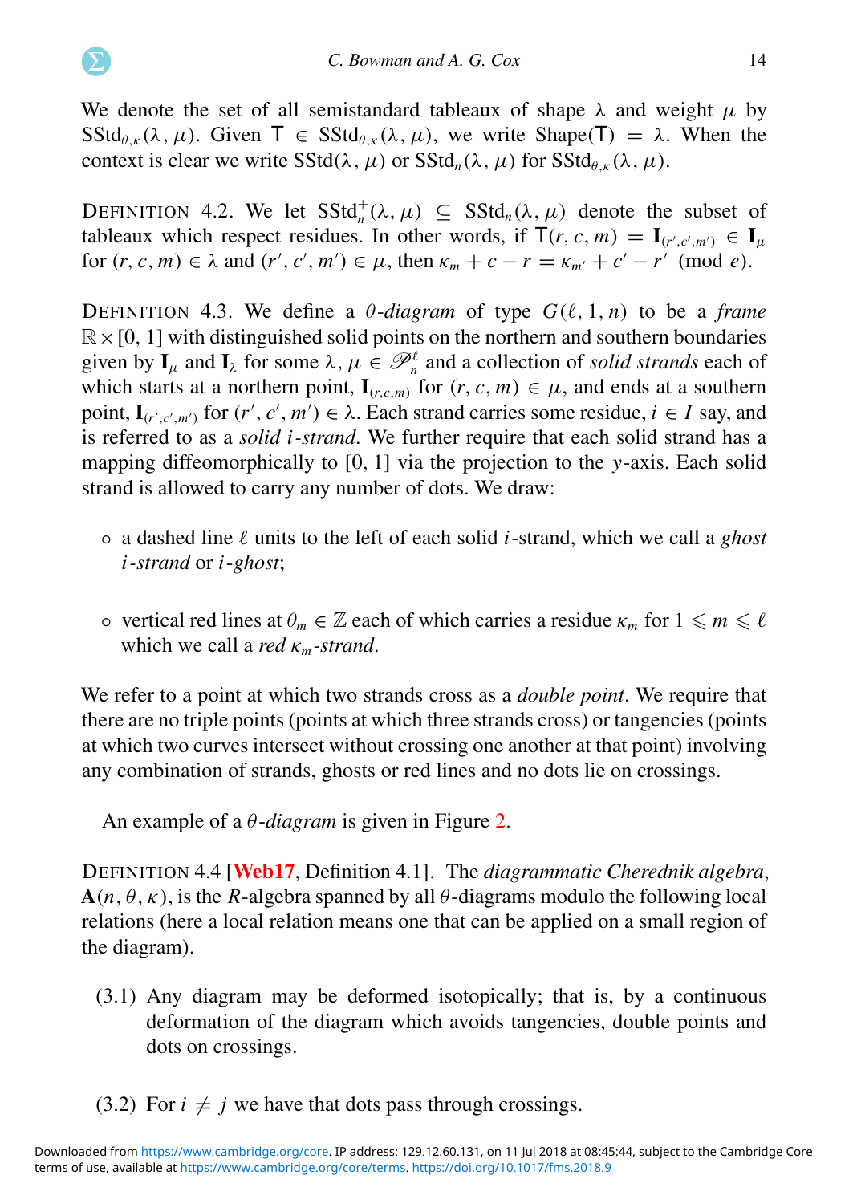We denote the set of all semistandard tableaux of shape $\lambda$ and weight $\mu$ by $\mathrm{SStd}_{\theta,\kappa}(\lambda, \mu)$. Given $\mathsf{T} \in \mathrm{SStd}_{\theta,\kappa}(\lambda, \mu)$, we write $\mathrm{Shape}(\mathsf{T}) = \lambda$. When the context is clear we write $\mathrm{SStd}(\lambda, \mu)$ or $\mathrm{SStd}_n(\lambda, \mu)$ for $\mathrm{SStd}_{\theta,\kappa}(\lambda, \mu)$.

DEFINITION 4.2. We let $\mathrm{SStd}_n^+(\lambda, \mu) \subseteq \mathrm{SStd}_n(\lambda, \mu)$ denote the subset of tableaux which respect residues. In other words, if $\mathsf{T}(r, c, m) = \mathbf{I}_{(r',c',m')} \in \mathbf{I}_\mu$ for $(r, c, m) \in \lambda$ and $(r', c', m') \in \mu$, then $\kappa_m + c - r = \kappa_{m'} + c' - r' \pmod{e}$.

DEFINITION 4.3. We define a *$\theta$-diagram* of type $G(\ell, 1, n)$ to be a *frame* $\mathbb{R} \times [0, 1]$ with distinguished solid points on the northern and southern boundaries given by $\mathbf{I}_\mu$ and $\mathbf{I}_\lambda$ for some $\lambda, \mu \in \mathscr{P}_n^\ell$ and a collection of *solid strands* each of which starts at a northern point, $\mathbf{I}_{(r,c,m)}$ for $(r, c, m) \in \mu$, and ends at a southern point, $\mathbf{I}_{(r',c',m')}$ for $(r', c', m') \in \lambda$. Each strand carries some residue, $i \in I$ say, and is referred to as a *solid $i$-strand*. We further require that each solid strand has a mapping diffeomorphically to $[0, 1]$ via the projection to the $y$-axis. Each solid strand is allowed to carry any number of dots. We draw:

- a dashed line $\ell$ units to the left of each solid $i$-strand, which we call a *ghost $i$-strand* or *$i$-ghost*;
- vertical red lines at $\theta_m \in \mathbb{Z}$ each of which carries a residue $\kappa_m$ for $1 \leqslant m \leqslant \ell$ which we call a *red $\kappa_m$-strand*.

We refer to a point at which two strands cross as a *double point*. We require that there are no triple points (points at which three strands cross) or tangencies (points at which two curves intersect without crossing one another at that point) involving any combination of strands, ghosts or red lines and no dots lie on crossings.

An example of a *$\theta$-diagram* is given in Figure 2.

DEFINITION 4.4 [Web17, Definition 4.1]. The *diagrammatic Cherednik algebra*, $\mathbf{A}(n, \theta, \kappa)$, is the $R$-algebra spanned by all $\theta$-diagrams modulo the following local relations (here a local relation means one that can be applied on a small region of the diagram).

(3.1) Any diagram may be deformed isotopically; that is, by a continuous deformation of the diagram which avoids tangencies, double points and dots on crossings.

(3.2) For $i \neq j$ we have that dots pass through crossings.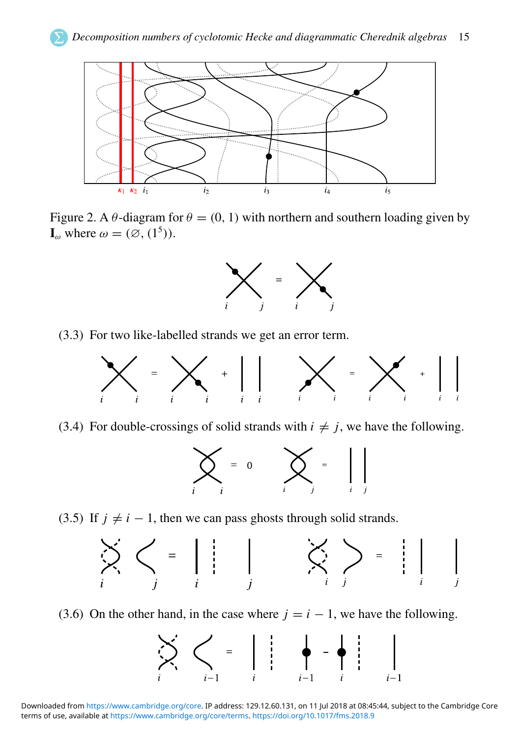Figure 2. A $\theta$-diagram for $\theta = (0, 1)$ with northern and southern loading given by $\mathbf{I}_\omega$ where $\omega = (\varnothing, (1^5))$.

(3.3) For two like-labelled strands we get an error term.

(3.4) For double-crossings of solid strands with $i \neq j$, we have the following.

(3.5) If $j \neq i - 1$, then we can pass ghosts through solid strands.

(3.6) On the other hand, in the case where $j = i - 1$, we have the following.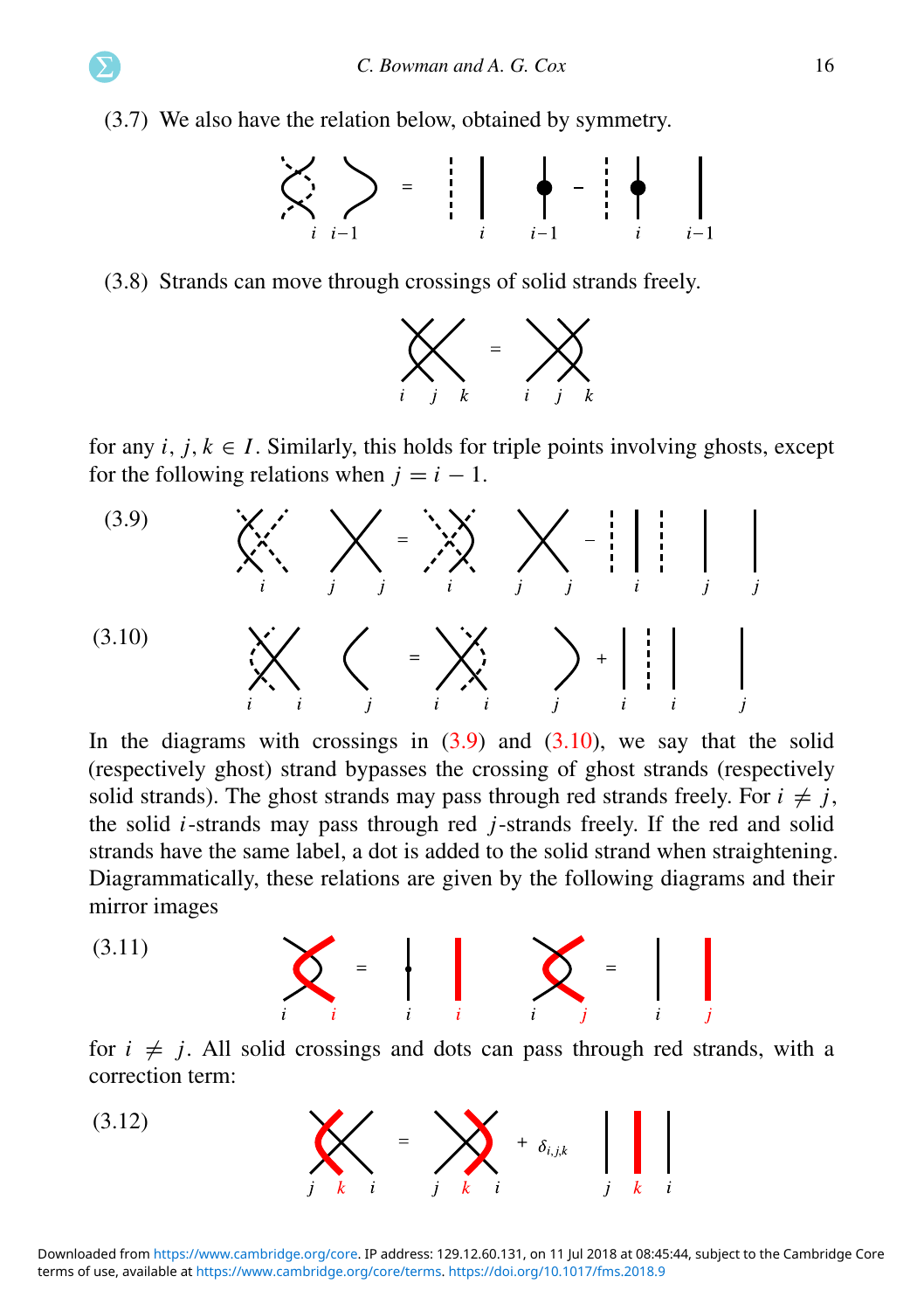(3.7) We also have the relation below, obtained by symmetry.

(3.8) Strands can move through crossings of solid strands freely.

for any $i, j, k \in I$. Similarly, this holds for triple points involving ghosts, except for the following relations when $j = i - 1$.

(3.9)

(3.10)

In the diagrams with crossings in (3.9) and (3.10), we say that the solid (respectively ghost) strand bypasses the crossing of ghost strands (respectively solid strands). The ghost strands may pass through red strands freely. For $i \neq j$, the solid $i$-strands may pass through red $j$-strands freely. If the red and solid strands have the same label, a dot is added to the solid strand when straightening. Diagrammatically, these relations are given by the following diagrams and their mirror images

(3.11)

for $i \neq j$. All solid crossings and dots can pass through red strands, with a correction term:

(3.12)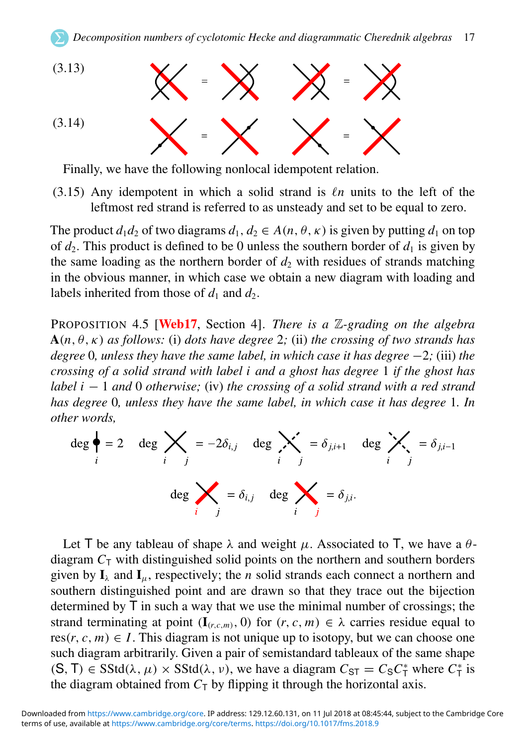(3.13)

(3.14)

Finally, we have the following nonlocal idempotent relation.

(3.15) Any idempotent in which a solid strand is $\ell n$ units to the left of the leftmost red strand is referred to as unsteady and set to be equal to zero.

The product $d_1 d_2$ of two diagrams $d_1, d_2 \in A(n, \theta, \kappa)$ is given by putting $d_1$ on top of $d_2$. This product is defined to be 0 unless the southern border of $d_1$ is given by the same loading as the northern border of $d_2$ with residues of strands matching in the obvious manner, in which case we obtain a new diagram with loading and labels inherited from those of $d_1$ and $d_2$.

PROPOSITION 4.5 [Web17, Section 4]. *There is a $\mathbb{Z}$-grading on the algebra $\mathbf{A}(n, \theta, \kappa)$ as follows:* (i) *dots have degree* 2*;* (ii) *the crossing of two strands has degree* 0*, unless they have the same label, in which case it has degree* $-2$*;* (iii) *the crossing of a solid strand with label $i$ and a ghost has degree* 1 *if the ghost has label $i - 1$ and* 0 *otherwise;* (iv) *the crossing of a solid strand with a red strand has degree* 0*, unless they have the same label, in which case it has degree* 1*. In other words,*

$$\deg \, (\text{dot on strand } i) = 2 \quad \deg \, (\text{crossing } i,j) = -2\delta_{i,j} \quad \deg \, (\text{crossing } i,j \text{ ghost}) = \delta_{j,i+1} \quad \deg \, (\text{crossing ghost } i, j) = \delta_{j,i-1}$$

$$\deg \, (\text{crossing red } i, j) = \delta_{i,j} \quad \deg \, (\text{crossing } i, \text{red } j) = \delta_{j,i}.$$

Let $\mathsf{T}$ be any tableau of shape $\lambda$ and weight $\mu$. Associated to $\mathsf{T}$, we have a $\theta$-diagram $C_{\mathsf{T}}$ with distinguished solid points on the northern and southern borders given by $\mathbf{I}_\lambda$ and $\mathbf{I}_\mu$, respectively; the $n$ solid strands each connect a northern and southern distinguished point and are drawn so that they trace out the bijection determined by $\mathsf{T}$ in such a way that we use the minimal number of crossings; the strand terminating at point $(\mathbf{I}_{(r,c,m)}, 0)$ for $(r, c, m) \in \lambda$ carries residue equal to $\mathrm{res}(r, c, m) \in I$. This diagram is not unique up to isotopy, but we can choose one such diagram arbitrarily. Given a pair of semistandard tableaux of the same shape $(\mathsf{S}, \mathsf{T}) \in \mathrm{SStd}(\lambda, \mu) \times \mathrm{SStd}(\lambda, \nu)$, we have a diagram $C_{\mathsf{ST}} = C_{\mathsf{S}} C^*_{\mathsf{T}}$ where $C^*_{\mathsf{T}}$ is the diagram obtained from $C_{\mathsf{T}}$ by flipping it through the horizontal axis.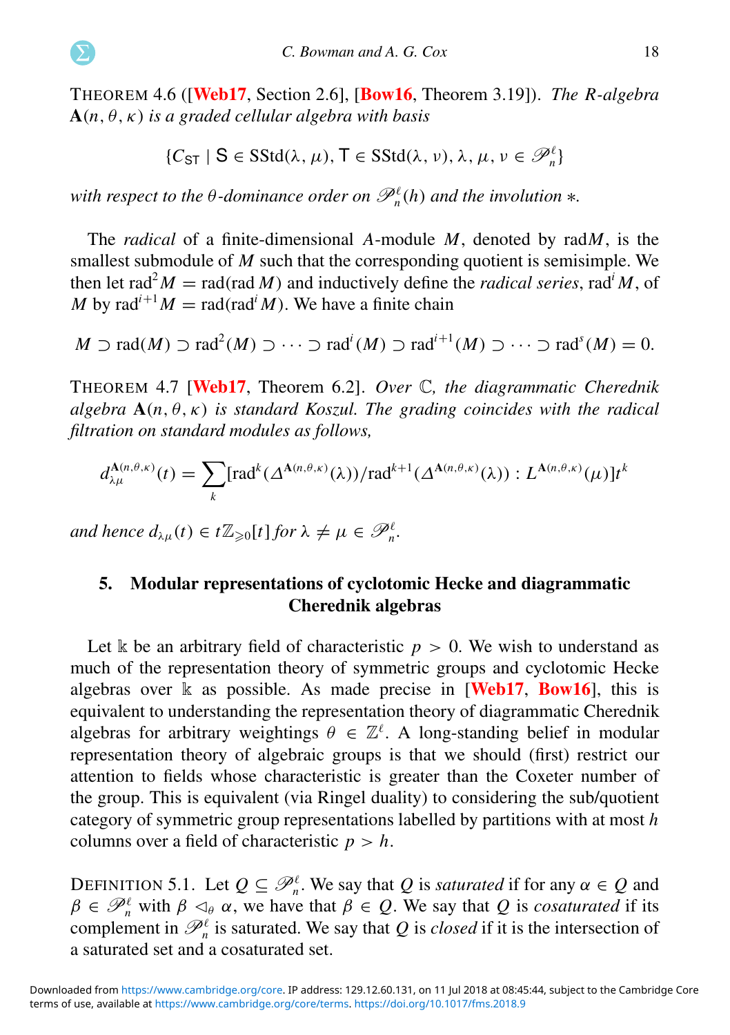THEOREM 4.6 ([Web17, Section 2.6], [Bow16, Theorem 3.19]). *The $R$-algebra $\mathbf{A}(n, \theta, \kappa)$ is a graded cellular algebra with basis*

$$\{C_{\mathsf{ST}} \mid \mathsf{S} \in \mathrm{SStd}(\lambda, \mu), \mathsf{T} \in \mathrm{SStd}(\lambda, \nu), \lambda, \mu, \nu \in \mathscr{P}_n^\ell\}$$

*with respect to the $\theta$-dominance order on $\mathscr{P}_n^\ell(h)$ and the involution $*$.*

The *radical* of a finite-dimensional $A$-module $M$, denoted by $\mathrm{rad}M$, is the smallest submodule of $M$ such that the corresponding quotient is semisimple. We then let $\mathrm{rad}^2 M = \mathrm{rad}(\mathrm{rad}\, M)$ and inductively define the *radical series*, $\mathrm{rad}^i M$, of $M$ by $\mathrm{rad}^{i+1} M = \mathrm{rad}(\mathrm{rad}^i M)$. We have a finite chain

$$M \supset \mathrm{rad}(M) \supset \mathrm{rad}^2(M) \supset \cdots \supset \mathrm{rad}^i(M) \supset \mathrm{rad}^{i+1}(M) \supset \cdots \supset \mathrm{rad}^s(M) = 0.$$

THEOREM 4.7 [Web17, Theorem 6.2]. *Over $\mathbb{C}$, the diagrammatic Cherednik algebra $\mathbf{A}(n, \theta, \kappa)$ is standard Koszul. The grading coincides with the radical filtration on standard modules as follows,*

$$d_{\lambda\mu}^{\mathbf{A}(n,\theta,\kappa)}(t) = \sum_k [\mathrm{rad}^k(\Delta^{\mathbf{A}(n,\theta,\kappa)}(\lambda))/\mathrm{rad}^{k+1}(\Delta^{\mathbf{A}(n,\theta,\kappa)}(\lambda)) : L^{\mathbf{A}(n,\theta,\kappa)}(\mu)]t^k$$

*and hence $d_{\lambda\mu}(t) \in t\mathbb{Z}_{\geqslant 0}[t]$ for $\lambda \neq \mu \in \mathscr{P}_n^\ell$.*

## 5. Modular representations of cyclotomic Hecke and diagrammatic Cherednik algebras

Let $\Bbbk$ be an arbitrary field of characteristic $p > 0$. We wish to understand as much of the representation theory of symmetric groups and cyclotomic Hecke algebras over $\Bbbk$ as possible. As made precise in [Web17, Bow16], this is equivalent to understanding the representation theory of diagrammatic Cherednik algebras for arbitrary weightings $\theta \in \mathbb{Z}^\ell$. A long-standing belief in modular representation theory of algebraic groups is that we should (first) restrict our attention to fields whose characteristic is greater than the Coxeter number of the group. This is equivalent (via Ringel duality) to considering the sub/quotient category of symmetric group representations labelled by partitions with at most $h$ columns over a field of characteristic $p > h$.

DEFINITION 5.1. Let $Q \subseteq \mathscr{P}_n^\ell$. We say that $Q$ is *saturated* if for any $\alpha \in Q$ and $\beta \in \mathscr{P}_n^\ell$ with $\beta \lhd_\theta \alpha$, we have that $\beta \in Q$. We say that $Q$ is *cosaturated* if its complement in $\mathscr{P}_n^\ell$ is saturated. We say that $Q$ is *closed* if it is the intersection of a saturated set and a cosaturated set.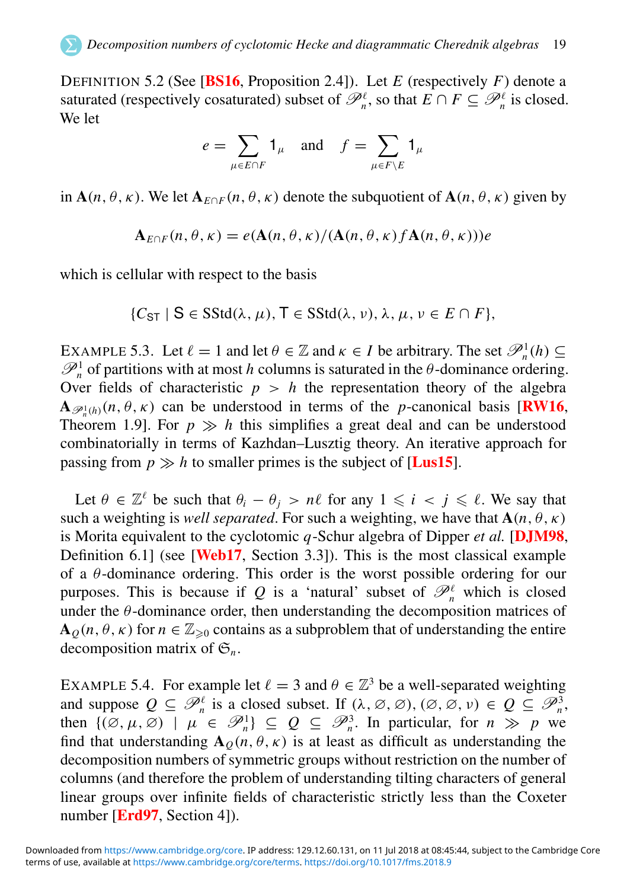DEFINITION 5.2 (See [BS16, Proposition 2.4]). Let $E$ (respectively $F$) denote a saturated (respectively cosaturated) subset of $\mathscr{P}_n^\ell$, so that $E \cap F \subseteq \mathscr{P}_n^\ell$ is closed. We let

$$e = \sum_{\mu \in E \cap F} 1_\mu \quad \text{and} \quad f = \sum_{\mu \in F \setminus E} 1_\mu$$

in $\mathbf{A}(n, \theta, \kappa)$. We let $\mathbf{A}_{E \cap F}(n, \theta, \kappa)$ denote the subquotient of $\mathbf{A}(n, \theta, \kappa)$ given by

$$\mathbf{A}_{E \cap F}(n, \theta, \kappa) = e(\mathbf{A}(n, \theta, \kappa)/(\mathbf{A}(n, \theta, \kappa) f \mathbf{A}(n, \theta, \kappa)))e$$

which is cellular with respect to the basis

$$\{C_{\mathsf{ST}} \mid \mathsf{S} \in \mathrm{SStd}(\lambda, \mu), \mathsf{T} \in \mathrm{SStd}(\lambda, \nu), \lambda, \mu, \nu \in E \cap F\},$$

EXAMPLE 5.3. Let $\ell = 1$ and let $\theta \in \mathbb{Z}$ and $\kappa \in I$ be arbitrary. The set $\mathscr{P}_n^1(h) \subseteq \mathscr{P}_n^1$ of partitions with at most $h$ columns is saturated in the $\theta$-dominance ordering. Over fields of characteristic $p > h$ the representation theory of the algebra $\mathbf{A}_{\mathscr{P}_n^1(h)}(n, \theta, \kappa)$ can be understood in terms of the $p$-canonical basis [RW16, Theorem 1.9]. For $p \gg h$ this simplifies a great deal and can be understood combinatorially in terms of Kazhdan–Lusztig theory. An iterative approach for passing from $p \gg h$ to smaller primes is the subject of [Lus15].

Let $\theta \in \mathbb{Z}^\ell$ be such that $\theta_i - \theta_j > n\ell$ for any $1 \leqslant i < j \leqslant \ell$. We say that such a weighting is *well separated*. For such a weighting, we have that $\mathbf{A}(n, \theta, \kappa)$ is Morita equivalent to the cyclotomic $q$-Schur algebra of Dipper *et al.* [DJM98, Definition 6.1] (see [Web17, Section 3.3]). This is the most classical example of a $\theta$-dominance ordering. This order is the worst possible ordering for our purposes. This is because if $Q$ is a 'natural' subset of $\mathscr{P}_n^\ell$ which is closed under the $\theta$-dominance order, then understanding the decomposition matrices of $\mathbf{A}_Q(n, \theta, \kappa)$ for $n \in \mathbb{Z}_{\geqslant 0}$ contains as a subproblem that of understanding the entire decomposition matrix of $\mathfrak{S}_n$.

EXAMPLE 5.4. For example let $\ell = 3$ and $\theta \in \mathbb{Z}^3$ be a well-separated weighting and suppose $Q \subseteq \mathscr{P}_n^\ell$ is a closed subset. If $(\lambda, \varnothing, \varnothing), (\varnothing, \varnothing, \nu) \in Q \subseteq \mathscr{P}_n^3$, then $\{(\varnothing, \mu, \varnothing) \mid \mu \in \mathscr{P}_n^1\} \subseteq Q \subseteq \mathscr{P}_n^3$. In particular, for $n \gg p$ we find that understanding $\mathbf{A}_Q(n, \theta, \kappa)$ is at least as difficult as understanding the decomposition numbers of symmetric groups without restriction on the number of columns (and therefore the problem of understanding tilting characters of general linear groups over infinite fields of characteristic strictly less than the Coxeter number [Erd97, Section 4]).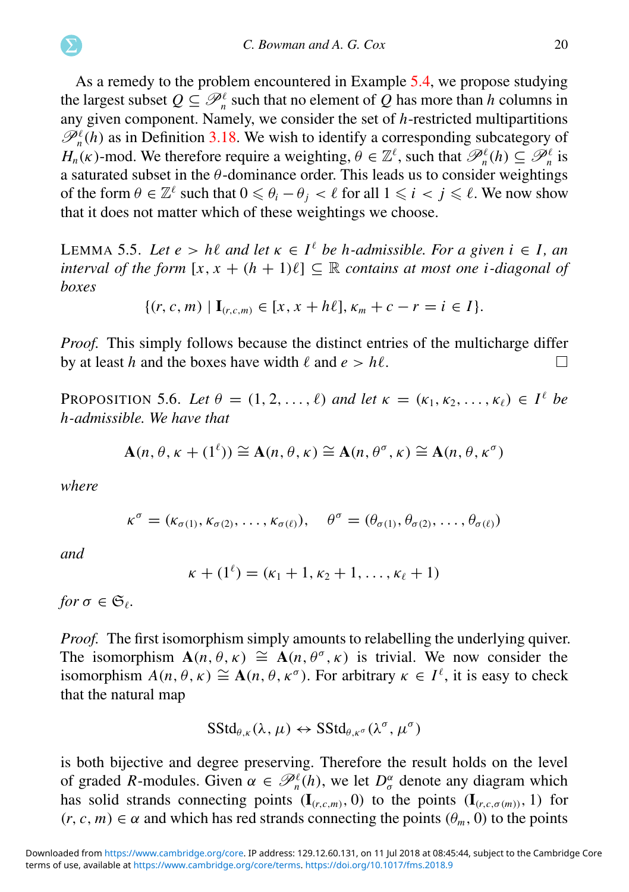As a remedy to the problem encountered in Example 5.4, we propose studying the largest subset $Q \subseteq \mathscr{P}_n^\ell$ such that no element of $Q$ has more than $h$ columns in any given component. Namely, we consider the set of $h$-restricted multipartitions $\mathscr{P}_n^\ell(h)$ as in Definition 3.18. We wish to identify a corresponding subcategory of $H_n(\kappa)$-mod. We therefore require a weighting, $\theta \in \mathbb{Z}^\ell$, such that $\mathscr{P}_n^\ell(h) \subseteq \mathscr{P}_n^\ell$ is a saturated subset in the $\theta$-dominance order. This leads us to consider weightings of the form $\theta \in \mathbb{Z}^\ell$ such that $0 \leqslant \theta_i - \theta_j < \ell$ for all $1 \leqslant i < j \leqslant \ell$. We now show that it does not matter which of these weightings we choose.

Lemma 5.5. *Let $e > h\ell$ and let $\kappa \in I^\ell$ be $h$-admissible. For a given $i \in I$, an interval of the form $[x, x + (h+1)\ell] \subseteq \mathbb{R}$ contains at most one $i$-diagonal of boxes*

$$\{(r, c, m) \mid \mathbf{I}_{(r,c,m)} \in [x, x + h\ell], \kappa_m + c - r = i \in I\}.$$

*Proof.* This simply follows because the distinct entries of the multicharge differ by at least $h$ and the boxes have width $\ell$ and $e > h\ell$. □

Proposition 5.6. *Let $\theta = (1, 2, \ldots, \ell)$ and let $\kappa = (\kappa_1, \kappa_2, \ldots, \kappa_\ell) \in I^\ell$ be $h$-admissible. We have that*

$$\mathbf{A}(n, \theta, \kappa + (1^\ell)) \cong \mathbf{A}(n, \theta, \kappa) \cong \mathbf{A}(n, \theta^\sigma, \kappa) \cong \mathbf{A}(n, \theta, \kappa^\sigma)$$

*where*

$$\kappa^\sigma = (\kappa_{\sigma(1)}, \kappa_{\sigma(2)}, \ldots, \kappa_{\sigma(\ell)}), \quad \theta^\sigma = (\theta_{\sigma(1)}, \theta_{\sigma(2)}, \ldots, \theta_{\sigma(\ell)})$$

*and*

$$\kappa + (1^\ell) = (\kappa_1 + 1, \kappa_2 + 1, \ldots, \kappa_\ell + 1)$$

*for $\sigma \in \mathfrak{S}_\ell$.*

*Proof.* The first isomorphism simply amounts to relabelling the underlying quiver. The isomorphism $\mathbf{A}(n, \theta, \kappa) \cong \mathbf{A}(n, \theta^\sigma, \kappa)$ is trivial. We now consider the isomorphism $A(n, \theta, \kappa) \cong \mathbf{A}(n, \theta, \kappa^\sigma)$. For arbitrary $\kappa \in I^\ell$, it is easy to check that the natural map

$$\mathrm{SStd}_{\theta,\kappa}(\lambda, \mu) \leftrightarrow \mathrm{SStd}_{\theta,\kappa^\sigma}(\lambda^\sigma, \mu^\sigma)$$

is both bijective and degree preserving. Therefore the result holds on the level of graded $R$-modules. Given $\alpha \in \mathscr{P}_n^\ell(h)$, we let $D_\sigma^\alpha$ denote any diagram which has solid strands connecting points $(\mathbf{I}_{(r,c,m)}, 0)$ to the points $(\mathbf{I}_{(r,c,\sigma(m))}, 1)$ for $(r, c, m) \in \alpha$ and which has red strands connecting the points $(\theta_m, 0)$ to the points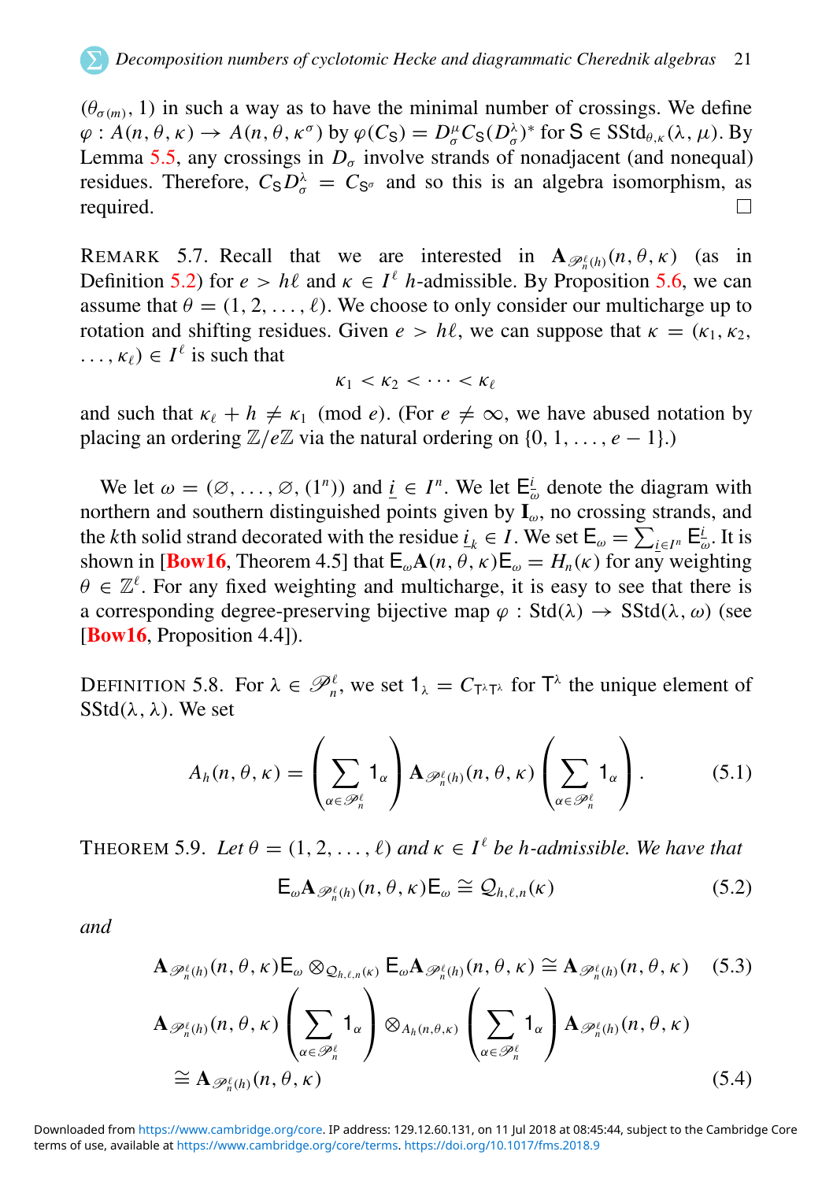$(\theta_{\sigma(m)}, 1)$ in such a way as to have the minimal number of crossings. We define $\varphi : A(n, \theta, \kappa) \to A(n, \theta, \kappa^\sigma)$ by $\varphi(C_{\mathsf{S}}) = D^\mu_\sigma C_{\mathsf{S}}(D^\lambda_\sigma)^*$ for $\mathsf{S} \in \mathrm{SStd}_{\theta,\kappa}(\lambda, \mu)$. By Lemma 5.5, any crossings in $D_\sigma$ involve strands of nonadjacent (and nonequal) residues. Therefore, $C_{\mathsf{S}} D^\lambda_\sigma = C_{\mathsf{S}^\sigma}$ and so this is an algebra isomorphism, as required. □

REMARK 5.7. Recall that we are interested in $\mathbf{A}_{\mathscr{P}^\ell_n(h)}(n, \theta, \kappa)$ (as in Definition 5.2) for $e > h\ell$ and $\kappa \in I^\ell$ $h$-admissible. By Proposition 5.6, we can assume that $\theta = (1, 2, \ldots, \ell)$. We choose to only consider our multicharge up to rotation and shifting residues. Given $e > h\ell$, we can suppose that $\kappa = (\kappa_1, \kappa_2, \ldots, \kappa_\ell) \in I^\ell$ is such that

$$\kappa_1 < \kappa_2 < \cdots < \kappa_\ell$$

and such that $\kappa_\ell + h \neq \kappa_1 \pmod{e}$. (For $e \neq \infty$, we have abused notation by placing an ordering $\mathbb{Z}/e\mathbb{Z}$ via the natural ordering on $\{0, 1, \ldots, e - 1\}$.)

We let $\omega = (\varnothing, \ldots, \varnothing, (1^n))$ and $\underline{i} \in I^n$. We let $\mathsf{E}^{\underline{i}}_\omega$ denote the diagram with northern and southern distinguished points given by $\mathbf{I}_\omega$, no crossing strands, and the $k$th solid strand decorated with the residue $\underline{i}_k \in I$. We set $\mathsf{E}_\omega = \sum_{\underline{i} \in I^n} \mathsf{E}^{\underline{i}}_\omega$. It is shown in [Bow16, Theorem 4.5] that $\mathsf{E}_\omega \mathbf{A}(n, \theta, \kappa) \mathsf{E}_\omega = H_n(\kappa)$ for any weighting $\theta \in \mathbb{Z}^\ell$. For any fixed weighting and multicharge, it is easy to see that there is a corresponding degree-preserving bijective map $\varphi : \mathrm{Std}(\lambda) \to \mathrm{SStd}(\lambda, \omega)$ (see [Bow16, Proposition 4.4]).

DEFINITION 5.8. For $\lambda \in \mathscr{P}^\ell_n$, we set $1_\lambda = C_{\mathsf{T}^\lambda \mathsf{T}^\lambda}$ for $\mathsf{T}^\lambda$ the unique element of $\mathrm{SStd}(\lambda, \lambda)$. We set

$$A_h(n, \theta, \kappa) = \left( \sum_{\alpha \in \mathscr{P}^\ell_n} 1_\alpha \right) \mathbf{A}_{\mathscr{P}^\ell_n(h)}(n, \theta, \kappa) \left( \sum_{\alpha \in \mathscr{P}^\ell_n} 1_\alpha \right). \tag{5.1}$$

THEOREM 5.9. *Let $\theta = (1, 2, \ldots, \ell)$ and $\kappa \in I^\ell$ be $h$-admissible. We have that*

$$\mathsf{E}_\omega \mathbf{A}_{\mathscr{P}^\ell_n(h)}(n, \theta, \kappa) \mathsf{E}_\omega \cong \mathcal{Q}_{h,\ell,n}(\kappa) \tag{5.2}$$

*and*

$$\mathbf{A}_{\mathscr{P}^\ell_n(h)}(n, \theta, \kappa) \mathsf{E}_\omega \otimes_{\mathcal{Q}_{h,\ell,n}(\kappa)} \mathsf{E}_\omega \mathbf{A}_{\mathscr{P}^\ell_n(h)}(n, \theta, \kappa) \cong \mathbf{A}_{\mathscr{P}^\ell_n(h)}(n, \theta, \kappa) \tag{5.3}$$

$$\mathbf{A}_{\mathscr{P}^\ell_n(h)}(n, \theta, \kappa) \left( \sum_{\alpha \in \mathscr{P}^\ell_n} 1_\alpha \right) \otimes_{A_h(n,\theta,\kappa)} \left( \sum_{\alpha \in \mathscr{P}^\ell_n} 1_\alpha \right) \mathbf{A}_{\mathscr{P}^\ell_n(h)}(n, \theta, \kappa)$$
$$\cong \mathbf{A}_{\mathscr{P}^\ell_n(h)}(n, \theta, \kappa) \tag{5.4}$$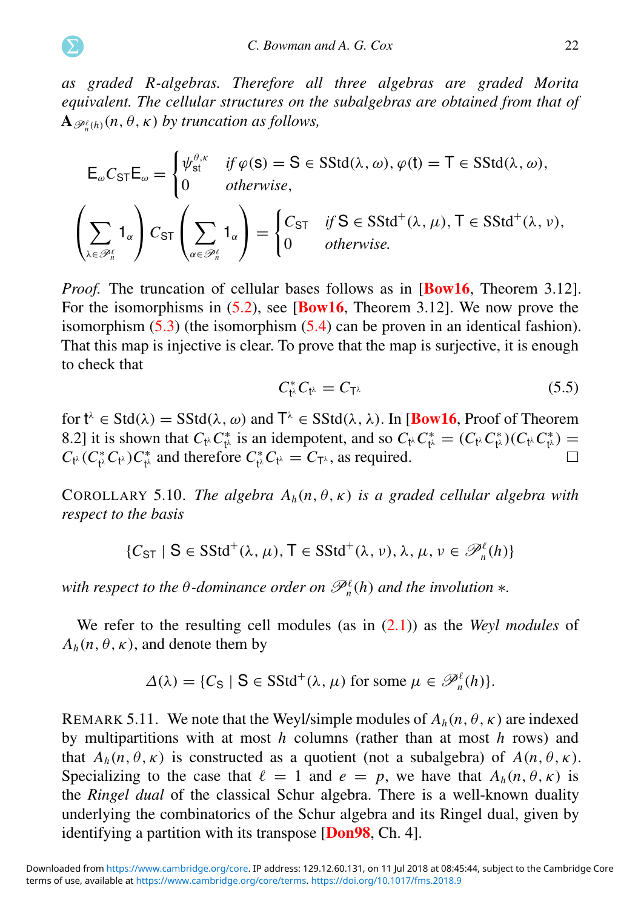*as graded $R$-algebras. Therefore all three algebras are graded Morita equivalent. The cellular structures on the subalgebras are obtained from that of $\mathbf{A}_{\mathscr{P}_n^\ell(h)}(n,\theta,\kappa)$ by truncation as follows,*

$$\mathsf{E}_\omega C_{\mathsf{ST}}\mathsf{E}_\omega = \begin{cases} \psi_{\mathsf{st}}^{\theta,\kappa} & \textit{if } \varphi(\mathsf{s}) = \mathsf{S} \in \mathrm{SStd}(\lambda,\omega), \varphi(\mathsf{t}) = \mathsf{T} \in \mathrm{SStd}(\lambda,\omega), \\ 0 & \textit{otherwise}, \end{cases}$$

$$\left(\sum_{\lambda\in\mathscr{P}_n^\ell} 1_\alpha\right) C_{\mathsf{ST}} \left(\sum_{\alpha\in\mathscr{P}_n^\ell} 1_\alpha\right) = \begin{cases} C_{\mathsf{ST}} & \textit{if } \mathsf{S} \in \mathrm{SStd}^+(\lambda,\mu), \mathsf{T} \in \mathrm{SStd}^+(\lambda,\nu), \\ 0 & \textit{otherwise.} \end{cases}$$

*Proof.* The truncation of cellular bases follows as in [Bow16, Theorem 3.12]. For the isomorphisms in (5.2), see [Bow16, Theorem 3.12]. We now prove the isomorphism (5.3) (the isomorphism (5.4) can be proven in an identical fashion). That this map is injective is clear. To prove that the map is surjective, it is enough to check that

$$C_{\mathsf{t}^\lambda}^* C_{\mathsf{t}^\lambda} = C_{\mathsf{T}^\lambda} \tag{5.5}$$

for $\mathsf{t}^\lambda \in \mathrm{Std}(\lambda) = \mathrm{SStd}(\lambda,\omega)$ and $\mathsf{T}^\lambda \in \mathrm{SStd}(\lambda,\lambda)$. In [Bow16, Proof of Theorem 8.2] it is shown that $C_{\mathsf{t}^\lambda} C_{\mathsf{t}^\lambda}^*$ is an idempotent, and so $C_{\mathsf{t}^\lambda} C_{\mathsf{t}^\lambda}^* = (C_{\mathsf{t}^\lambda} C_{\mathsf{t}^\lambda}^*)(C_{\mathsf{t}^\lambda} C_{\mathsf{t}^\lambda}^*) = C_{\mathsf{t}^\lambda}(C_{\mathsf{t}^\lambda}^* C_{\mathsf{t}^\lambda})C_{\mathsf{t}^\lambda}^*$ and therefore $C_{\mathsf{t}^\lambda}^* C_{\mathsf{t}^\lambda} = C_{\mathsf{T}^\lambda}$, as required. □

COROLLARY 5.10. *The algebra $A_h(n,\theta,\kappa)$ is a graded cellular algebra with respect to the basis*

$$\{C_{\mathsf{ST}} \mid \mathsf{S} \in \mathrm{SStd}^+(\lambda,\mu), \mathsf{T} \in \mathrm{SStd}^+(\lambda,\nu), \lambda,\mu,\nu \in \mathscr{P}_n^\ell(h)\}$$

*with respect to the $\theta$-dominance order on $\mathscr{P}_n^\ell(h)$ and the involution $*$.*

We refer to the resulting cell modules (as in (2.1)) as the *Weyl modules* of $A_h(n,\theta,\kappa)$, and denote them by

$$\Delta(\lambda) = \{C_{\mathsf{S}} \mid \mathsf{S} \in \mathrm{SStd}^+(\lambda,\mu) \text{ for some } \mu \in \mathscr{P}_n^\ell(h)\}.$$

REMARK 5.11. We note that the Weyl/simple modules of $A_h(n,\theta,\kappa)$ are indexed by multipartitions with at most $h$ columns (rather than at most $h$ rows) and that $A_h(n,\theta,\kappa)$ is constructed as a quotient (not a subalgebra) of $A(n,\theta,\kappa)$. Specializing to the case that $\ell = 1$ and $e = p$, we have that $A_h(n,\theta,\kappa)$ is the *Ringel dual* of the classical Schur algebra. There is a well-known duality underlying the combinatorics of the Schur algebra and its Ringel dual, given by identifying a partition with its transpose [Don98, Ch. 4].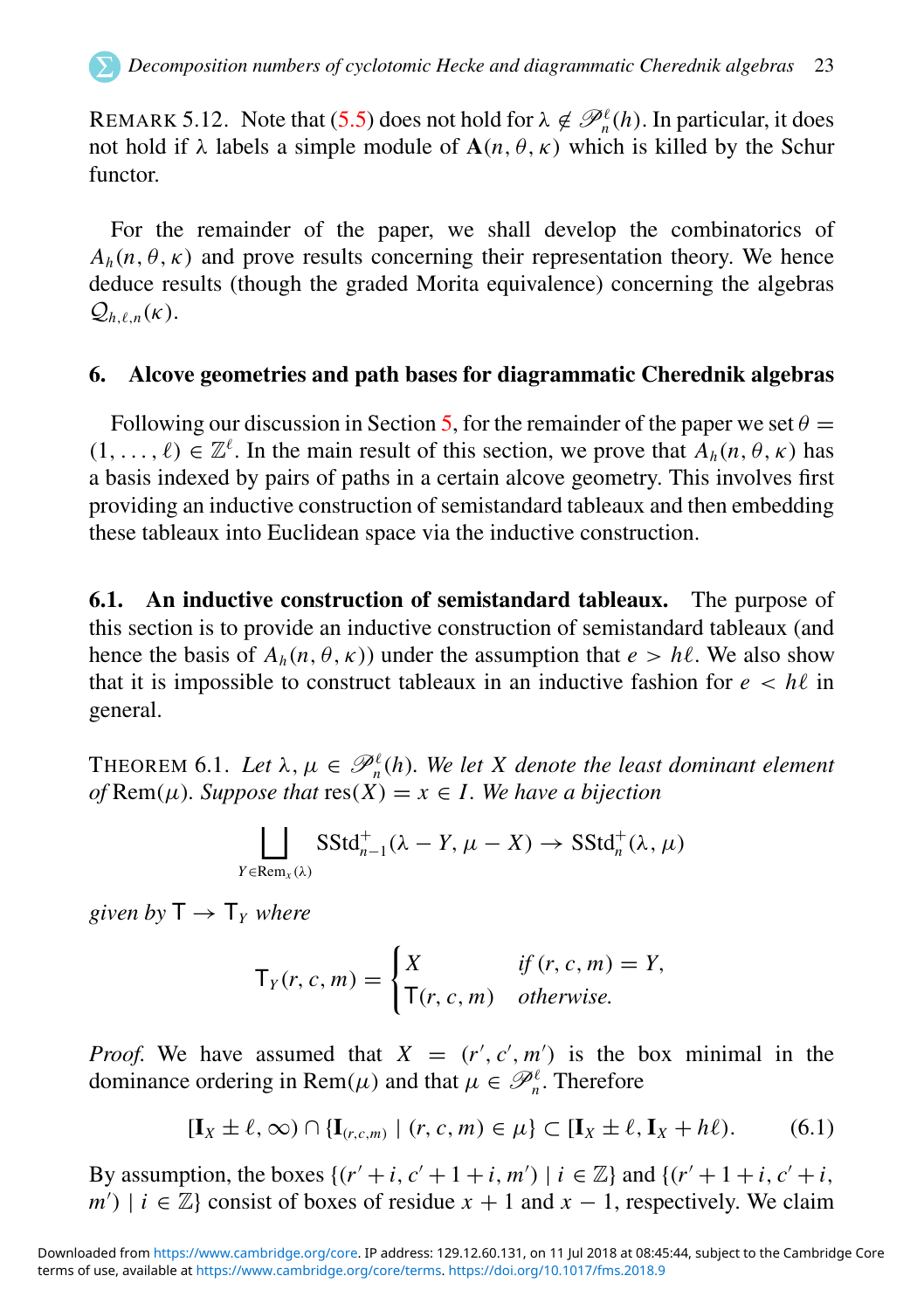REMARK 5.12. Note that (5.5) does not hold for $\lambda \notin \mathscr{P}^\ell_n(h)$. In particular, it does not hold if $\lambda$ labels a simple module of $\mathbf{A}(n, \theta, \kappa)$ which is killed by the Schur functor.

For the remainder of the paper, we shall develop the combinatorics of $A_h(n, \theta, \kappa)$ and prove results concerning their representation theory. We hence deduce results (though the graded Morita equivalence) concerning the algebras $\mathcal{Q}_{h,\ell,n}(\kappa)$.

## 6. Alcove geometries and path bases for diagrammatic Cherednik algebras

Following our discussion in Section 5, for the remainder of the paper we set $\theta = (1, \ldots, \ell) \in \mathbb{Z}^\ell$. In the main result of this section, we prove that $A_h(n, \theta, \kappa)$ has a basis indexed by pairs of paths in a certain alcove geometry. This involves first providing an inductive construction of semistandard tableaux and then embedding these tableaux into Euclidean space via the inductive construction.

**6.1. An inductive construction of semistandard tableaux.** The purpose of this section is to provide an inductive construction of semistandard tableaux (and hence the basis of $A_h(n, \theta, \kappa)$) under the assumption that $e > h\ell$. We also show that it is impossible to construct tableaux in an inductive fashion for $e < h\ell$ in general.

THEOREM 6.1. *Let $\lambda, \mu \in \mathscr{P}^\ell_n(h)$. We let $X$ denote the least dominant element of* $\mathrm{Rem}(\mu)$. *Suppose that* $\mathrm{res}(X) = x \in I$. *We have a bijection*

$$\bigsqcup_{Y \in \mathrm{Rem}_x(\lambda)} \mathrm{SStd}^+_{n-1}(\lambda - Y, \mu - X) \to \mathrm{SStd}^+_n(\lambda, \mu)$$

*given by* $\mathsf{T} \to \mathsf{T}_Y$ *where*

$$\mathsf{T}_Y(r, c, m) = \begin{cases} X & \text{if } (r, c, m) = Y, \\ \mathsf{T}(r, c, m) & \text{otherwise.} \end{cases}$$

*Proof.* We have assumed that $X = (r', c', m')$ is the box minimal in the dominance ordering in $\mathrm{Rem}(\mu)$ and that $\mu \in \mathscr{P}^\ell_n$. Therefore

$$[\mathbf{I}_X \pm \ell, \infty) \cap \{\mathbf{I}_{(r,c,m)} \mid (r, c, m) \in \mu\} \subset [\mathbf{I}_X \pm \ell, \mathbf{I}_X + h\ell). \tag{6.1}$$

By assumption, the boxes $\{(r' + i, c' + 1 + i, m') \mid i \in \mathbb{Z}\}$ and $\{(r' + 1 + i, c' + i, m') \mid i \in \mathbb{Z}\}$ consist of boxes of residue $x + 1$ and $x - 1$, respectively. We claim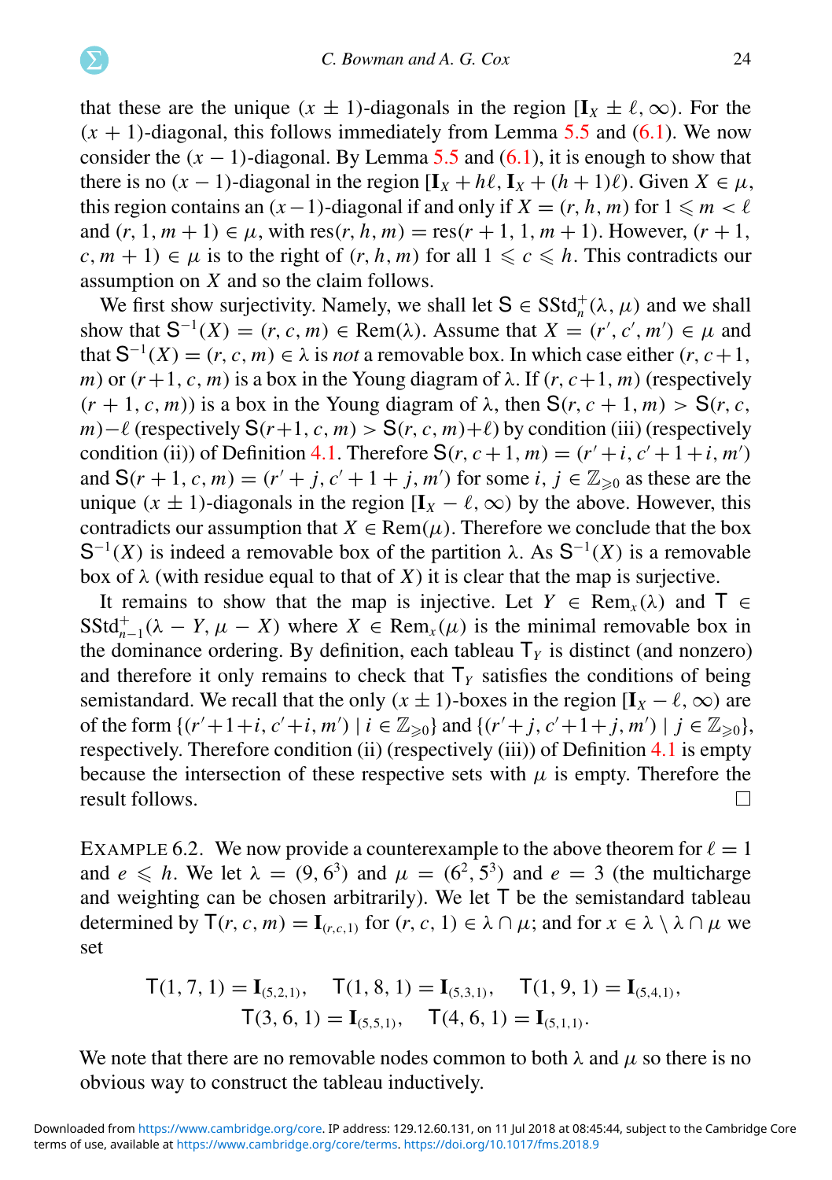that these are the unique $(x \pm 1)$-diagonals in the region $[\mathbf{I}_X \pm \ell, \infty)$. For the $(x+1)$-diagonal, this follows immediately from Lemma 5.5 and (6.1). We now consider the $(x-1)$-diagonal. By Lemma 5.5 and (6.1), it is enough to show that there is no $(x-1)$-diagonal in the region $[\mathbf{I}_X + h\ell, \mathbf{I}_X + (h+1)\ell)$. Given $X \in \mu$, this region contains an $(x-1)$-diagonal if and only if $X = (r, h, m)$ for $1 \leqslant m < \ell$ and $(r, 1, m+1) \in \mu$, with $\mathrm{res}(r, h, m) = \mathrm{res}(r+1, 1, m+1)$. However, $(r+1, c, m+1) \in \mu$ is to the right of $(r, h, m)$ for all $1 \leqslant c \leqslant h$. This contradicts our assumption on $X$ and so the claim follows.

We first show surjectivity. Namely, we shall let $\mathsf{S} \in \mathrm{SStd}_n^+(\lambda, \mu)$ and we shall show that $\mathsf{S}^{-1}(X) = (r, c, m) \in \mathrm{Rem}(\lambda)$. Assume that $X = (r', c', m') \in \mu$ and that $\mathsf{S}^{-1}(X) = (r, c, m) \in \lambda$ is *not* a removable box. In which case either $(r, c+1, m)$ or $(r+1, c, m)$ is a box in the Young diagram of $\lambda$. If $(r, c+1, m)$ (respectively $(r+1, c, m)$) is a box in the Young diagram of $\lambda$, then $\mathsf{S}(r, c+1, m) > \mathsf{S}(r, c, m) - \ell$ (respectively $\mathsf{S}(r+1, c, m) > \mathsf{S}(r, c, m) + \ell$) by condition (iii) (respectively condition (ii)) of Definition 4.1. Therefore $\mathsf{S}(r, c+1, m) = (r'+i, c'+1+i, m')$ and $\mathsf{S}(r+1, c, m) = (r'+j, c'+1+j, m')$ for some $i, j \in \mathbb{Z}_{\geqslant 0}$ as these are the unique $(x \pm 1)$-diagonals in the region $[\mathbf{I}_X - \ell, \infty)$ by the above. However, this contradicts our assumption that $X \in \mathrm{Rem}(\mu)$. Therefore we conclude that the box $\mathsf{S}^{-1}(X)$ is indeed a removable box of the partition $\lambda$. As $\mathsf{S}^{-1}(X)$ is a removable box of $\lambda$ (with residue equal to that of $X$) it is clear that the map is surjective.

It remains to show that the map is injective. Let $Y \in \mathrm{Rem}_x(\lambda)$ and $\mathsf{T} \in \mathrm{SStd}_{n-1}^+(\lambda - Y, \mu - X)$ where $X \in \mathrm{Rem}_x(\mu)$ is the minimal removable box in the dominance ordering. By definition, each tableau $\mathsf{T}_Y$ is distinct (and nonzero) and therefore it only remains to check that $\mathsf{T}_Y$ satisfies the conditions of being semistandard. We recall that the only $(x \pm 1)$-boxes in the region $[\mathbf{I}_X - \ell, \infty)$ are of the form $\{(r'+1+i, c'+i, m') \mid i \in \mathbb{Z}_{\geqslant 0}\}$ and $\{(r'+j, c'+1+j, m') \mid j \in \mathbb{Z}_{\geqslant 0}\}$, respectively. Therefore condition (ii) (respectively (iii)) of Definition 4.1 is empty because the intersection of these respective sets with $\mu$ is empty. Therefore the result follows. $\square$

EXAMPLE 6.2. We now provide a counterexample to the above theorem for $\ell = 1$ and $e \leqslant h$. We let $\lambda = (9, 6^3)$ and $\mu = (6^2, 5^3)$ and $e = 3$ (the multicharge and weighting can be chosen arbitrarily). We let $\mathsf{T}$ be the semistandard tableau determined by $\mathsf{T}(r, c, m) = \mathbf{I}_{(r,c,1)}$ for $(r, c, 1) \in \lambda \cap \mu$; and for $x \in \lambda \setminus \lambda \cap \mu$ we set

$$\mathsf{T}(1,7,1) = \mathbf{I}_{(5,2,1)}, \quad \mathsf{T}(1,8,1) = \mathbf{I}_{(5,3,1)}, \quad \mathsf{T}(1,9,1) = \mathbf{I}_{(5,4,1)},$$
$$\mathsf{T}(3,6,1) = \mathbf{I}_{(5,5,1)}, \quad \mathsf{T}(4,6,1) = \mathbf{I}_{(5,1,1)}.$$

We note that there are no removable nodes common to both $\lambda$ and $\mu$ so there is no obvious way to construct the tableau inductively.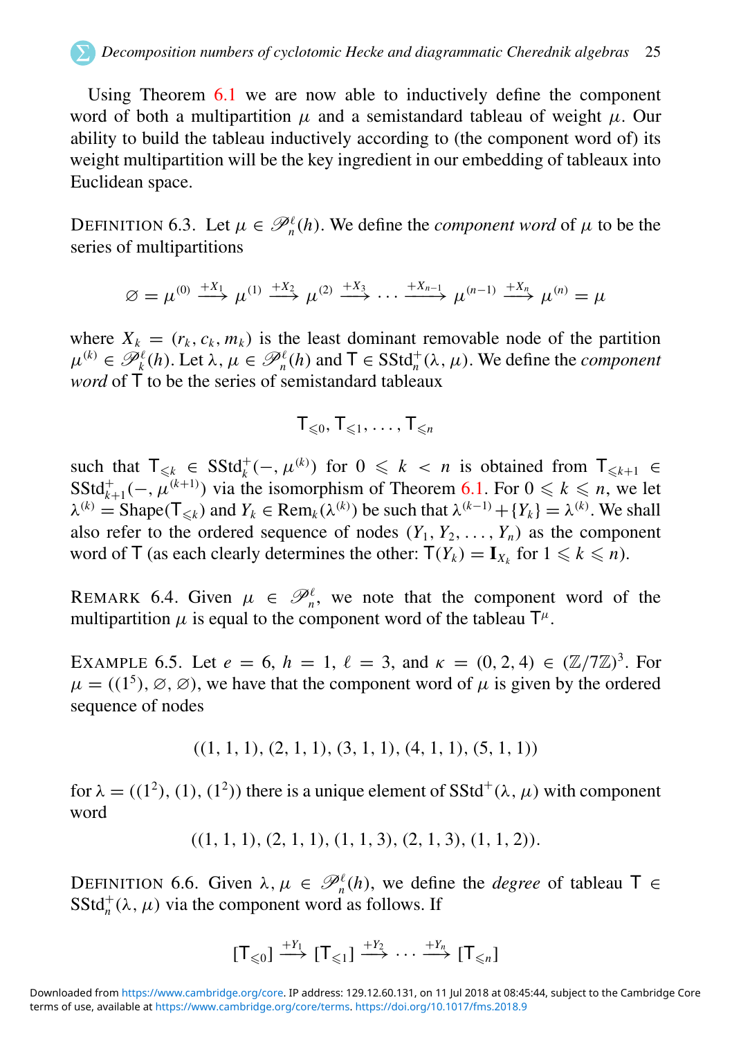Using Theorem 6.1 we are now able to inductively define the component word of both a multipartition $\mu$ and a semistandard tableau of weight $\mu$. Our ability to build the tableau inductively according to (the component word of) its weight multipartition will be the key ingredient in our embedding of tableaux into Euclidean space.

DEFINITION 6.3. Let $\mu \in \mathscr{P}_n^\ell(h)$. We define the *component word* of $\mu$ to be the series of multipartitions

$$\varnothing = \mu^{(0)} \xrightarrow{+X_1} \mu^{(1)} \xrightarrow{+X_2} \mu^{(2)} \xrightarrow{+X_3} \cdots \xrightarrow{+X_{n-1}} \mu^{(n-1)} \xrightarrow{+X_n} \mu^{(n)} = \mu$$

where $X_k = (r_k, c_k, m_k)$ is the least dominant removable node of the partition $\mu^{(k)} \in \mathscr{P}_k^\ell(h)$. Let $\lambda, \mu \in \mathscr{P}_n^\ell(h)$ and $\mathsf{T} \in \mathrm{SStd}_n^+(\lambda, \mu)$. We define the *component word* of $\mathsf{T}$ to be the series of semistandard tableaux

$$\mathsf{T}_{\leqslant 0}, \mathsf{T}_{\leqslant 1}, \ldots, \mathsf{T}_{\leqslant n}$$

such that $\mathsf{T}_{\leqslant k} \in \mathrm{SStd}_k^+(-, \mu^{(k)})$ for $0 \leqslant k < n$ is obtained from $\mathsf{T}_{\leqslant k+1} \in \mathrm{SStd}_{k+1}^+(-, \mu^{(k+1)})$ via the isomorphism of Theorem 6.1. For $0 \leqslant k \leqslant n$, we let $\lambda^{(k)} = \mathrm{Shape}(\mathsf{T}_{\leqslant k})$ and $Y_k \in \mathrm{Rem}_k(\lambda^{(k)})$ be such that $\lambda^{(k-1)} + \{Y_k\} = \lambda^{(k)}$. We shall also refer to the ordered sequence of nodes $(Y_1, Y_2, \ldots, Y_n)$ as the component word of $\mathsf{T}$ (as each clearly determines the other: $\mathsf{T}(Y_k) = \mathbf{I}_{X_k}$ for $1 \leqslant k \leqslant n$).

REMARK 6.4. Given $\mu \in \mathscr{P}_n^\ell$, we note that the component word of the multipartition $\mu$ is equal to the component word of the tableau $\mathsf{T}^\mu$.

EXAMPLE 6.5. Let $e = 6$, $h = 1$, $\ell = 3$, and $\kappa = (0, 2, 4) \in (\mathbb{Z}/7\mathbb{Z})^3$. For $\mu = ((1^5), \varnothing, \varnothing)$, we have that the component word of $\mu$ is given by the ordered sequence of nodes

$$((1, 1, 1), (2, 1, 1), (3, 1, 1), (4, 1, 1), (5, 1, 1))$$

for $\lambda = ((1^2), (1), (1^2))$ there is a unique element of $\mathrm{SStd}^+(\lambda, \mu)$ with component word

$$((1, 1, 1), (2, 1, 1), (1, 1, 3), (2, 1, 3), (1, 1, 2)).$$

DEFINITION 6.6. Given $\lambda, \mu \in \mathscr{P}_n^\ell(h)$, we define the *degree* of tableau $\mathsf{T} \in \mathrm{SStd}_n^+(\lambda, \mu)$ via the component word as follows. If

$$[\mathsf{T}_{\leqslant 0}] \xrightarrow{+Y_1} [\mathsf{T}_{\leqslant 1}] \xrightarrow{+Y_2} \cdots \xrightarrow{+Y_n} [\mathsf{T}_{\leqslant n}]$$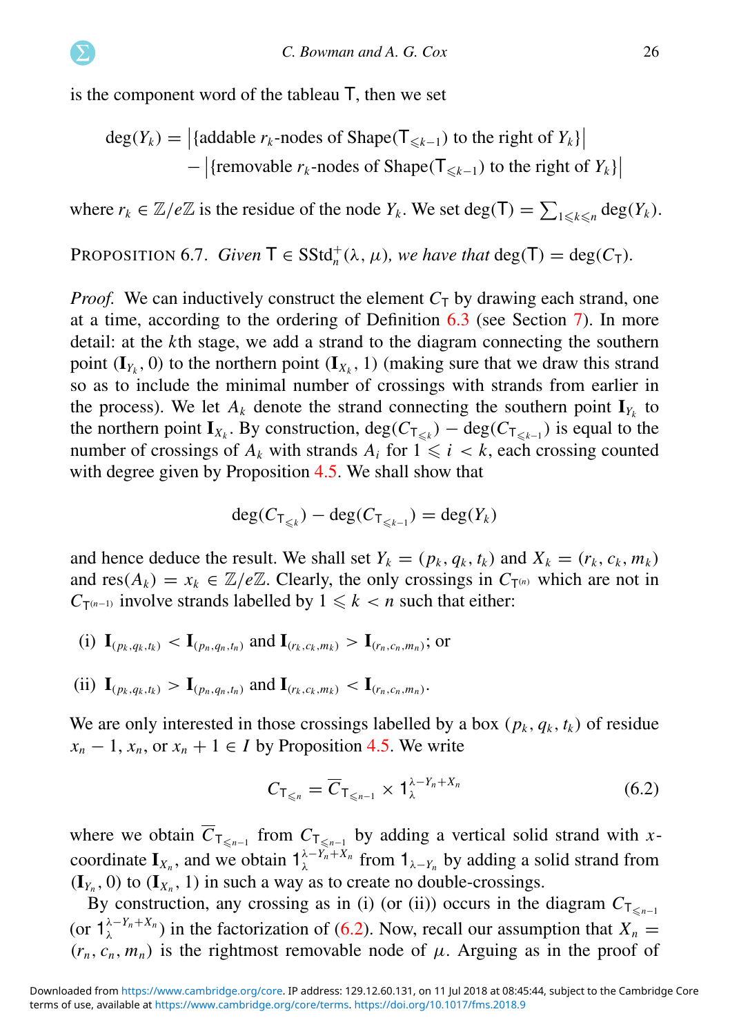is the component word of the tableau $\mathsf{T}$, then we set

$$\deg(Y_k) = \left|\{\text{addable } r_k\text{-nodes of } \mathrm{Shape}(\mathsf{T}_{\leqslant k-1}) \text{ to the right of } Y_k\}\right| \\ - \left|\{\text{removable } r_k\text{-nodes of } \mathrm{Shape}(\mathsf{T}_{\leqslant k-1}) \text{ to the right of } Y_k\}\right|$$

where $r_k \in \mathbb{Z}/e\mathbb{Z}$ is the residue of the node $Y_k$. We set $\deg(\mathsf{T}) = \sum_{1\leqslant k\leqslant n} \deg(Y_k)$.

PROPOSITION 6.7. *Given* $\mathsf{T} \in \mathrm{SStd}_n^+(\lambda,\mu)$, *we have that* $\deg(\mathsf{T}) = \deg(C_\mathsf{T})$.

*Proof.* We can inductively construct the element $C_\mathsf{T}$ by drawing each strand, one at a time, according to the ordering of Definition 6.3 (see Section 7). In more detail: at the $k$th stage, we add a strand to the diagram connecting the southern point $(\mathbf{I}_{Y_k}, 0)$ to the northern point $(\mathbf{I}_{X_k}, 1)$ (making sure that we draw this strand so as to include the minimal number of crossings with strands from earlier in the process). We let $A_k$ denote the strand connecting the southern point $\mathbf{I}_{Y_k}$ to the northern point $\mathbf{I}_{X_k}$. By construction, $\deg(C_{\mathsf{T}_{\leqslant k}}) - \deg(C_{\mathsf{T}_{\leqslant k-1}})$ is equal to the number of crossings of $A_k$ with strands $A_i$ for $1 \leqslant i < k$, each crossing counted with degree given by Proposition 4.5. We shall show that

$$\deg(C_{\mathsf{T}_{\leqslant k}}) - \deg(C_{\mathsf{T}_{\leqslant k-1}}) = \deg(Y_k)$$

and hence deduce the result. We shall set $Y_k = (p_k, q_k, t_k)$ and $X_k = (r_k, c_k, m_k)$ and $\mathrm{res}(A_k) = x_k \in \mathbb{Z}/e\mathbb{Z}$. Clearly, the only crossings in $C_{\mathsf{T}^{(n)}}$ which are not in $C_{\mathsf{T}^{(n-1)}}$ involve strands labelled by $1 \leqslant k < n$ such that either:

(i) $\mathbf{I}_{(p_k,q_k,t_k)} < \mathbf{I}_{(p_n,q_n,t_n)}$ and $\mathbf{I}_{(r_k,c_k,m_k)} > \mathbf{I}_{(r_n,c_n,m_n)}$; or

(ii) $\mathbf{I}_{(p_k,q_k,t_k)} > \mathbf{I}_{(p_n,q_n,t_n)}$ and $\mathbf{I}_{(r_k,c_k,m_k)} < \mathbf{I}_{(r_n,c_n,m_n)}$.

We are only interested in those crossings labelled by a box $(p_k, q_k, t_k)$ of residue $x_n - 1$, $x_n$, or $x_n + 1 \in I$ by Proposition 4.5. We write

$$C_{\mathsf{T}_{\leqslant n}} = \overline{C}_{\mathsf{T}_{\leqslant n-1}} \times 1_\lambda^{\lambda - Y_n + X_n} \tag{6.2}$$

where we obtain $\overline{C}_{\mathsf{T}_{\leqslant n-1}}$ from $C_{\mathsf{T}_{\leqslant n-1}}$ by adding a vertical solid strand with $x$-coordinate $\mathbf{I}_{X_n}$, and we obtain $1_\lambda^{\lambda - Y_n + X_n}$ from $1_{\lambda - Y_n}$ by adding a solid strand from $(\mathbf{I}_{Y_n}, 0)$ to $(\mathbf{I}_{X_n}, 1)$ in such a way as to create no double-crossings.

By construction, any crossing as in (i) (or (ii)) occurs in the diagram $C_{\mathsf{T}_{\leqslant n-1}}$ (or $1_\lambda^{\lambda - Y_n + X_n}$) in the factorization of (6.2). Now, recall our assumption that $X_n = (r_n, c_n, m_n)$ is the rightmost removable node of $\mu$. Arguing as in the proof of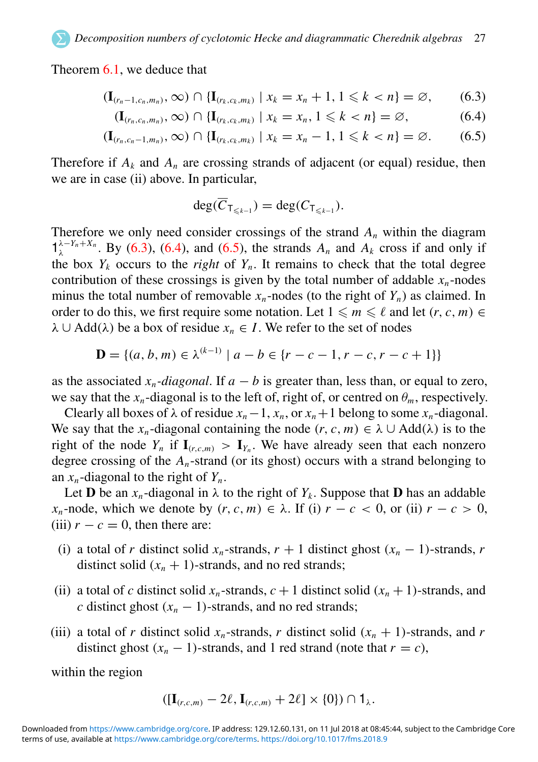Theorem 6.1, we deduce that

$$(\mathbf{I}_{(r_n-1,c_n,m_n)}, \infty) \cap \{\mathbf{I}_{(r_k,c_k,m_k)} \mid x_k = x_n + 1, 1 \leqslant k < n\} = \varnothing, \tag{6.3}$$

$$(\mathbf{I}_{(r_n,c_n,m_n)}, \infty) \cap \{\mathbf{I}_{(r_k,c_k,m_k)} \mid x_k = x_n, 1 \leqslant k < n\} = \varnothing, \tag{6.4}$$

$$(\mathbf{I}_{(r_n,c_n-1,m_n)}, \infty) \cap \{\mathbf{I}_{(r_k,c_k,m_k)} \mid x_k = x_n - 1, 1 \leqslant k < n\} = \varnothing. \tag{6.5}$$

Therefore if $A_k$ and $A_n$ are crossing strands of adjacent (or equal) residue, then we are in case (ii) above. In particular,

$$\deg(\overline{C}_{\mathsf{T}_{\leqslant k-1}}) = \deg(C_{\mathsf{T}_{\leqslant k-1}}).$$

Therefore we only need consider crossings of the strand $A_n$ within the diagram $1_{\lambda}^{\lambda - Y_n + X_n}$. By (6.3), (6.4), and (6.5), the strands $A_n$ and $A_k$ cross if and only if the box $Y_k$ occurs to the *right* of $Y_n$. It remains to check that the total degree contribution of these crossings is given by the total number of addable $x_n$-nodes minus the total number of removable $x_n$-nodes (to the right of $Y_n$) as claimed. In order to do this, we first require some notation. Let $1 \leqslant m \leqslant \ell$ and let $(r, c, m) \in \lambda \cup \mathrm{Add}(\lambda)$ be a box of residue $x_n \in I$. We refer to the set of nodes

$$\mathbf{D} = \{(a, b, m) \in \lambda^{(k-1)} \mid a - b \in \{r - c - 1, r - c, r - c + 1\}\}$$

as the associated $x_n$-*diagonal*. If $a - b$ is greater than, less than, or equal to zero, we say that the $x_n$-diagonal is to the left of, right of, or centred on $\theta_m$, respectively.

Clearly all boxes of $\lambda$ of residue $x_n - 1$, $x_n$, or $x_n + 1$ belong to some $x_n$-diagonal. We say that the $x_n$-diagonal containing the node $(r, c, m) \in \lambda \cup \mathrm{Add}(\lambda)$ is to the right of the node $Y_n$ if $\mathbf{I}_{(r,c,m)} > \mathbf{I}_{Y_n}$. We have already seen that each nonzero degree crossing of the $A_n$-strand (or its ghost) occurs with a strand belonging to an $x_n$-diagonal to the right of $Y_n$.

Let $\mathbf{D}$ be an $x_n$-diagonal in $\lambda$ to the right of $Y_k$. Suppose that $\mathbf{D}$ has an addable $x_n$-node, which we denote by $(r, c, m) \in \lambda$. If (i) $r - c < 0$, or (ii) $r - c > 0$, (iii) $r - c = 0$, then there are:

(i) a total of $r$ distinct solid $x_n$-strands, $r + 1$ distinct ghost $(x_n - 1)$-strands, $r$ distinct solid $(x_n + 1)$-strands, and no red strands;

(ii) a total of $c$ distinct solid $x_n$-strands, $c + 1$ distinct solid $(x_n + 1)$-strands, and $c$ distinct ghost $(x_n - 1)$-strands, and no red strands;

(iii) a total of $r$ distinct solid $x_n$-strands, $r$ distinct solid $(x_n + 1)$-strands, and $r$ distinct ghost $(x_n - 1)$-strands, and 1 red strand (note that $r = c$),

within the region

$$([\mathbf{I}_{(r,c,m)} - 2\ell, \mathbf{I}_{(r,c,m)} + 2\ell] \times \{0\}) \cap 1_{\lambda}.$$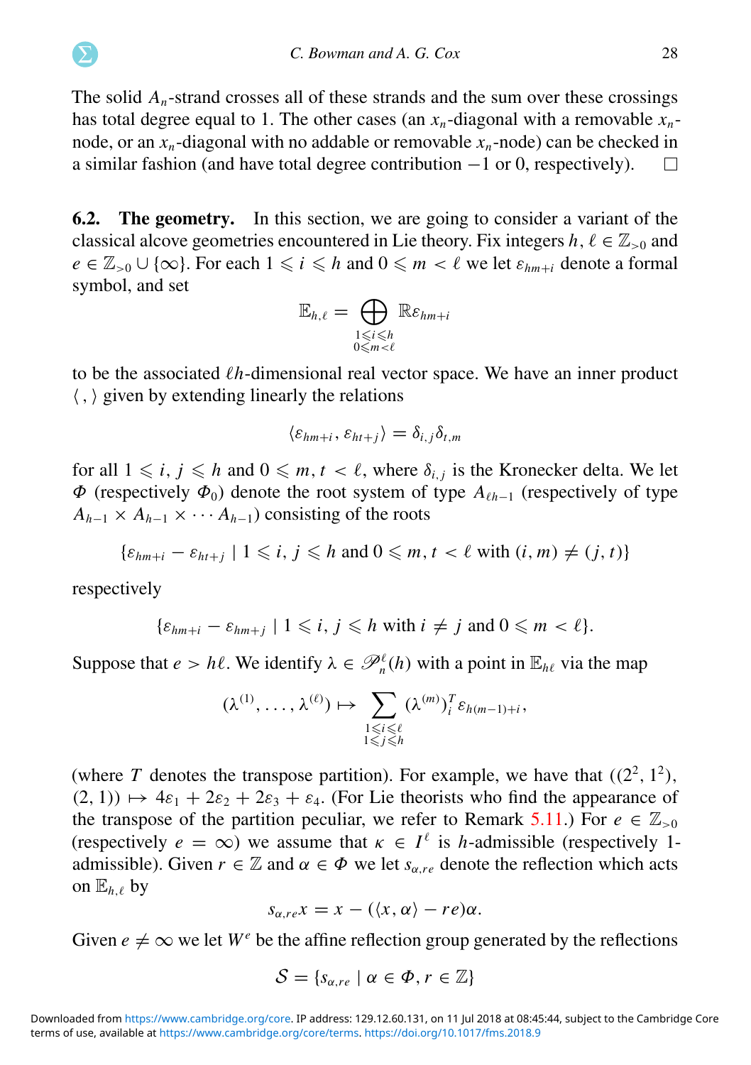The solid $A_n$-strand crosses all of these strands and the sum over these crossings has total degree equal to 1. The other cases (an $x_n$-diagonal with a removable $x_n$-node, or an $x_n$-diagonal with no addable or removable $x_n$-node) can be checked in a similar fashion (and have total degree contribution $-1$ or 0, respectively). $\square$

**6.2. The geometry.** In this section, we are going to consider a variant of the classical alcove geometries encountered in Lie theory. Fix integers $h, \ell \in \mathbb{Z}_{>0}$ and $e \in \mathbb{Z}_{>0} \cup \{\infty\}$. For each $1 \leqslant i \leqslant h$ and $0 \leqslant m < \ell$ we let $\varepsilon_{hm+i}$ denote a formal symbol, and set

$$\mathbb{E}_{h,\ell} = \bigoplus_{\substack{1 \leqslant i \leqslant h \\ 0 \leqslant m < \ell}} \mathbb{R}\varepsilon_{hm+i}$$

to be the associated $\ell h$-dimensional real vector space. We have an inner product $\langle\, , \rangle$ given by extending linearly the relations

$$\langle \varepsilon_{hm+i}, \varepsilon_{ht+j} \rangle = \delta_{i,j}\delta_{t,m}$$

for all $1 \leqslant i, j \leqslant h$ and $0 \leqslant m, t < \ell$, where $\delta_{i,j}$ is the Kronecker delta. We let $\Phi$ (respectively $\Phi_0$) denote the root system of type $A_{\ell h-1}$ (respectively of type $A_{h-1} \times A_{h-1} \times \cdots A_{h-1}$) consisting of the roots

$$\{\varepsilon_{hm+i} - \varepsilon_{ht+j} \mid 1 \leqslant i, j \leqslant h \text{ and } 0 \leqslant m, t < \ell \text{ with } (i, m) \neq (j, t)\}$$

respectively

$$\{\varepsilon_{hm+i} - \varepsilon_{hm+j} \mid 1 \leqslant i, j \leqslant h \text{ with } i \neq j \text{ and } 0 \leqslant m < \ell\}.$$

Suppose that $e > h\ell$. We identify $\lambda \in \mathscr{P}_n^\ell(h)$ with a point in $\mathbb{E}_{h\ell}$ via the map

$$(\lambda^{(1)}, \ldots, \lambda^{(\ell)}) \mapsto \sum_{\substack{1 \leqslant i \leqslant \ell \\ 1 \leqslant j \leqslant h}} (\lambda^{(m)})_i^T \varepsilon_{h(m-1)+i},$$

(where $T$ denotes the transpose partition). For example, we have that $((2^2, 1^2), (2, 1)) \mapsto 4\varepsilon_1 + 2\varepsilon_2 + 2\varepsilon_3 + \varepsilon_4$. (For Lie theorists who find the appearance of the transpose of the partition peculiar, we refer to Remark 5.11.) For $e \in \mathbb{Z}_{>0}$ (respectively $e = \infty$) we assume that $\kappa \in I^\ell$ is $h$-admissible (respectively 1-admissible). Given $r \in \mathbb{Z}$ and $\alpha \in \Phi$ we let $s_{\alpha,re}$ denote the reflection which acts on $\mathbb{E}_{h,\ell}$ by

$$s_{\alpha,re}x = x - (\langle x, \alpha \rangle - re)\alpha.$$

Given $e \neq \infty$ we let $W^e$ be the affine reflection group generated by the reflections

$$\mathcal{S} = \{s_{\alpha,re} \mid \alpha \in \Phi, r \in \mathbb{Z}\}$$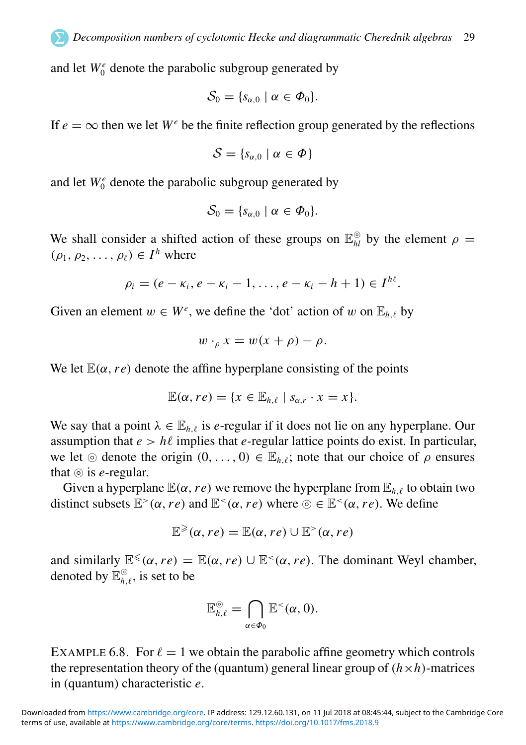and let $W_0^e$ denote the parabolic subgroup generated by

$$\mathcal{S}_0 = \{s_{\alpha,0} \mid \alpha \in \Phi_0\}.$$

If $e = \infty$ then we let $W^e$ be the finite reflection group generated by the reflections

$$\mathcal{S} = \{s_{\alpha,0} \mid \alpha \in \Phi\}$$

and let $W_0^e$ denote the parabolic subgroup generated by

$$\mathcal{S}_0 = \{s_{\alpha,0} \mid \alpha \in \Phi_0\}.$$

We shall consider a shifted action of these groups on $\mathbb{E}_{hl}^{\circledcirc}$ by the element $\rho = (\rho_1, \rho_2, \ldots, \rho_\ell) \in I^h$ where

$$\rho_i = (e - \kappa_i, e - \kappa_i - 1, \ldots, e - \kappa_i - h + 1) \in I^{h\ell}.$$

Given an element $w \in W^e$, we define the 'dot' action of $w$ on $\mathbb{E}_{h,\ell}$ by

$$w \cdot_\rho x = w(x + \rho) - \rho.$$

We let $\mathbb{E}(\alpha, re)$ denote the affine hyperplane consisting of the points

$$\mathbb{E}(\alpha, re) = \{x \in \mathbb{E}_{h,\ell} \mid s_{\alpha,r} \cdot x = x\}.$$

We say that a point $\lambda \in \mathbb{E}_{h,\ell}$ is $e$-regular if it does not lie on any hyperplane. Our assumption that $e > h\ell$ implies that $e$-regular lattice points do exist. In particular, we let $\circledcirc$ denote the origin $(0, \ldots, 0) \in \mathbb{E}_{h,\ell}$; note that our choice of $\rho$ ensures that $\circledcirc$ is $e$-regular.

Given a hyperplane $\mathbb{E}(\alpha, re)$ we remove the hyperplane from $\mathbb{E}_{h,\ell}$ to obtain two distinct subsets $\mathbb{E}^{>}(\alpha, re)$ and $\mathbb{E}^{<}(\alpha, re)$ where $\circledcirc \in \mathbb{E}^{<}(\alpha, re)$. We define

$$\mathbb{E}^{\geqslant}(\alpha, re) = \mathbb{E}(\alpha, re) \cup \mathbb{E}^{>}(\alpha, re)$$

and similarly $\mathbb{E}^{\leqslant}(\alpha, re) = \mathbb{E}(\alpha, re) \cup \mathbb{E}^{<}(\alpha, re)$. The dominant Weyl chamber, denoted by $\mathbb{E}_{h,\ell}^{\circledcirc}$, is set to be

$$\mathbb{E}_{h,\ell}^{\circledcirc} = \bigcap_{\alpha \in \Phi_0} \mathbb{E}^{<}(\alpha, 0).$$

EXAMPLE 6.8. For $\ell = 1$ we obtain the parabolic affine geometry which controls the representation theory of the (quantum) general linear group of $(h \times h)$-matrices in (quantum) characteristic $e$.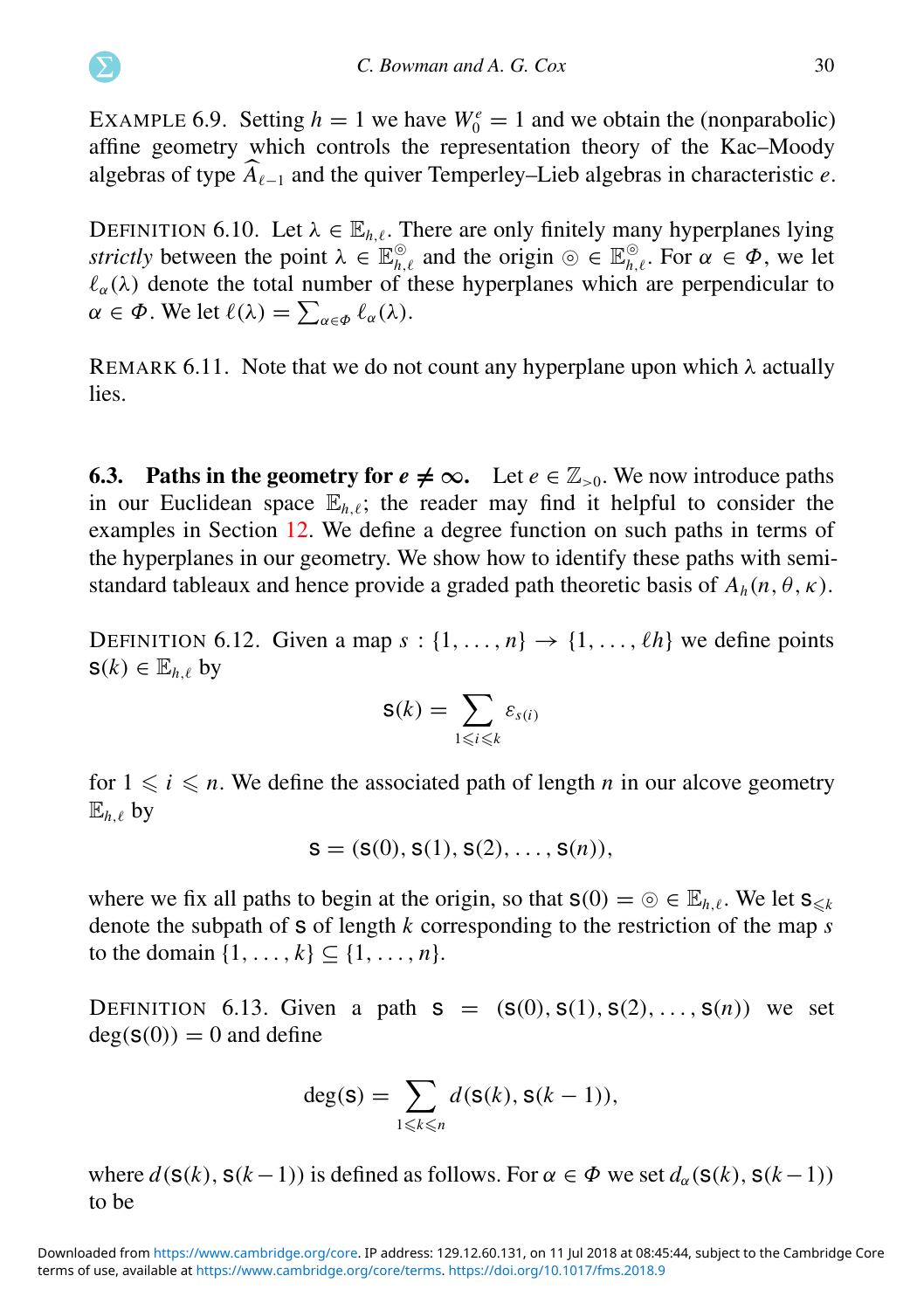Example 6.9. Setting $h = 1$ we have $W_0^e = 1$ and we obtain the (nonparabolic) affine geometry which controls the representation theory of the Kac–Moody algebras of type $\widehat{A}_{\ell-1}$ and the quiver Temperley–Lieb algebras in characteristic $e$.

Definition 6.10. Let $\lambda \in \mathbb{E}_{h,\ell}$. There are only finitely many hyperplanes lying *strictly* between the point $\lambda \in \mathbb{E}_{h,\ell}^{\circledcirc}$ and the origin $\circledcirc \in \mathbb{E}_{h,\ell}^{\circledcirc}$. For $\alpha \in \Phi$, we let $\ell_\alpha(\lambda)$ denote the total number of these hyperplanes which are perpendicular to $\alpha \in \Phi$. We let $\ell(\lambda) = \sum_{\alpha \in \Phi} \ell_\alpha(\lambda)$.

Remark 6.11. Note that we do not count any hyperplane upon which $\lambda$ actually lies.

### 6.3. Paths in the geometry for $e \neq \infty$.

Let $e \in \mathbb{Z}_{>0}$. We now introduce paths in our Euclidean space $\mathbb{E}_{h,\ell}$; the reader may find it helpful to consider the examples in Section 12. We define a degree function on such paths in terms of the hyperplanes in our geometry. We show how to identify these paths with semistandard tableaux and hence provide a graded path theoretic basis of $A_h(n, \theta, \kappa)$.

Definition 6.12. Given a map $s : \{1, \ldots, n\} \to \{1, \ldots, \ell h\}$ we define points $\mathsf{s}(k) \in \mathbb{E}_{h,\ell}$ by

$$\mathsf{s}(k) = \sum_{1 \leqslant i \leqslant k} \varepsilon_{s(i)}$$

for $1 \leqslant i \leqslant n$. We define the associated path of length $n$ in our alcove geometry $\mathbb{E}_{h,\ell}$ by

$$\mathsf{s} = (\mathsf{s}(0), \mathsf{s}(1), \mathsf{s}(2), \ldots, \mathsf{s}(n)),$$

where we fix all paths to begin at the origin, so that $\mathsf{s}(0) = \circledcirc \in \mathbb{E}_{h,\ell}$. We let $\mathsf{s}_{\leqslant k}$ denote the subpath of $\mathsf{s}$ of length $k$ corresponding to the restriction of the map $s$ to the domain $\{1, \ldots, k\} \subseteq \{1, \ldots, n\}$.

Definition 6.13. Given a path $\mathsf{s} = (\mathsf{s}(0), \mathsf{s}(1), \mathsf{s}(2), \ldots, \mathsf{s}(n))$ we set $\deg(\mathsf{s}(0)) = 0$ and define

$$\deg(\mathsf{s}) = \sum_{1 \leqslant k \leqslant n} d(\mathsf{s}(k), \mathsf{s}(k-1)),$$

where $d(\mathsf{s}(k), \mathsf{s}(k-1))$ is defined as follows. For $\alpha \in \Phi$ we set $d_\alpha(\mathsf{s}(k), \mathsf{s}(k-1))$ to be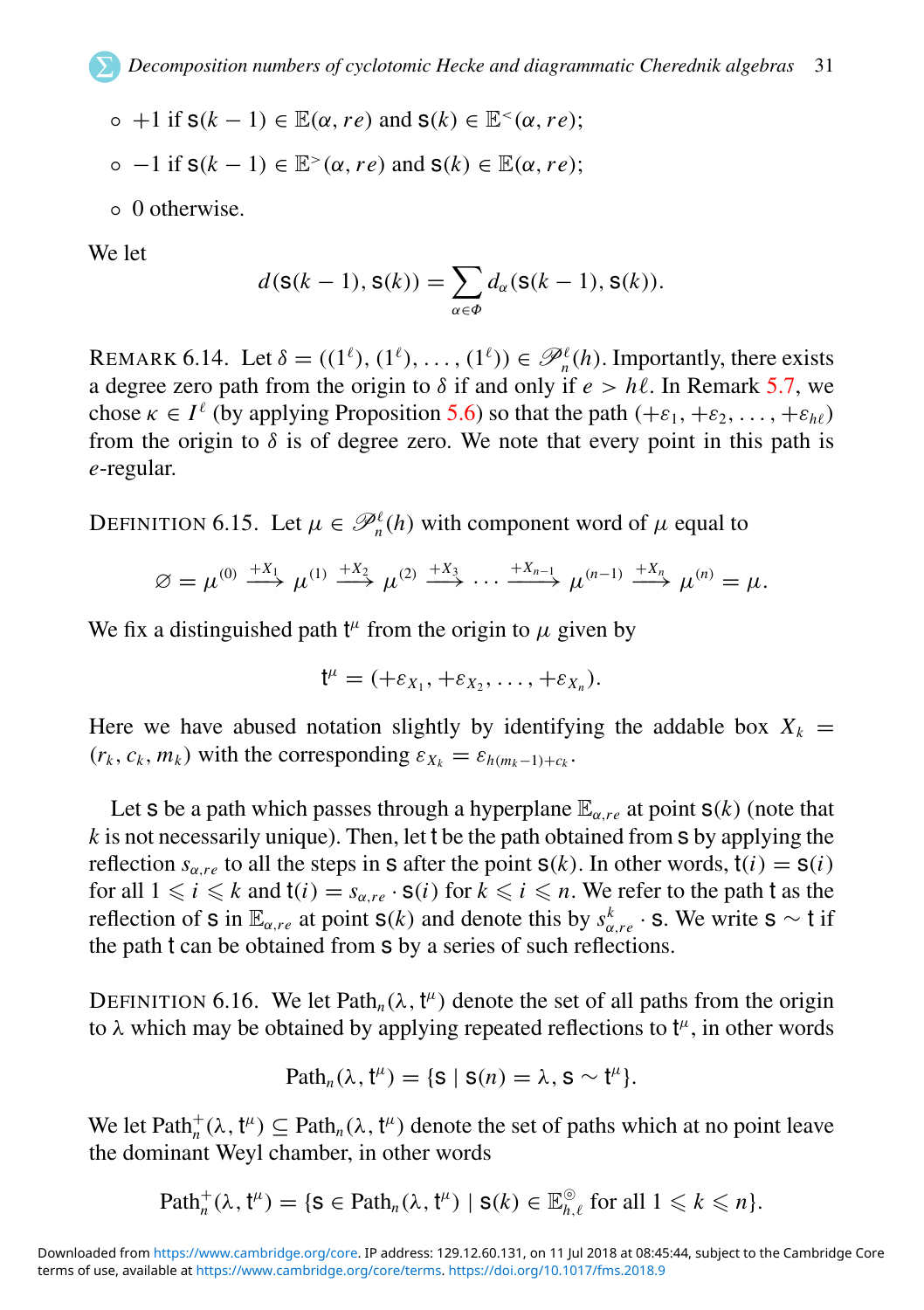- $+1$ if $\mathsf{s}(k-1) \in \mathbb{E}(\alpha, re)$ and $\mathsf{s}(k) \in \mathbb{E}^{<}(\alpha, re)$;
- $-1$ if $\mathsf{s}(k-1) \in \mathbb{E}^{>}(\alpha, re)$ and $\mathsf{s}(k) \in \mathbb{E}(\alpha, re)$;
- $0$ otherwise.

We let

$$d(\mathsf{s}(k-1), \mathsf{s}(k)) = \sum_{\alpha \in \Phi} d_\alpha(\mathsf{s}(k-1), \mathsf{s}(k)).$$

REMARK 6.14. Let $\delta = ((1^\ell), (1^\ell), \ldots, (1^\ell)) \in \mathscr{P}_n^\ell(h)$. Importantly, there exists a degree zero path from the origin to $\delta$ if and only if $e > h\ell$. In Remark 5.7, we chose $\kappa \in I^\ell$ (by applying Proposition 5.6) so that the path $(+\varepsilon_1, +\varepsilon_2, \ldots, +\varepsilon_{h\ell})$ from the origin to $\delta$ is of degree zero. We note that every point in this path is $e$-regular.

DEFINITION 6.15. Let $\mu \in \mathscr{P}_n^\ell(h)$ with component word of $\mu$ equal to

$$\varnothing = \mu^{(0)} \xrightarrow{+X_1} \mu^{(1)} \xrightarrow{+X_2} \mu^{(2)} \xrightarrow{+X_3} \cdots \xrightarrow{+X_{n-1}} \mu^{(n-1)} \xrightarrow{+X_n} \mu^{(n)} = \mu.$$

We fix a distinguished path $\mathsf{t}^\mu$ from the origin to $\mu$ given by

$$\mathsf{t}^\mu = (+\varepsilon_{X_1}, +\varepsilon_{X_2}, \ldots, +\varepsilon_{X_n}).$$

Here we have abused notation slightly by identifying the addable box $X_k = (r_k, c_k, m_k)$ with the corresponding $\varepsilon_{X_k} = \varepsilon_{h(m_k-1)+c_k}$.

Let $\mathsf{s}$ be a path which passes through a hyperplane $\mathbb{E}_{\alpha,re}$ at point $\mathsf{s}(k)$ (note that $k$ is not necessarily unique). Then, let $\mathsf{t}$ be the path obtained from $\mathsf{s}$ by applying the reflection $s_{\alpha,re}$ to all the steps in $\mathsf{s}$ after the point $\mathsf{s}(k)$. In other words, $\mathsf{t}(i) = \mathsf{s}(i)$ for all $1 \leqslant i \leqslant k$ and $\mathsf{t}(i) = s_{\alpha,re} \cdot \mathsf{s}(i)$ for $k \leqslant i \leqslant n$. We refer to the path $\mathsf{t}$ as the reflection of $\mathsf{s}$ in $\mathbb{E}_{\alpha,re}$ at point $\mathsf{s}(k)$ and denote this by $s^k_{\alpha,re} \cdot \mathsf{s}$. We write $\mathsf{s} \sim \mathsf{t}$ if the path $\mathsf{t}$ can be obtained from $\mathsf{s}$ by a series of such reflections.

DEFINITION 6.16. We let $\text{Path}_n(\lambda, \mathsf{t}^\mu)$ denote the set of all paths from the origin to $\lambda$ which may be obtained by applying repeated reflections to $\mathsf{t}^\mu$, in other words

$$\text{Path}_n(\lambda, \mathsf{t}^\mu) = \{\mathsf{s} \mid \mathsf{s}(n) = \lambda, \mathsf{s} \sim \mathsf{t}^\mu\}.$$

We let $\text{Path}_n^+(\lambda, \mathsf{t}^\mu) \subseteq \text{Path}_n(\lambda, \mathsf{t}^\mu)$ denote the set of paths which at no point leave the dominant Weyl chamber, in other words

$$\text{Path}_n^+(\lambda, \mathsf{t}^\mu) = \{\mathsf{s} \in \text{Path}_n(\lambda, \mathsf{t}^\mu) \mid \mathsf{s}(k) \in \mathbb{E}_{h,\ell}^{\circledcirc} \text{ for all } 1 \leqslant k \leqslant n\}.$$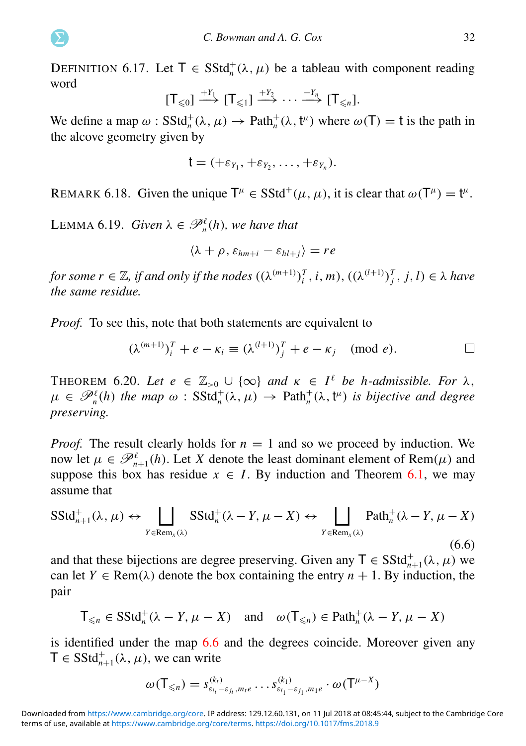DEFINITION 6.17. Let $\mathsf{T} \in \mathrm{SStd}_n^+(\lambda, \mu)$ be a tableau with component reading word

$$[\mathsf{T}_{\leqslant 0}] \xrightarrow{+Y_1} [\mathsf{T}_{\leqslant 1}] \xrightarrow{+Y_2} \cdots \xrightarrow{+Y_n} [\mathsf{T}_{\leqslant n}].$$

We define a map $\omega : \mathrm{SStd}_n^+(\lambda, \mu) \to \mathrm{Path}_n^+(\lambda, \mathsf{t}^\mu)$ where $\omega(\mathsf{T}) = \mathsf{t}$ is the path in the alcove geometry given by

$$\mathsf{t} = (+\varepsilon_{Y_1}, +\varepsilon_{Y_2}, \ldots, +\varepsilon_{Y_n}).$$

REMARK 6.18. Given the unique $\mathsf{T}^\mu \in \mathrm{SStd}^+(\mu, \mu)$, it is clear that $\omega(\mathsf{T}^\mu) = \mathsf{t}^\mu$.

LEMMA 6.19. *Given $\lambda \in \mathscr{P}_n^\ell(h)$, we have that*

$$\langle \lambda + \rho, \varepsilon_{hm+i} - \varepsilon_{hl+j} \rangle = re$$

*for some $r \in \mathbb{Z}$, if and only if the nodes $((\lambda^{(m+1)})_i^T, i, m)$, $((\lambda^{(l+1)})_j^T, j, l) \in \lambda$ have the same residue.*

*Proof.* To see this, note that both statements are equivalent to

$$(\lambda^{(m+1)})_i^T + e - \kappa_i \equiv (\lambda^{(l+1)})_j^T + e - \kappa_j \pmod{e}.$$

□

THEOREM 6.20. *Let $e \in \mathbb{Z}_{>0} \cup \{\infty\}$ and $\kappa \in I^\ell$ be $h$-admissible. For $\lambda$, $\mu \in \mathscr{P}_n^\ell(h)$ the map $\omega : \mathrm{SStd}_n^+(\lambda, \mu) \to \mathrm{Path}_n^+(\lambda, \mathsf{t}^\mu)$ is bijective and degree preserving.*

*Proof.* The result clearly holds for $n = 1$ and so we proceed by induction. We now let $\mu \in \mathscr{P}_{n+1}^\ell(h)$. Let $X$ denote the least dominant element of $\mathrm{Rem}(\mu)$ and suppose this box has residue $x \in I$. By induction and Theorem 6.1, we may assume that

$$\mathrm{SStd}_{n+1}^+(\lambda, \mu) \leftrightarrow \bigsqcup_{Y \in \mathrm{Rem}_x(\lambda)} \mathrm{SStd}_n^+(\lambda - Y, \mu - X) \leftrightarrow \bigsqcup_{Y \in \mathrm{Rem}_x(\lambda)} \mathrm{Path}_n^+(\lambda - Y, \mu - X) \tag{6.6}$$

and that these bijections are degree preserving. Given any $\mathsf{T} \in \mathrm{SStd}_{n+1}^+(\lambda, \mu)$ we can let $Y \in \mathrm{Rem}(\lambda)$ denote the box containing the entry $n + 1$. By induction, the pair

$$\mathsf{T}_{\leqslant n} \in \mathrm{SStd}_n^+(\lambda - Y, \mu - X) \quad \text{and} \quad \omega(\mathsf{T}_{\leqslant n}) \in \mathrm{Path}_n^+(\lambda - Y, \mu - X)$$

is identified under the map 6.6 and the degrees coincide. Moreover given any $\mathsf{T} \in \mathrm{SStd}_{n+1}^+(\lambda, \mu)$, we can write

$$\omega(\mathsf{T}_{\leqslant n}) = s^{(k_t)}_{\varepsilon_{i_t} - \varepsilon_{j_t}, m_t e} \cdots s^{(k_1)}_{\varepsilon_{i_1} - \varepsilon_{j_1}, m_1 e} \cdot \omega(\mathsf{T}^{\mu - X})$$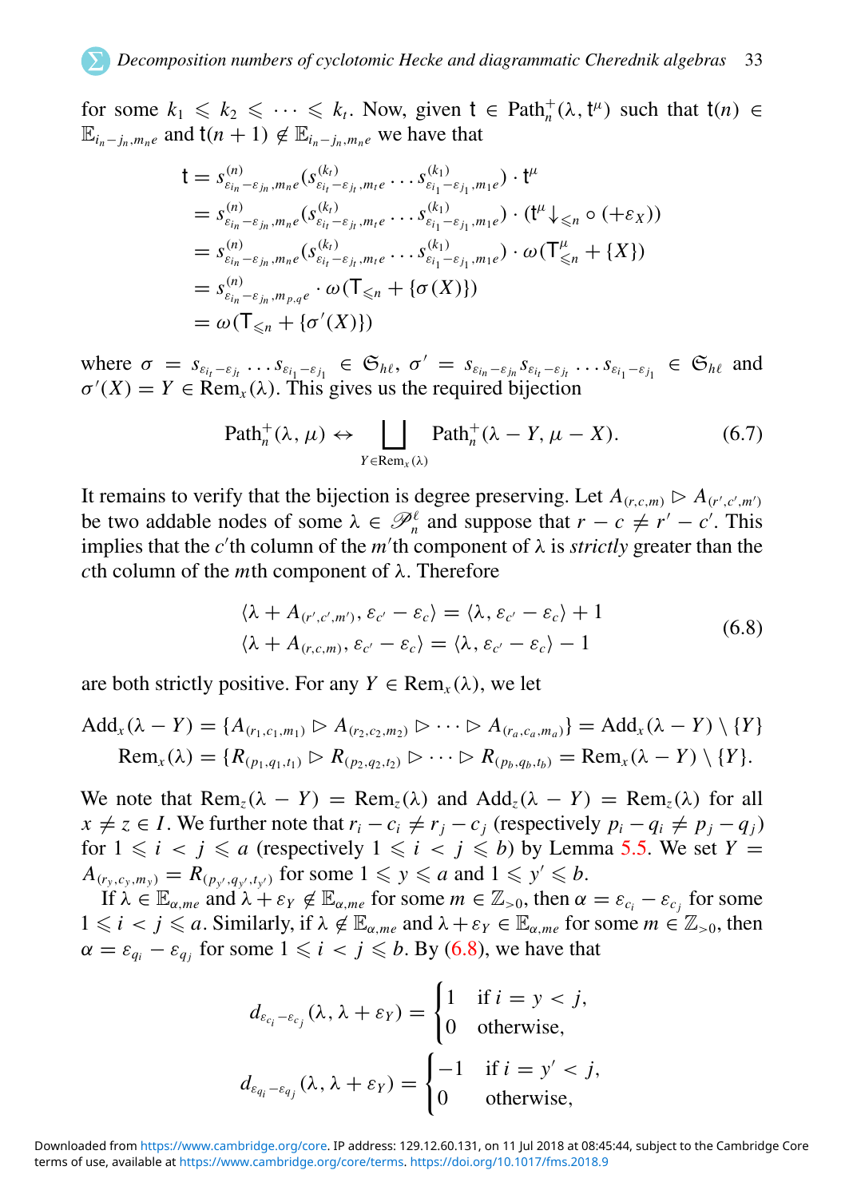for some $k_1 \leqslant k_2 \leqslant \cdots \leqslant k_t$. Now, given $\mathsf{t} \in \mathrm{Path}^+_n(\lambda, \mathsf{t}^\mu)$ such that $\mathsf{t}(n) \in \mathbb{E}_{i_n - j_n, m_n e}$ and $\mathsf{t}(n+1) \notin \mathbb{E}_{i_n - j_n, m_n e}$ we have that

$$
\begin{aligned}
\mathsf{t} &= s^{(n)}_{\varepsilon_{i_n} - \varepsilon_{j_n}, m_n e} (s^{(k_t)}_{\varepsilon_{i_t} - \varepsilon_{j_t}, m_t e} \cdots s^{(k_1)}_{\varepsilon_{i_1} - \varepsilon_{j_1}, m_1 e}) \cdot \mathsf{t}^\mu \\
&= s^{(n)}_{\varepsilon_{i_n} - \varepsilon_{j_n}, m_n e} (s^{(k_t)}_{\varepsilon_{i_t} - \varepsilon_{j_t}, m_t e} \cdots s^{(k_1)}_{\varepsilon_{i_1} - \varepsilon_{j_1}, m_1 e}) \cdot (\mathsf{t}^\mu {\downarrow}_{\leqslant n} \circ (+\varepsilon_X)) \\
&= s^{(n)}_{\varepsilon_{i_n} - \varepsilon_{j_n}, m_n e} (s^{(k_t)}_{\varepsilon_{i_t} - \varepsilon_{j_t}, m_t e} \cdots s^{(k_1)}_{\varepsilon_{i_1} - \varepsilon_{j_1}, m_1 e}) \cdot \omega(\mathsf{T}^\mu_{\leqslant n} + \{X\}) \\
&= s^{(n)}_{\varepsilon_{i_n} - \varepsilon_{j_n}, m_{p,q} e} \cdot \omega(\mathsf{T}_{\leqslant n} + \{\sigma(X)\}) \\
&= \omega(\mathsf{T}_{\leqslant n} + \{\sigma'(X)\})
\end{aligned}
$$

where $\sigma = s_{\varepsilon_{i_t} - \varepsilon_{j_t}} \cdots s_{\varepsilon_{i_1} - \varepsilon_{j_1}} \in \mathfrak{S}_{h\ell}$, $\sigma' = s_{\varepsilon_{i_n} - \varepsilon_{j_n}} s_{\varepsilon_{i_t} - \varepsilon_{j_t}} \cdots s_{\varepsilon_{i_1} - \varepsilon_{j_1}} \in \mathfrak{S}_{h\ell}$ and $\sigma'(X) = Y \in \mathrm{Rem}_x(\lambda)$. This gives us the required bijection

$$
\mathrm{Path}^+_n(\lambda, \mu) \leftrightarrow \bigsqcup_{Y \in \mathrm{Rem}_x(\lambda)} \mathrm{Path}^+_n(\lambda - Y, \mu - X). \tag{6.7}
$$

It remains to verify that the bijection is degree preserving. Let $A_{(r,c,m)} \rhd A_{(r',c',m')}$ be two addable nodes of some $\lambda \in \mathscr{P}^\ell_n$ and suppose that $r - c \neq r' - c'$. This implies that the $c'$th column of the $m'$th component of $\lambda$ is *strictly* greater than the $c$th column of the $m$th component of $\lambda$. Therefore

$$
\begin{aligned}
\langle \lambda + A_{(r',c',m')}, \varepsilon_{c'} - \varepsilon_c \rangle &= \langle \lambda, \varepsilon_{c'} - \varepsilon_c \rangle + 1 \\
\langle \lambda + A_{(r,c,m)}, \varepsilon_{c'} - \varepsilon_c \rangle &= \langle \lambda, \varepsilon_{c'} - \varepsilon_c \rangle - 1
\end{aligned} \tag{6.8}
$$

are both strictly positive. For any $Y \in \mathrm{Rem}_x(\lambda)$, we let

$$
\begin{aligned}
\mathrm{Add}_x(\lambda - Y) &= \{A_{(r_1,c_1,m_1)} \rhd A_{(r_2,c_2,m_2)} \rhd \cdots \rhd A_{(r_a,c_a,m_a)}\} = \mathrm{Add}_x(\lambda - Y) \setminus \{Y\} \\
\mathrm{Rem}_x(\lambda) &= \{R_{(p_1,q_1,t_1)} \rhd R_{(p_2,q_2,t_2)} \rhd \cdots \rhd R_{(p_b,q_b,t_b)}\} = \mathrm{Rem}_x(\lambda - Y) \setminus \{Y\}.
\end{aligned}
$$

We note that $\mathrm{Rem}_z(\lambda - Y) = \mathrm{Rem}_z(\lambda)$ and $\mathrm{Add}_z(\lambda - Y) = \mathrm{Rem}_z(\lambda)$ for all $x \neq z \in I$. We further note that $r_i - c_i \neq r_j - c_j$ (respectively $p_i - q_i \neq p_j - q_j$) for $1 \leqslant i < j \leqslant a$ (respectively $1 \leqslant i < j \leqslant b$) by Lemma 5.5. We set $Y = A_{(r_y,c_y,m_y)} = R_{(p_{y'},q_{y'},t_{y'})}$ for some $1 \leqslant y \leqslant a$ and $1 \leqslant y' \leqslant b$.

If $\lambda \in \mathbb{E}_{\alpha,me}$ and $\lambda + \varepsilon_Y \notin \mathbb{E}_{\alpha,me}$ for some $m \in \mathbb{Z}_{>0}$, then $\alpha = \varepsilon_{c_i} - \varepsilon_{c_j}$ for some $1 \leqslant i < j \leqslant a$. Similarly, if $\lambda \notin \mathbb{E}_{\alpha,me}$ and $\lambda + \varepsilon_Y \in \mathbb{E}_{\alpha,me}$ for some $m \in \mathbb{Z}_{>0}$, then $\alpha = \varepsilon_{q_i} - \varepsilon_{q_j}$ for some $1 \leqslant i < j \leqslant b$. By (6.8), we have that

$$
d_{\varepsilon_{c_i} - \varepsilon_{c_j}}(\lambda, \lambda + \varepsilon_Y) = \begin{cases} 1 & \text{if } i = y < j, \\ 0 & \text{otherwise,} \end{cases}
$$

$$
d_{\varepsilon_{q_i} - \varepsilon_{q_j}}(\lambda, \lambda + \varepsilon_Y) = \begin{cases} -1 & \text{if } i = y' < j, \\ 0 & \text{otherwise,} \end{cases}
$$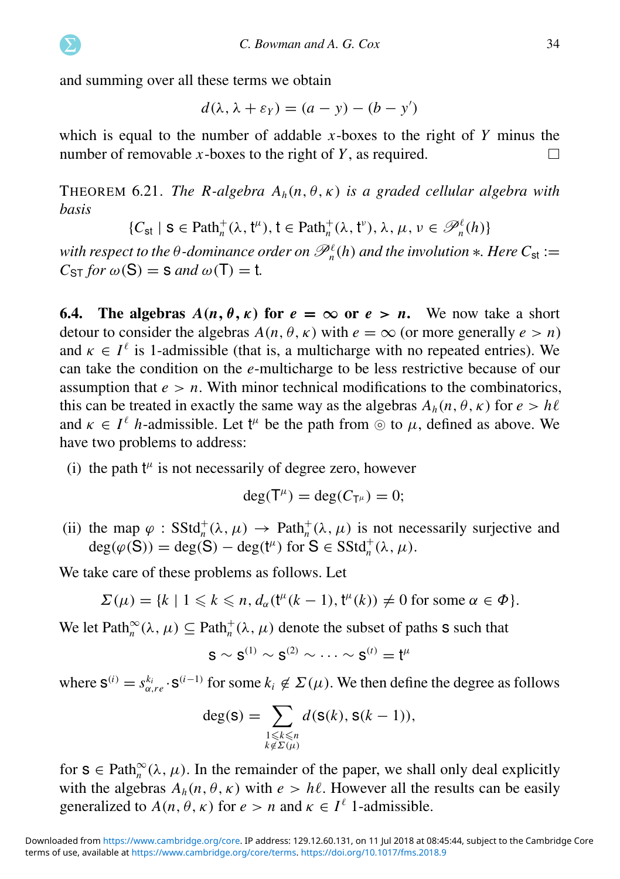and summing over all these terms we obtain

$$d(\lambda, \lambda + \varepsilon_Y) = (a - y) - (b - y')$$

which is equal to the number of addable $x$-boxes to the right of $Y$ minus the number of removable $x$-boxes to the right of $Y$, as required. □

THEOREM 6.21. *The $R$-algebra $A_h(n, \theta, \kappa)$ is a graded cellular algebra with basis*

$$\{C_{\mathsf{st}} \mid \mathsf{s} \in \mathrm{Path}_n^+(\lambda, \mathsf{t}^\mu), \mathsf{t} \in \mathrm{Path}_n^+(\lambda, \mathsf{t}^\nu), \lambda, \mu, \nu \in \mathscr{P}_n^\ell(h)\}$$

*with respect to the $\theta$-dominance order on $\mathscr{P}_n^\ell(h)$ and the involution $*$. Here $C_{\mathsf{st}} := C_{\mathsf{ST}}$ for $\omega(\mathsf{S}) = \mathsf{s}$ and $\omega(\mathsf{T}) = \mathsf{t}$.*

**6.4. The algebras $A(n, \theta, \kappa)$ for $e = \infty$ or $e > n$.** We now take a short detour to consider the algebras $A(n, \theta, \kappa)$ with $e = \infty$ (or more generally $e > n$) and $\kappa \in I^\ell$ is 1-admissible (that is, a multicharge with no repeated entries). We can take the condition on the $e$-multicharge to be less restrictive because of our assumption that $e > n$. With minor technical modifications to the combinatorics, this can be treated in exactly the same way as the algebras $A_h(n, \theta, \kappa)$ for $e > h\ell$ and $\kappa \in I^\ell$ $h$-admissible. Let $\mathsf{t}^\mu$ be the path from $\circledcirc$ to $\mu$, defined as above. We have two problems to address:

(i) the path $\mathsf{t}^\mu$ is not necessarily of degree zero, however

$$\deg(\mathsf{T}^\mu) = \deg(C_{\mathsf{T}^\mu}) = 0;$$

(ii) the map $\varphi : \mathrm{SStd}_n^+(\lambda, \mu) \to \mathrm{Path}_n^+(\lambda, \mu)$ is not necessarily surjective and $\deg(\varphi(\mathsf{S})) = \deg(\mathsf{S}) - \deg(\mathsf{t}^\mu)$ for $\mathsf{S} \in \mathrm{SStd}_n^+(\lambda, \mu)$.

We take care of these problems as follows. Let

$$\Sigma(\mu) = \{k \mid 1 \leqslant k \leqslant n, d_\alpha(\mathsf{t}^\mu(k-1), \mathsf{t}^\mu(k)) \neq 0 \text{ for some } \alpha \in \Phi\}.$$

We let $\mathrm{Path}_n^\infty(\lambda, \mu) \subseteq \mathrm{Path}_n^+(\lambda, \mu)$ denote the subset of paths $\mathsf{s}$ such that

$$\mathsf{s} \sim \mathsf{s}^{(1)} \sim \mathsf{s}^{(2)} \sim \cdots \sim \mathsf{s}^{(t)} = \mathsf{t}^\mu$$

where $\mathsf{s}^{(i)} = s_{\alpha,re}^{k_i} \cdot \mathsf{s}^{(i-1)}$ for some $k_i \notin \Sigma(\mu)$. We then define the degree as follows

$$\deg(\mathsf{s}) = \sum_{\substack{1 \leqslant k \leqslant n \\ k \notin \Sigma(\mu)}} d(\mathsf{s}(k), \mathsf{s}(k-1)),$$

for $\mathsf{s} \in \mathrm{Path}_n^\infty(\lambda, \mu)$. In the remainder of the paper, we shall only deal explicitly with the algebras $A_h(n, \theta, \kappa)$ with $e > h\ell$. However all the results can be easily generalized to $A(n, \theta, \kappa)$ for $e > n$ and $\kappa \in I^\ell$ 1-admissible.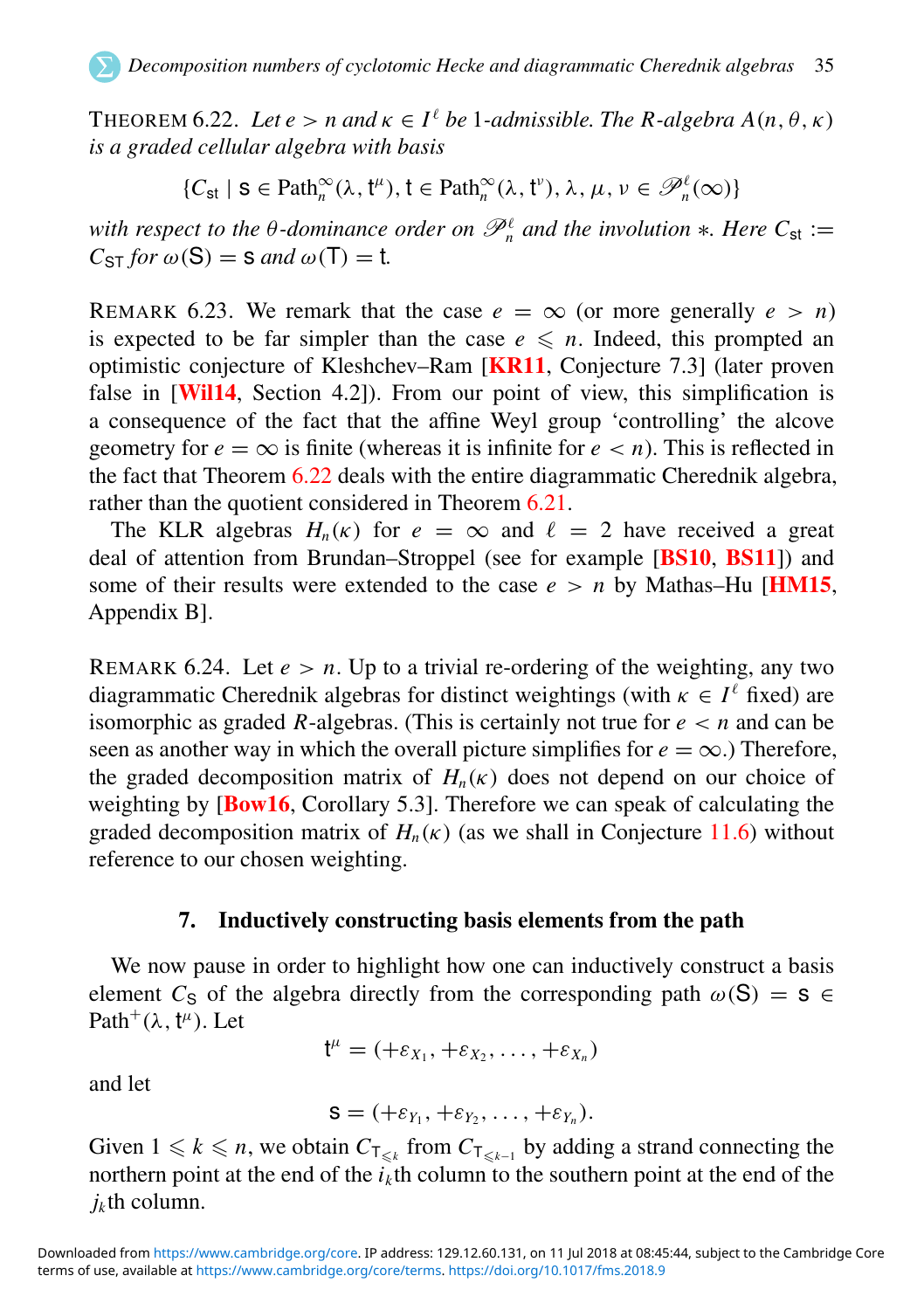THEOREM 6.22. *Let $e > n$ and $\kappa \in I^\ell$ be 1-admissible. The $R$-algebra $A(n, \theta, \kappa)$ is a graded cellular algebra with basis*

$$\{C_{\mathsf{st}} \mid \mathsf{s} \in \mathrm{Path}_n^\infty(\lambda, \mathsf{t}^\mu), \mathsf{t} \in \mathrm{Path}_n^\infty(\lambda, \mathsf{t}^\nu), \lambda, \mu, \nu \in \mathscr{P}_n^\ell(\infty)\}$$

*with respect to the $\theta$-dominance order on $\mathscr{P}_n^\ell$ and the involution $*$. Here $C_{\mathsf{st}} := C_{\mathsf{ST}}$ for $\omega(\mathsf{S}) = \mathsf{s}$ and $\omega(\mathsf{T}) = \mathsf{t}$.*

REMARK 6.23. We remark that the case $e = \infty$ (or more generally $e > n$) is expected to be far simpler than the case $e \leqslant n$. Indeed, this prompted an optimistic conjecture of Kleshchev–Ram [**KR11**, Conjecture 7.3] (later proven false in [**Wil14**, Section 4.2]). From our point of view, this simplification is a consequence of the fact that the affine Weyl group 'controlling' the alcove geometry for $e = \infty$ is finite (whereas it is infinite for $e < n$). This is reflected in the fact that Theorem 6.22 deals with the entire diagrammatic Cherednik algebra, rather than the quotient considered in Theorem 6.21.

The KLR algebras $H_n(\kappa)$ for $e = \infty$ and $\ell = 2$ have received a great deal of attention from Brundan–Stroppel (see for example [**BS10**, **BS11**]) and some of their results were extended to the case $e > n$ by Mathas–Hu [**HM15**, Appendix B].

REMARK 6.24. Let $e > n$. Up to a trivial re-ordering of the weighting, any two diagrammatic Cherednik algebras for distinct weightings (with $\kappa \in I^\ell$ fixed) are isomorphic as graded $R$-algebras. (This is certainly not true for $e < n$ and can be seen as another way in which the overall picture simplifies for $e = \infty$.) Therefore, the graded decomposition matrix of $H_n(\kappa)$ does not depend on our choice of weighting by [**Bow16**, Corollary 5.3]. Therefore we can speak of calculating the graded decomposition matrix of $H_n(\kappa)$ (as we shall in Conjecture 11.6) without reference to our chosen weighting.

## 7. Inductively constructing basis elements from the path

We now pause in order to highlight how one can inductively construct a basis element $C_{\mathsf{S}}$ of the algebra directly from the corresponding path $\omega(\mathsf{S}) = \mathsf{s} \in \mathrm{Path}^+(\lambda, \mathsf{t}^\mu)$. Let

$$\mathsf{t}^\mu = (+\varepsilon_{X_1}, +\varepsilon_{X_2}, \ldots, +\varepsilon_{X_n})$$

and let

$$\mathsf{s} = (+\varepsilon_{Y_1}, +\varepsilon_{Y_2}, \ldots, +\varepsilon_{Y_n}).$$

Given $1 \leqslant k \leqslant n$, we obtain $C_{\mathsf{T}_{\leqslant k}}$ from $C_{\mathsf{T}_{\leqslant k-1}}$ by adding a strand connecting the northern point at the end of the $i_k$th column to the southern point at the end of the $j_k$th column.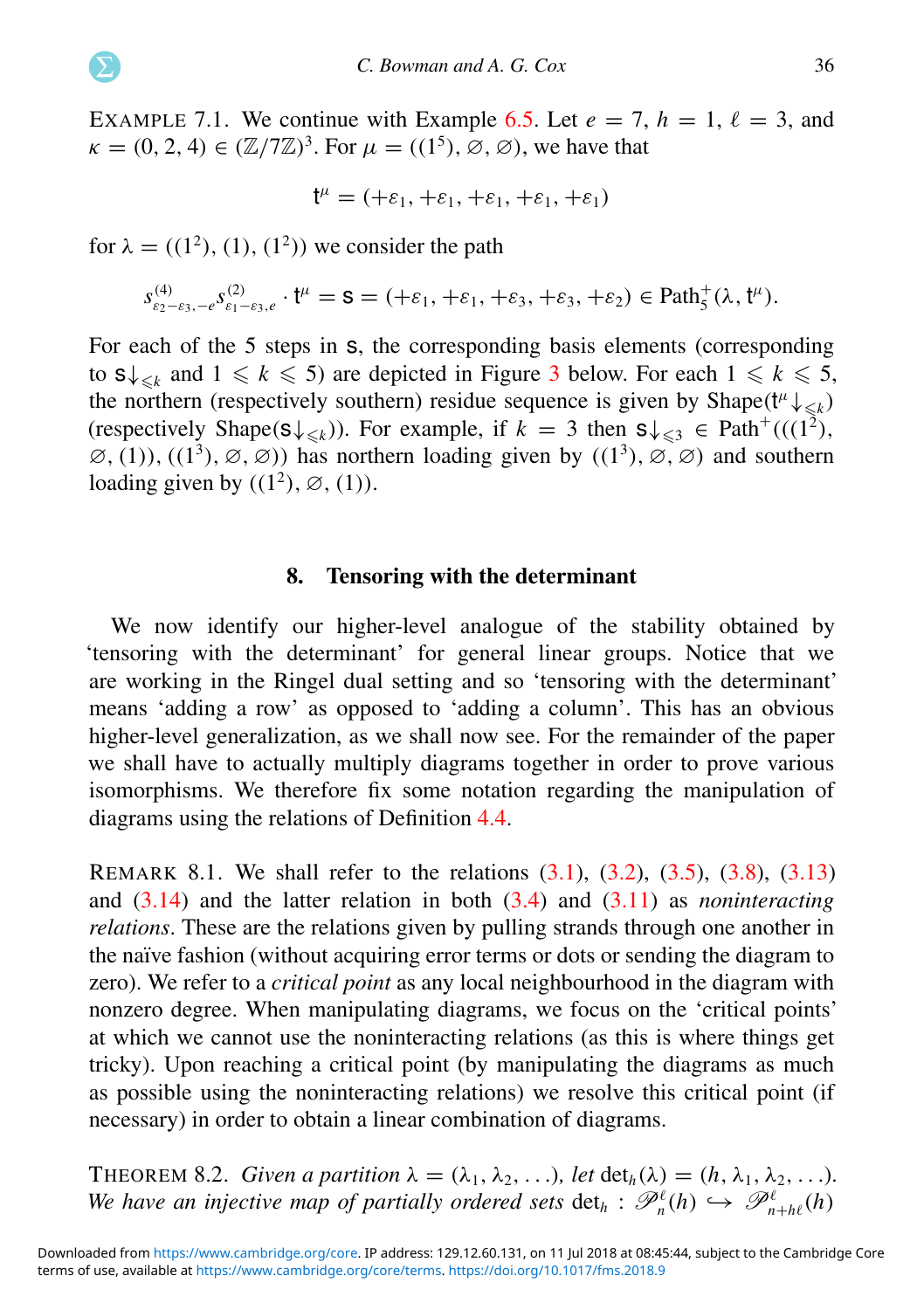Example 7.1. We continue with Example 6.5. Let $e = 7$, $h = 1$, $\ell = 3$, and $\kappa = (0, 2, 4) \in (\mathbb{Z}/7\mathbb{Z})^3$. For $\mu = ((1^5), \varnothing, \varnothing)$, we have that

$$\mathsf{t}^\mu = (+\varepsilon_1, +\varepsilon_1, +\varepsilon_1, +\varepsilon_1, +\varepsilon_1)$$

for $\lambda = ((1^2), (1), (1^2))$ we consider the path

$$s^{(4)}_{\varepsilon_2-\varepsilon_3,-e} s^{(2)}_{\varepsilon_1-\varepsilon_3,e} \cdot \mathsf{t}^\mu = \mathsf{s} = (+\varepsilon_1, +\varepsilon_1, +\varepsilon_3, +\varepsilon_3, +\varepsilon_2) \in \mathrm{Path}^+_5(\lambda, \mathsf{t}^\mu).$$

For each of the 5 steps in $\mathsf{s}$, the corresponding basis elements (corresponding to $\mathsf{s}{\downarrow_{\leqslant k}}$ and $1 \leqslant k \leqslant 5$) are depicted in Figure 3 below. For each $1 \leqslant k \leqslant 5$, the northern (respectively southern) residue sequence is given by $\mathrm{Shape}(\mathsf{t}^\mu{\downarrow_{\leqslant k}})$ (respectively $\mathrm{Shape}(\mathsf{s}{\downarrow_{\leqslant k}})$). For example, if $k = 3$ then $\mathsf{s}{\downarrow_{\leqslant 3}} \in \mathrm{Path}^+(((1^2), \varnothing, (1)), ((1^3), \varnothing, \varnothing))$ has northern loading given by $((1^3), \varnothing, \varnothing)$ and southern loading given by $((1^2), \varnothing, (1))$.

## 8. Tensoring with the determinant

We now identify our higher-level analogue of the stability obtained by 'tensoring with the determinant' for general linear groups. Notice that we are working in the Ringel dual setting and so 'tensoring with the determinant' means 'adding a row' as opposed to 'adding a column'. This has an obvious higher-level generalization, as we shall now see. For the remainder of the paper we shall have to actually multiply diagrams together in order to prove various isomorphisms. We therefore fix some notation regarding the manipulation of diagrams using the relations of Definition 4.4.

Remark 8.1. We shall refer to the relations (3.1), (3.2), (3.5), (3.8), (3.13) and (3.14) and the latter relation in both (3.4) and (3.11) as *noninteracting relations*. These are the relations given by pulling strands through one another in the naïve fashion (without acquiring error terms or dots or sending the diagram to zero). We refer to a *critical point* as any local neighbourhood in the diagram with nonzero degree. When manipulating diagrams, we focus on the 'critical points' at which we cannot use the noninteracting relations (as this is where things get tricky). Upon reaching a critical point (by manipulating the diagrams as much as possible using the noninteracting relations) we resolve this critical point (if necessary) in order to obtain a linear combination of diagrams.

Theorem 8.2. *Given a partition* $\lambda = (\lambda_1, \lambda_2, \ldots)$, *let* $\det_h(\lambda) = (h, \lambda_1, \lambda_2, \ldots)$. *We have an injective map of partially ordered sets* $\det_h : \mathscr{P}^\ell_n(h) \hookrightarrow \mathscr{P}^\ell_{n+h\ell}(h)$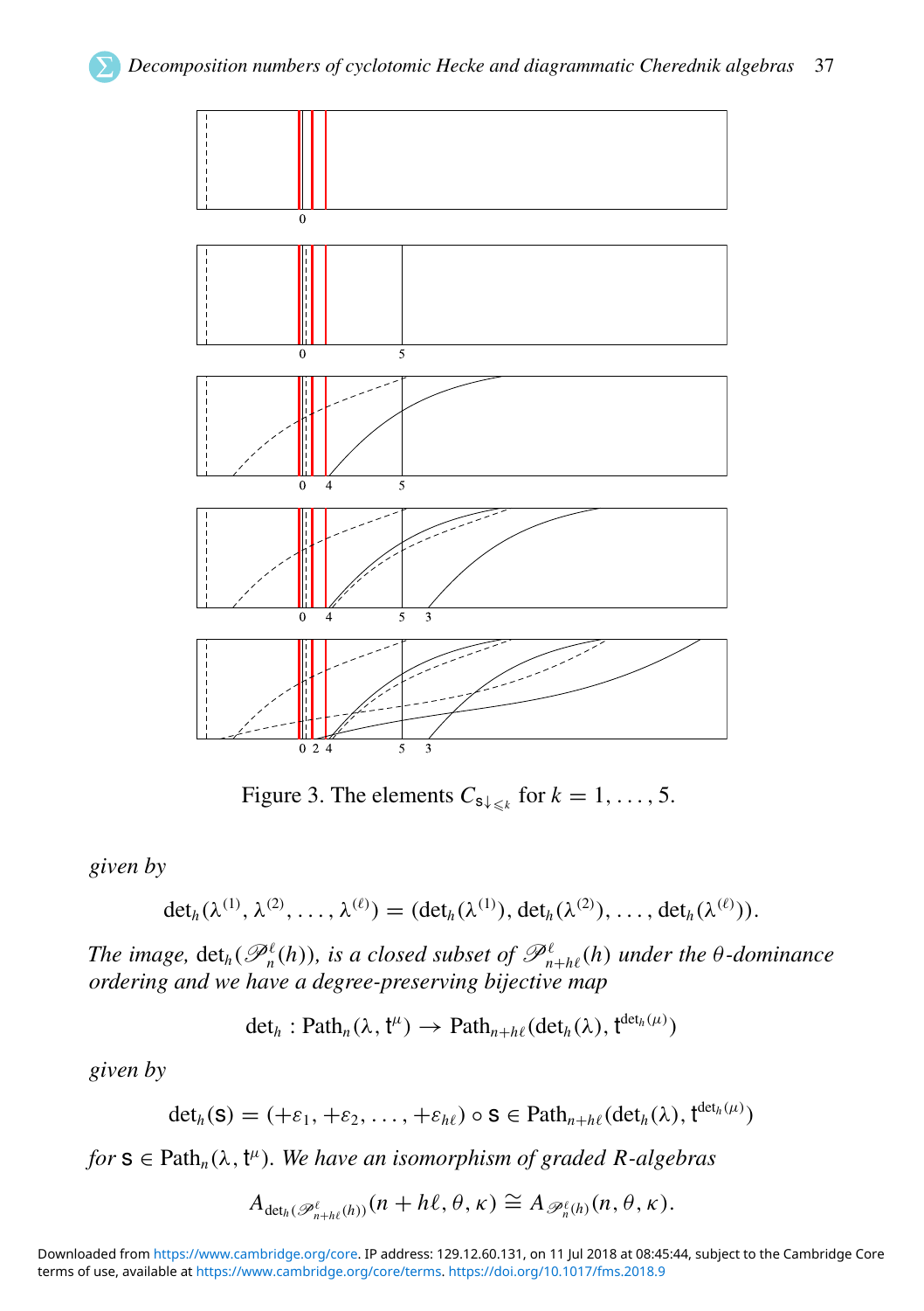Figure 3. The elements $C_{\mathsf{s}\downarrow_{\leqslant k}}$ for $k = 1, \ldots, 5$.

*given by*

$$\det_h(\lambda^{(1)}, \lambda^{(2)}, \ldots, \lambda^{(\ell)}) = (\det_h(\lambda^{(1)}), \det_h(\lambda^{(2)}), \ldots, \det_h(\lambda^{(\ell)})).$$

*The image,* $\det_h(\mathscr{P}_n^\ell(h))$*, is a closed subset of* $\mathscr{P}_{n+h\ell}^\ell(h)$ *under the* $\theta$*-dominance ordering and we have a degree-preserving bijective map*

$$\det_h : \mathrm{Path}_n(\lambda, \mathsf{t}^\mu) \to \mathrm{Path}_{n+h\ell}(\det_h(\lambda), \mathsf{t}^{\det_h(\mu)})$$

*given by*

$$\det_h(\mathsf{s}) = (+\varepsilon_1, +\varepsilon_2, \ldots, +\varepsilon_{h\ell}) \circ \mathsf{s} \in \mathrm{Path}_{n+h\ell}(\det_h(\lambda), \mathsf{t}^{\det_h(\mu)})$$

*for* $\mathsf{s} \in \mathrm{Path}_n(\lambda, \mathsf{t}^\mu)$*. We have an isomorphism of graded* $R$*-algebras*

$$A_{\det_h(\mathscr{P}_{n+h\ell}^\ell(h))}(n + h\ell, \theta, \kappa) \cong A_{\mathscr{P}_n^\ell(h)}(n, \theta, \kappa).$$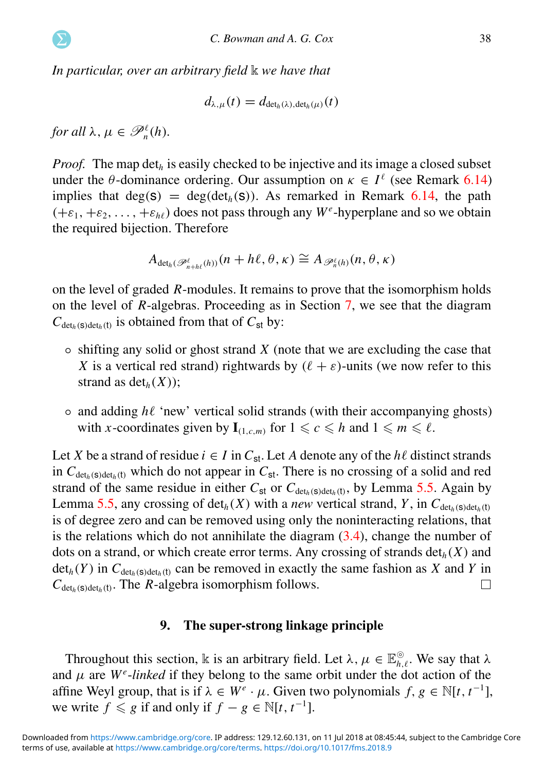*In particular, over an arbitrary field* $\Bbbk$ *we have that*

$$d_{\lambda,\mu}(t) = d_{\det_h(\lambda),\det_h(\mu)}(t)$$

*for all* $\lambda, \mu \in \mathscr{P}_n^\ell(h)$.

*Proof.* The map $\det_h$ is easily checked to be injective and its image a closed subset under the $\theta$-dominance ordering. Our assumption on $\kappa \in I^\ell$ (see Remark 6.14) implies that $\deg(\mathsf{S}) = \deg(\det_h(\mathsf{S}))$. As remarked in Remark 6.14, the path $(+\varepsilon_1, +\varepsilon_2, \ldots, +\varepsilon_{h\ell})$ does not pass through any $W^e$-hyperplane and so we obtain the required bijection. Therefore

$$A_{\det_h(\mathscr{P}^\ell_{n+h\ell}(h))}(n + h\ell, \theta, \kappa) \cong A_{\mathscr{P}^\ell_n(h)}(n, \theta, \kappa)$$

on the level of graded $R$-modules. It remains to prove that the isomorphism holds on the level of $R$-algebras. Proceeding as in Section 7, we see that the diagram $C_{\det_h(\mathsf{S})\det_h(\mathsf{T})}$ is obtained from that of $C_{\mathsf{ST}}$ by:

- shifting any solid or ghost strand $X$ (note that we are excluding the case that $X$ is a vertical red strand) rightwards by $(\ell + \varepsilon)$-units (we now refer to this strand as $\det_h(X)$);
- and adding $h\ell$ 'new' vertical solid strands (with their accompanying ghosts) with $x$-coordinates given by $\mathbf{I}_{(1,c,m)}$ for $1 \leqslant c \leqslant h$ and $1 \leqslant m \leqslant \ell$.

Let $X$ be a strand of residue $i \in I$ in $C_{\mathsf{ST}}$. Let $A$ denote any of the $h\ell$ distinct strands in $C_{\det_h(\mathsf{S})\det_h(\mathsf{T})}$ which do not appear in $C_{\mathsf{ST}}$. There is no crossing of a solid and red strand of the same residue in either $C_{\mathsf{ST}}$ or $C_{\det_h(\mathsf{S})\det_h(\mathsf{T})}$, by Lemma 5.5. Again by Lemma 5.5, any crossing of $\det_h(X)$ with a *new* vertical strand, $Y$, in $C_{\det_h(\mathsf{S})\det_h(\mathsf{T})}$ is of degree zero and can be removed using only the noninteracting relations, that is the relations which do not annihilate the diagram (3.4), change the number of dots on a strand, or which create error terms. Any crossing of strands $\det_h(X)$ and $\det_h(Y)$ in $C_{\det_h(\mathsf{S})\det_h(\mathsf{T})}$ can be removed in exactly the same fashion as $X$ and $Y$ in $C_{\det_h(\mathsf{S})\det_h(\mathsf{T})}$. The $R$-algebra isomorphism follows. ☐

## 9. The super-strong linkage principle

Throughout this section, $\Bbbk$ is an arbitrary field. Let $\lambda, \mu \in \mathbb{E}^{\circledcirc}_{h,\ell}$. We say that $\lambda$ and $\mu$ are $W^e$-*linked* if they belong to the same orbit under the dot action of the affine Weyl group, that is if $\lambda \in W^e \cdot \mu$. Given two polynomials $f, g \in \mathbb{N}[t, t^{-1}]$, we write $f \leqslant g$ if and only if $f - g \in \mathbb{N}[t, t^{-1}]$.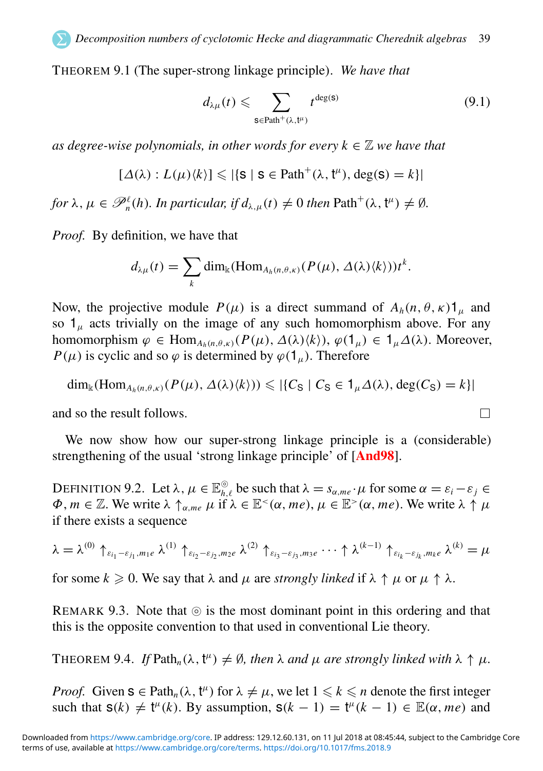THEOREM 9.1 (The super-strong linkage principle). *We have that*

$$d_{\lambda\mu}(t) \leqslant \sum_{\mathsf{S}\in \mathrm{Path}^+(\lambda,\mathsf{t}^\mu)} t^{\deg(\mathsf{S})} \tag{9.1}$$

*as degree-wise polynomials, in other words for every $k \in \mathbb{Z}$ we have that*

$$[\Delta(\lambda) : L(\mu)\langle k\rangle] \leqslant |\{\mathsf{S} \mid \mathsf{S} \in \mathrm{Path}^+(\lambda, \mathsf{t}^\mu), \deg(\mathsf{S}) = k\}|$$

*for $\lambda, \mu \in \mathscr{P}_n^\ell(h)$. In particular, if $d_{\lambda,\mu}(t) \neq 0$ then $\mathrm{Path}^+(\lambda, \mathsf{t}^\mu) \neq \emptyset$.*

*Proof.* By definition, we have that

$$d_{\lambda\mu}(t) = \sum_k \dim_{\Bbbk}(\mathrm{Hom}_{A_h(n,\theta,\kappa)}(P(\mu), \Delta(\lambda)\langle k\rangle))t^k.$$

Now, the projective module $P(\mu)$ is a direct summand of $A_h(n, \theta, \kappa)1_\mu$ and so $1_\mu$ acts trivially on the image of any such homomorphism above. For any homomorphism $\varphi \in \mathrm{Hom}_{A_h(n,\theta,\kappa)}(P(\mu), \Delta(\lambda)\langle k\rangle)$, $\varphi(1_\mu) \in 1_\mu\Delta(\lambda)$. Moreover, $P(\mu)$ is cyclic and so $\varphi$ is determined by $\varphi(1_\mu)$. Therefore

$$\dim_{\Bbbk}(\mathrm{Hom}_{A_h(n,\theta,\kappa)}(P(\mu), \Delta(\lambda)\langle k\rangle)) \leqslant |\{C_{\mathsf{S}} \mid C_{\mathsf{S}} \in 1_\mu\Delta(\lambda), \deg(C_{\mathsf{S}}) = k\}|$$

and so the result follows. □

We now show how our super-strong linkage principle is a (considerable) strengthening of the usual 'strong linkage principle' of [And98].

DEFINITION 9.2. Let $\lambda, \mu \in \mathbb{E}^{\circledcirc}_{h,\ell}$ be such that $\lambda = s_{\alpha,me} \cdot \mu$ for some $\alpha = \varepsilon_i - \varepsilon_j \in \Phi$, $m \in \mathbb{Z}$. We write $\lambda \uparrow_{\alpha,me} \mu$ if $\lambda \in \mathbb{E}^<(\alpha, me)$, $\mu \in \mathbb{E}^>(\alpha, me)$. We write $\lambda \uparrow \mu$ if there exists a sequence

$$\lambda = \lambda^{(0)} \uparrow_{\varepsilon_{i_1}-\varepsilon_{j_1},m_1 e} \lambda^{(1)} \uparrow_{\varepsilon_{i_2}-\varepsilon_{j_2},m_2 e} \lambda^{(2)} \uparrow_{\varepsilon_{i_3}-\varepsilon_{j_3},m_3 e} \cdots \uparrow \lambda^{(k-1)} \uparrow_{\varepsilon_{i_k}-\varepsilon_{j_k},m_k e} \lambda^{(k)} = \mu$$

for some $k \geqslant 0$. We say that $\lambda$ and $\mu$ are *strongly linked* if $\lambda \uparrow \mu$ or $\mu \uparrow \lambda$.

REMARK 9.3. Note that $\circledcirc$ is the most dominant point in this ordering and that this is the opposite convention to that used in conventional Lie theory.

THEOREM 9.4. *If $\mathrm{Path}_n(\lambda, \mathsf{t}^\mu) \neq \emptyset$, then $\lambda$ and $\mu$ are strongly linked with $\lambda \uparrow \mu$.*

*Proof.* Given $\mathsf{S} \in \mathrm{Path}_n(\lambda, \mathsf{t}^\mu)$ for $\lambda \neq \mu$, we let $1 \leqslant k \leqslant n$ denote the first integer such that $\mathsf{S}(k) \neq \mathsf{t}^\mu(k)$. By assumption, $\mathsf{S}(k-1) = \mathsf{t}^\mu(k-1) \in \mathbb{E}(\alpha, me)$ and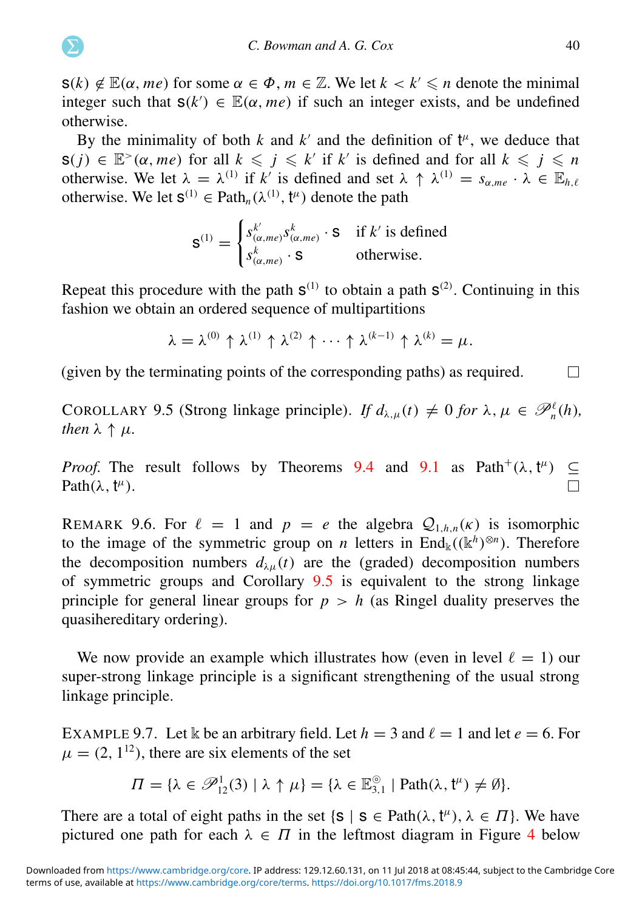$\mathsf{s}(k) \notin \mathbb{E}(\alpha, me)$ for some $\alpha \in \Phi$, $m \in \mathbb{Z}$. We let $k < k' \leqslant n$ denote the minimal integer such that $\mathsf{s}(k') \in \mathbb{E}(\alpha, me)$ if such an integer exists, and be undefined otherwise.

By the minimality of both $k$ and $k'$ and the definition of $\mathsf{t}^\mu$, we deduce that $\mathsf{s}(j) \in \mathbb{E}^{>}(\alpha, me)$ for all $k \leqslant j \leqslant k'$ if $k'$ is defined and for all $k \leqslant j \leqslant n$ otherwise. We let $\lambda = \lambda^{(1)}$ if $k'$ is defined and set $\lambda \uparrow \lambda^{(1)} = s_{\alpha,me} \cdot \lambda \in \mathbb{E}_{h,\ell}$ otherwise. We let $\mathsf{s}^{(1)} \in \mathrm{Path}_n(\lambda^{(1)}, \mathsf{t}^\mu)$ denote the path

$$\mathsf{s}^{(1)} = \begin{cases} s^{k'}_{(\alpha,me)} s^{k}_{(\alpha,me)} \cdot \mathsf{s} & \text{if } k' \text{ is defined} \\ s^{k}_{(\alpha,me)} \cdot \mathsf{s} & \text{otherwise.} \end{cases}$$

Repeat this procedure with the path $\mathsf{s}^{(1)}$ to obtain a path $\mathsf{s}^{(2)}$. Continuing in this fashion we obtain an ordered sequence of multipartitions

$$\lambda = \lambda^{(0)} \uparrow \lambda^{(1)} \uparrow \lambda^{(2)} \uparrow \cdots \uparrow \lambda^{(k-1)} \uparrow \lambda^{(k)} = \mu.$$

(given by the terminating points of the corresponding paths) as required. □

COROLLARY 9.5 (Strong linkage principle). *If $d_{\lambda,\mu}(t) \neq 0$ for $\lambda, \mu \in \mathscr{P}^\ell_n(h)$, then $\lambda \uparrow \mu$.*

*Proof.* The result follows by Theorems 9.4 and 9.1 as $\mathrm{Path}^+(\lambda, \mathsf{t}^\mu) \subseteq \mathrm{Path}(\lambda, \mathsf{t}^\mu)$. □

REMARK 9.6. For $\ell = 1$ and $p = e$ the algebra $\mathcal{Q}_{1,h,n}(\kappa)$ is isomorphic to the image of the symmetric group on $n$ letters in $\mathrm{End}_{\Bbbk}((\Bbbk^h)^{\otimes n})$. Therefore the decomposition numbers $d_{\lambda\mu}(t)$ are the (graded) decomposition numbers of symmetric groups and Corollary 9.5 is equivalent to the strong linkage principle for general linear groups for $p > h$ (as Ringel duality preserves the quasihereditary ordering).

We now provide an example which illustrates how (even in level $\ell = 1$) our super-strong linkage principle is a significant strengthening of the usual strong linkage principle.

EXAMPLE 9.7. Let $\Bbbk$ be an arbitrary field. Let $h = 3$ and $\ell = 1$ and let $e = 6$. For $\mu = (2, 1^{12})$, there are six elements of the set

$$\Pi = \{\lambda \in \mathscr{P}^1_{12}(3) \mid \lambda \uparrow \mu\} = \{\lambda \in \mathbb{E}^{\circledcirc}_{3,1} \mid \mathrm{Path}(\lambda, \mathsf{t}^\mu) \neq \emptyset\}.$$

There are a total of eight paths in the set $\{\mathsf{s} \mid \mathsf{s} \in \mathrm{Path}(\lambda, \mathsf{t}^\mu), \lambda \in \Pi\}$. We have pictured one path for each $\lambda \in \Pi$ in the leftmost diagram in Figure 4 below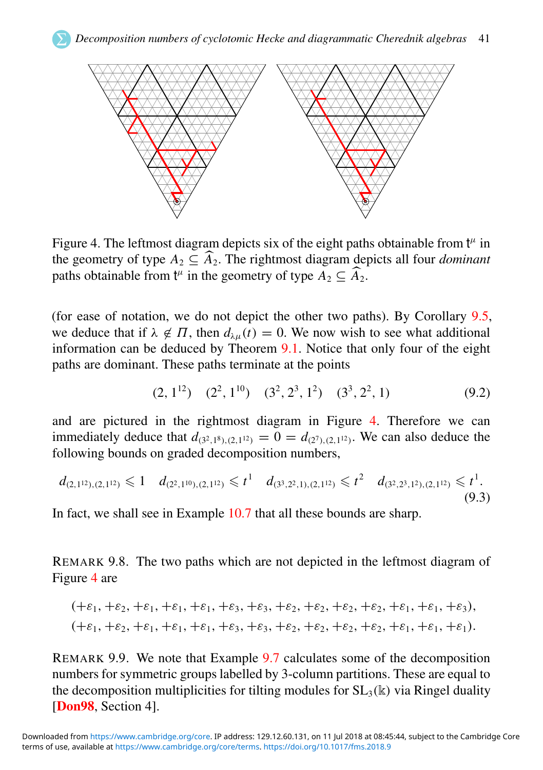Figure 4. The leftmost diagram depicts six of the eight paths obtainable from $\mathsf{t}^\mu$ in the geometry of type $A_2 \subseteq \widehat{A}_2$. The rightmost diagram depicts all four *dominant* paths obtainable from $\mathsf{t}^\mu$ in the geometry of type $A_2 \subseteq \widehat{A}_2$.

(for ease of notation, we do not depict the other two paths). By Corollary 9.5, we deduce that if $\lambda \notin \Pi$, then $d_{\lambda\mu}(t) = 0$. We now wish to see what additional information can be deduced by Theorem 9.1. Notice that only four of the eight paths are dominant. These paths terminate at the points

$$(2, 1^{12}) \quad (2^2, 1^{10}) \quad (3^2, 2^3, 1^2) \quad (3^3, 2^2, 1) \tag{9.2}$$

and are pictured in the rightmost diagram in Figure 4. Therefore we can immediately deduce that $d_{(3^2,1^8),(2,1^{12})} = 0 = d_{(2^7),(2,1^{12})}$. We can also deduce the following bounds on graded decomposition numbers,

$$d_{(2,1^{12}),(2,1^{12})} \leqslant 1 \quad d_{(2^2,1^{10}),(2,1^{12})} \leqslant t^1 \quad d_{(3^3,2^2,1),(2,1^{12})} \leqslant t^2 \quad d_{(3^2,2^3,1^2),(2,1^{12})} \leqslant t^1. \tag{9.3}$$

In fact, we shall see in Example 10.7 that all these bounds are sharp.

REMARK 9.8. The two paths which are not depicted in the leftmost diagram of Figure 4 are

$$(+\varepsilon_1, +\varepsilon_2, +\varepsilon_1, +\varepsilon_1, +\varepsilon_1, +\varepsilon_3, +\varepsilon_3, +\varepsilon_2, +\varepsilon_2, +\varepsilon_2, +\varepsilon_2, +\varepsilon_1, +\varepsilon_1, +\varepsilon_3),$$
$$(+\varepsilon_1, +\varepsilon_2, +\varepsilon_1, +\varepsilon_1, +\varepsilon_1, +\varepsilon_3, +\varepsilon_3, +\varepsilon_2, +\varepsilon_2, +\varepsilon_2, +\varepsilon_2, +\varepsilon_1, +\varepsilon_1, +\varepsilon_1).$$

REMARK 9.9. We note that Example 9.7 calculates some of the decomposition numbers for symmetric groups labelled by 3-column partitions. These are equal to the decomposition multiplicities for tilting modules for $\mathrm{SL}_3(\Bbbk)$ via Ringel duality [**Don98**, Section 4].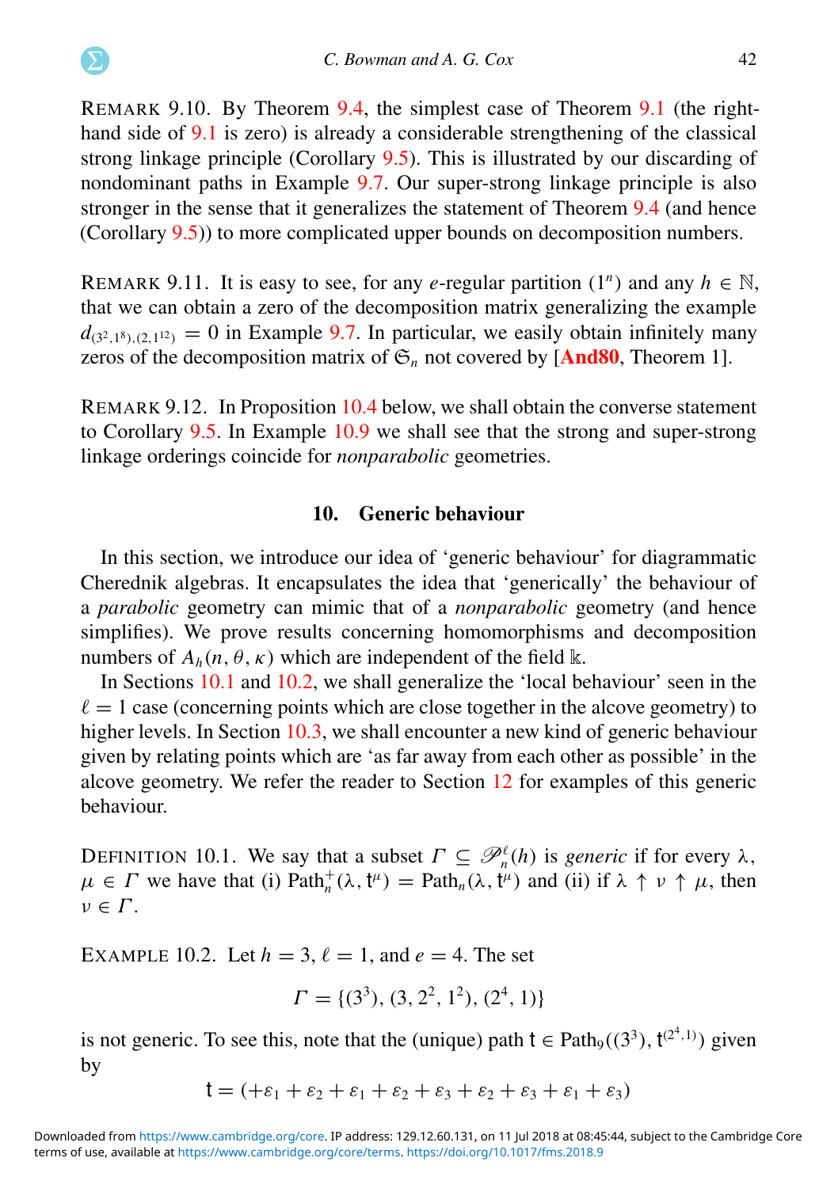REMARK 9.10. By Theorem 9.4, the simplest case of Theorem 9.1 (the right-hand side of 9.1 is zero) is already a considerable strengthening of the classical strong linkage principle (Corollary 9.5). This is illustrated by our discarding of nondominant paths in Example 9.7. Our super-strong linkage principle is also stronger in the sense that it generalizes the statement of Theorem 9.4 (and hence (Corollary 9.5)) to more complicated upper bounds on decomposition numbers.

REMARK 9.11. It is easy to see, for any $e$-regular partition $(1^n)$ and any $h \in \mathbb{N}$, that we can obtain a zero of the decomposition matrix generalizing the example $d_{(3^2,1^8),(2,1^{12})} = 0$ in Example 9.7. In particular, we easily obtain infinitely many zeros of the decomposition matrix of $\mathfrak{S}_n$ not covered by [**And80**, Theorem 1].

REMARK 9.12. In Proposition 10.4 below, we shall obtain the converse statement to Corollary 9.5. In Example 10.9 we shall see that the strong and super-strong linkage orderings coincide for *nonparabolic* geometries.

## 10. Generic behaviour

In this section, we introduce our idea of 'generic behaviour' for diagrammatic Cherednik algebras. It encapsulates the idea that 'generically' the behaviour of a *parabolic* geometry can mimic that of a *nonparabolic* geometry (and hence simplifies). We prove results concerning homomorphisms and decomposition numbers of $A_h(n, \theta, \kappa)$ which are independent of the field $\Bbbk$.

In Sections 10.1 and 10.2, we shall generalize the 'local behaviour' seen in the $\ell = 1$ case (concerning points which are close together in the alcove geometry) to higher levels. In Section 10.3, we shall encounter a new kind of generic behaviour given by relating points which are 'as far away from each other as possible' in the alcove geometry. We refer the reader to Section 12 for examples of this generic behaviour.

DEFINITION 10.1. We say that a subset $\Gamma \subseteq \mathscr{P}_n^\ell(h)$ is *generic* if for every $\lambda$, $\mu \in \Gamma$ we have that (i) $\mathrm{Path}_n^+(\lambda, \mathsf{t}^\mu) = \mathrm{Path}_n(\lambda, \mathsf{t}^\mu)$ and (ii) if $\lambda \uparrow \nu \uparrow \mu$, then $\nu \in \Gamma$.

EXAMPLE 10.2. Let $h = 3$, $\ell = 1$, and $e = 4$. The set

$$\Gamma = \{(3^3), (3, 2^2, 1^2), (2^4, 1)\}$$

is not generic. To see this, note that the (unique) path $\mathsf{t} \in \mathrm{Path}_9((3^3), \mathsf{t}^{(2^4,1)})$ given by

$$\mathsf{t} = (+\varepsilon_1 + \varepsilon_2 + \varepsilon_1 + \varepsilon_2 + \varepsilon_3 + \varepsilon_2 + \varepsilon_3 + \varepsilon_1 + \varepsilon_3)$$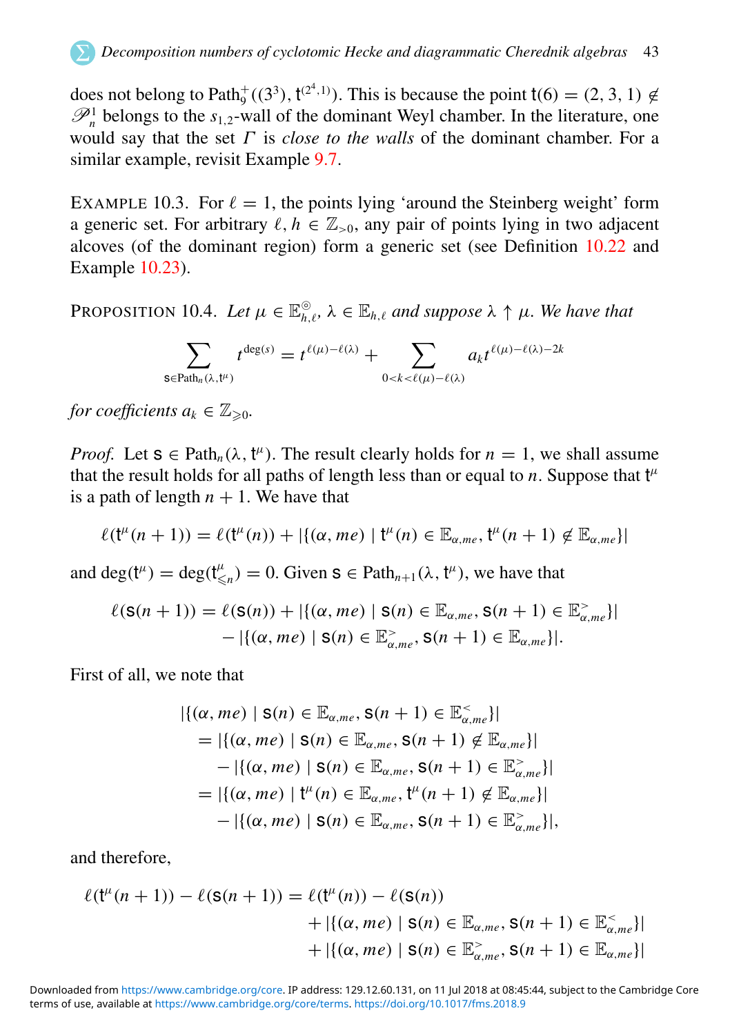does not belong to $\mathrm{Path}_9^+((3^3), \mathsf{t}^{(2^4,1)})$. This is because the point $\mathsf{t}(6) = (2, 3, 1) \notin \mathscr{P}_n^1$ belongs to the $s_{1,2}$-wall of the dominant Weyl chamber. In the literature, one would say that the set $\Gamma$ is *close to the walls* of the dominant chamber. For a similar example, revisit Example 9.7.

EXAMPLE 10.3. For $\ell = 1$, the points lying 'around the Steinberg weight' form a generic set. For arbitrary $\ell, h \in \mathbb{Z}_{>0}$, any pair of points lying in two adjacent alcoves (of the dominant region) form a generic set (see Definition 10.22 and Example 10.23).

PROPOSITION 10.4. *Let $\mu \in \mathbb{E}^{\circledcirc}_{h,\ell}$, $\lambda \in \mathbb{E}_{h,\ell}$ and suppose $\lambda \uparrow \mu$. We have that*

$$\sum_{\mathsf{s}\in \mathrm{Path}_n(\lambda,\mathsf{t}^\mu)} t^{\deg(\mathsf{s})} = t^{\ell(\mu)-\ell(\lambda)} + \sum_{0<k<\ell(\mu)-\ell(\lambda)} a_k t^{\ell(\mu)-\ell(\lambda)-2k}$$

*for coefficients $a_k \in \mathbb{Z}_{\geqslant 0}$.*

*Proof.* Let $\mathsf{s} \in \mathrm{Path}_n(\lambda, \mathsf{t}^\mu)$. The result clearly holds for $n = 1$, we shall assume that the result holds for all paths of length less than or equal to $n$. Suppose that $\mathsf{t}^\mu$ is a path of length $n + 1$. We have that

$$\ell(\mathsf{t}^\mu(n+1)) = \ell(\mathsf{t}^\mu(n)) + |\{(\alpha, me) \mid \mathsf{t}^\mu(n) \in \mathbb{E}_{\alpha,me}, \mathsf{t}^\mu(n+1) \notin \mathbb{E}_{\alpha,me}\}|$$

and $\deg(\mathsf{t}^\mu) = \deg(\mathsf{t}^\mu_{\leqslant n}) = 0$. Given $\mathsf{s} \in \mathrm{Path}_{n+1}(\lambda, \mathsf{t}^\mu)$, we have that

$$\begin{aligned}\ell(\mathsf{s}(n+1)) = \ell(\mathsf{s}(n)) &+ |\{(\alpha, me) \mid \mathsf{s}(n) \in \mathbb{E}_{\alpha,me}, \mathsf{s}(n+1) \in \mathbb{E}^>_{\alpha,me}\}| \\ &- |\{(\alpha, me) \mid \mathsf{s}(n) \in \mathbb{E}^>_{\alpha,me}, \mathsf{s}(n+1) \in \mathbb{E}_{\alpha,me}\}|.\end{aligned}$$

First of all, we note that

$$\begin{aligned}&|\{(\alpha, me) \mid \mathsf{s}(n) \in \mathbb{E}_{\alpha,me}, \mathsf{s}(n+1) \in \mathbb{E}^<_{\alpha,me}\}| \\ &\quad = |\{(\alpha, me) \mid \mathsf{s}(n) \in \mathbb{E}_{\alpha,me}, \mathsf{s}(n+1) \notin \mathbb{E}_{\alpha,me}\}| \\ &\qquad - |\{(\alpha, me) \mid \mathsf{s}(n) \in \mathbb{E}_{\alpha,me}, \mathsf{s}(n+1) \in \mathbb{E}^>_{\alpha,me}\}| \\ &\quad = |\{(\alpha, me) \mid \mathsf{t}^\mu(n) \in \mathbb{E}_{\alpha,me}, \mathsf{t}^\mu(n+1) \notin \mathbb{E}_{\alpha,me}\}| \\ &\qquad - |\{(\alpha, me) \mid \mathsf{s}(n) \in \mathbb{E}_{\alpha,me}, \mathsf{s}(n+1) \in \mathbb{E}^>_{\alpha,me}\}|,\end{aligned}$$

and therefore,

$$\begin{aligned}\ell(\mathsf{t}^\mu(n+1)) - \ell(\mathsf{s}(n+1)) = \ell(\mathsf{t}^\mu(n)) - \ell(\mathsf{s}(n)) &\\ + |\{(\alpha, me) \mid \mathsf{s}(n) \in \mathbb{E}_{\alpha,me}, \mathsf{s}(n+1) \in \mathbb{E}^<_{\alpha,me}\}| &\\ + |\{(\alpha, me) \mid \mathsf{s}(n) \in \mathbb{E}^>_{\alpha,me}, \mathsf{s}(n+1) \in \mathbb{E}_{\alpha,me}\}|&\end{aligned}$$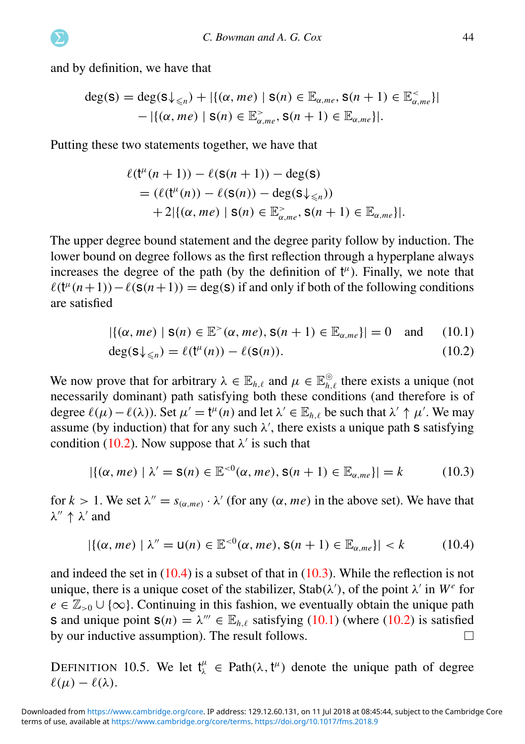and by definition, we have that

$$\deg(\mathsf{s}) = \deg(\mathsf{s}{\downarrow_{\leqslant n}}) + |\{(\alpha, me) \mid \mathsf{s}(n) \in \mathbb{E}_{\alpha,me}, \mathsf{s}(n+1) \in \mathbb{E}^{<}_{\alpha,me}\}| \\ - |\{(\alpha, me) \mid \mathsf{s}(n) \in \mathbb{E}^{>}_{\alpha,me}, \mathsf{s}(n+1) \in \mathbb{E}_{\alpha,me}\}|.$$

Putting these two statements together, we have that

$$\begin{aligned} &\ell(\mathsf{t}^{\mu}(n+1)) - \ell(\mathsf{s}(n+1)) - \deg(\mathsf{s}) \\ &= (\ell(\mathsf{t}^{\mu}(n)) - \ell(\mathsf{s}(n)) - \deg(\mathsf{s}{\downarrow_{\leqslant n}})) \\ &\quad + 2|\{(\alpha, me) \mid \mathsf{s}(n) \in \mathbb{E}^{>}_{\alpha,me}, \mathsf{s}(n+1) \in \mathbb{E}_{\alpha,me}\}|. \end{aligned}$$

The upper degree bound statement and the degree parity follow by induction. The lower bound on degree follows as the first reflection through a hyperplane always increases the degree of the path (by the definition of $\mathsf{t}^{\mu}$). Finally, we note that $\ell(\mathsf{t}^{\mu}(n+1)) - \ell(\mathsf{s}(n+1)) = \deg(\mathsf{s})$ if and only if both of the following conditions are satisfied

$$|\{(\alpha, me) \mid \mathsf{s}(n) \in \mathbb{E}^{>}(\alpha, me), \mathsf{s}(n+1) \in \mathbb{E}_{\alpha,me}\}| = 0 \quad \text{and} \tag{10.1}$$

$$\deg(\mathsf{s}{\downarrow_{\leqslant n}}) = \ell(\mathsf{t}^{\mu}(n)) - \ell(\mathsf{s}(n)). \tag{10.2}$$

We now prove that for arbitrary $\lambda \in \mathbb{E}_{h,\ell}$ and $\mu \in \mathbb{E}^{\circledcirc}_{h,\ell}$ there exists a unique (not necessarily dominant) path satisfying both these conditions (and therefore is of degree $\ell(\mu) - \ell(\lambda)$). Set $\mu' = \mathsf{t}^{\mu}(n)$ and let $\lambda' \in \mathbb{E}_{h,\ell}$ be such that $\lambda' \uparrow \mu'$. We may assume (by induction) that for any such $\lambda'$, there exists a unique path $\mathsf{s}$ satisfying condition (10.2). Now suppose that $\lambda'$ is such that

$$|\{(\alpha, me) \mid \lambda' = \mathsf{s}(n) \in \mathbb{E}^{<0}(\alpha, me), \mathsf{s}(n+1) \in \mathbb{E}_{\alpha,me}\}| = k \tag{10.3}$$

for $k > 1$. We set $\lambda'' = s_{(\alpha,me)} \cdot \lambda'$ (for any $(\alpha, me)$ in the above set). We have that $\lambda'' \uparrow \lambda'$ and

$$|\{(\alpha, me) \mid \lambda'' = \mathsf{u}(n) \in \mathbb{E}^{<0}(\alpha, me), \mathsf{s}(n+1) \in \mathbb{E}_{\alpha,me}\}| < k \tag{10.4}$$

and indeed the set in (10.4) is a subset of that in (10.3). While the reflection is not unique, there is a unique coset of the stabilizer, $\mathrm{Stab}(\lambda')$, of the point $\lambda'$ in $W^e$ for $e \in \mathbb{Z}_{>0} \cup \{\infty\}$. Continuing in this fashion, we eventually obtain the unique path $\mathsf{s}$ and unique point $\mathsf{s}(n) = \lambda''' \in \mathbb{E}_{h,\ell}$ satisfying (10.1) (where (10.2) is satisfied by our inductive assumption). The result follows. □

DEFINITION 10.5. We let $\mathsf{t}^{\mu}_{\lambda} \in \mathrm{Path}(\lambda, \mathsf{t}^{\mu})$ denote the unique path of degree $\ell(\mu) - \ell(\lambda)$.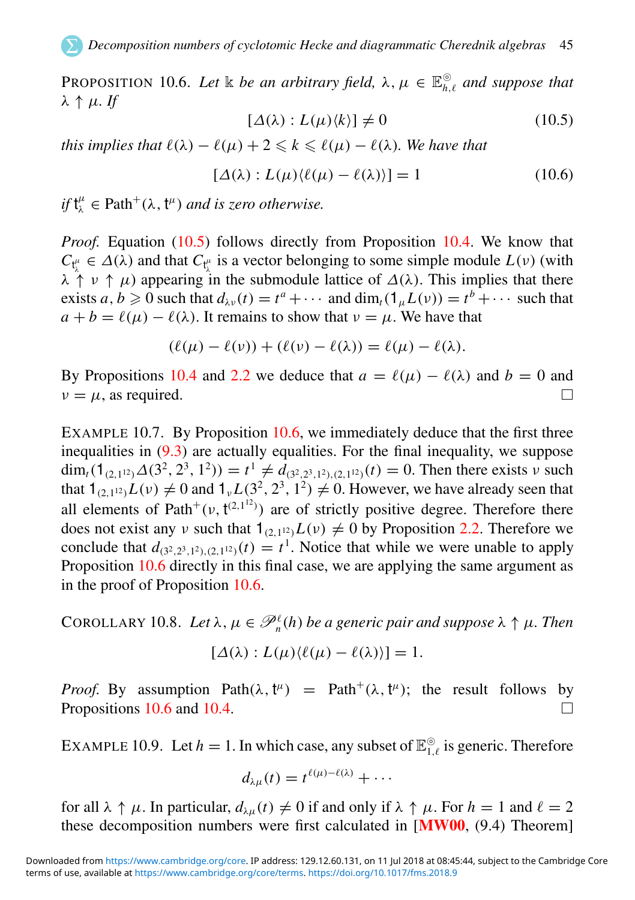PROPOSITION 10.6. *Let $\Bbbk$ be an arbitrary field, $\lambda, \mu \in \mathbb{E}^{\circledcirc}_{h,\ell}$ and suppose that $\lambda \uparrow \mu$. If*

$$[\Delta(\lambda) : L(\mu)\langle k \rangle] \neq 0 \tag{10.5}$$

*this implies that $\ell(\lambda) - \ell(\mu) + 2 \leqslant k \leqslant \ell(\mu) - \ell(\lambda)$. We have that*

$$[\Delta(\lambda) : L(\mu)\langle \ell(\mu) - \ell(\lambda) \rangle] = 1 \tag{10.6}$$

*if $\mathsf{t}^{\mu}_{\lambda} \in \mathrm{Path}^{+}(\lambda, \mathsf{t}^{\mu})$ and is zero otherwise.*

*Proof.* Equation (10.5) follows directly from Proposition 10.4. We know that $C_{\mathsf{t}^{\mu}_{\lambda}} \in \Delta(\lambda)$ and that $C_{\mathsf{t}^{\mu}_{\lambda}}$ is a vector belonging to some simple module $L(\nu)$ (with $\lambda \uparrow \nu \uparrow \mu$) appearing in the submodule lattice of $\Delta(\lambda)$. This implies that there exists $a, b \geqslant 0$ such that $d_{\lambda\nu}(t) = t^a + \cdots$ and $\dim_t(1_{\mu} L(\nu)) = t^b + \cdots$ such that $a + b = \ell(\mu) - \ell(\lambda)$. It remains to show that $\nu = \mu$. We have that

$$(\ell(\mu) - \ell(\nu)) + (\ell(\nu) - \ell(\lambda)) = \ell(\mu) - \ell(\lambda).$$

By Propositions 10.4 and 2.2 we deduce that $a = \ell(\mu) - \ell(\lambda)$ and $b = 0$ and $\nu = \mu$, as required. □

EXAMPLE 10.7. By Proposition 10.6, we immediately deduce that the first three inequalities in (9.3) are actually equalities. For the final inequality, we suppose $\dim_t(1_{(2,1^{12})}\Delta(3^2, 2^3, 1^2)) = t^1 \neq d_{(3^2,2^3,1^2),(2,1^{12})}(t) = 0$. Then there exists $\nu$ such that $1_{(2,1^{12})} L(\nu) \neq 0$ and $1_{\nu} L(3^2, 2^3, 1^2) \neq 0$. However, we have already seen that all elements of $\mathrm{Path}^{+}(\nu, \mathsf{t}^{(2,1^{12})})$ are of strictly positive degree. Therefore there does not exist any $\nu$ such that $1_{(2,1^{12})} L(\nu) \neq 0$ by Proposition 2.2. Therefore we conclude that $d_{(3^2,2^3,1^2),(2,1^{12})}(t) = t^1$. Notice that while we were unable to apply Proposition 10.6 directly in this final case, we are applying the same argument as in the proof of Proposition 10.6.

COROLLARY 10.8. *Let $\lambda, \mu \in \mathscr{P}^{\ell}_{n}(h)$ be a generic pair and suppose $\lambda \uparrow \mu$. Then*

$$[\Delta(\lambda) : L(\mu)\langle \ell(\mu) - \ell(\lambda) \rangle] = 1.$$

*Proof.* By assumption $\mathrm{Path}(\lambda, \mathsf{t}^{\mu}) = \mathrm{Path}^{+}(\lambda, \mathsf{t}^{\mu})$; the result follows by Propositions 10.6 and 10.4. □

EXAMPLE 10.9. Let $h = 1$. In which case, any subset of $\mathbb{E}^{\circledcirc}_{1,\ell}$ is generic. Therefore

$$d_{\lambda\mu}(t) = t^{\ell(\mu) - \ell(\lambda)} + \cdots$$

for all $\lambda \uparrow \mu$. In particular, $d_{\lambda\mu}(t) \neq 0$ if and only if $\lambda \uparrow \mu$. For $h = 1$ and $\ell = 2$ these decomposition numbers were first calculated in [**MW00**, (9.4) Theorem]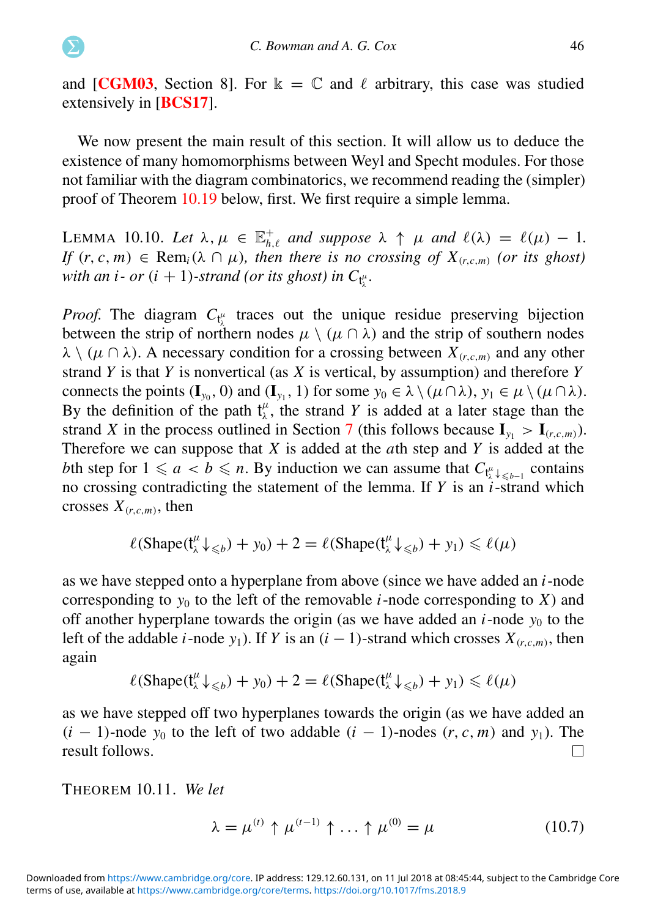and [CGM03, Section 8]. For $\Bbbk = \mathbb{C}$ and $\ell$ arbitrary, this case was studied extensively in [BCS17].

We now present the main result of this section. It will allow us to deduce the existence of many homomorphisms between Weyl and Specht modules. For those not familiar with the diagram combinatorics, we recommend reading the (simpler) proof of Theorem 10.19 below, first. We first require a simple lemma.

LEMMA 10.10. *Let $\lambda, \mu \in \mathbb{E}^+_{h,\ell}$ and suppose $\lambda \uparrow \mu$ and $\ell(\lambda) = \ell(\mu) - 1$. If $(r, c, m) \in \mathrm{Rem}_i(\lambda \cap \mu)$, then there is no crossing of $X_{(r,c,m)}$ (or its ghost) with an $i$- or $(i+1)$-strand (or its ghost) in $C_{\mathsf{t}^\mu_\lambda}$.*

*Proof.* The diagram $C_{\mathsf{t}^\mu_\lambda}$ traces out the unique residue preserving bijection between the strip of northern nodes $\mu \setminus (\mu \cap \lambda)$ and the strip of southern nodes $\lambda \setminus (\mu \cap \lambda)$. A necessary condition for a crossing between $X_{(r,c,m)}$ and any other strand $Y$ is that $Y$ is nonvertical (as $X$ is vertical, by assumption) and therefore $Y$ connects the points $(\mathbf{I}_{y_0}, 0)$ and $(\mathbf{I}_{y_1}, 1)$ for some $y_0 \in \lambda \setminus (\mu \cap \lambda)$, $y_1 \in \mu \setminus (\mu \cap \lambda)$. By the definition of the path $\mathsf{t}^\mu_\lambda$, the strand $Y$ is added at a later stage than the strand $X$ in the process outlined in Section 7 (this follows because $\mathbf{I}_{y_1} > \mathbf{I}_{(r,c,m)}$). Therefore we can suppose that $X$ is added at the $a$th step and $Y$ is added at the $b$th step for $1 \leqslant a < b \leqslant n$. By induction we can assume that $C_{\mathsf{t}^\mu_\lambda \downarrow_{\leqslant b-1}}$ contains no crossing contradicting the statement of the lemma. If $Y$ is an $i$-strand which crosses $X_{(r,c,m)}$, then

$$\ell(\mathrm{Shape}(\mathsf{t}^\mu_\lambda \downarrow_{\leqslant b}) + y_0) + 2 = \ell(\mathrm{Shape}(\mathsf{t}^\mu_\lambda \downarrow_{\leqslant b}) + y_1) \leqslant \ell(\mu)$$

as we have stepped onto a hyperplane from above (since we have added an $i$-node corresponding to $y_0$ to the left of the removable $i$-node corresponding to $X$) and off another hyperplane towards the origin (as we have added an $i$-node $y_0$ to the left of the addable $i$-node $y_1$). If $Y$ is an $(i-1)$-strand which crosses $X_{(r,c,m)}$, then again

$$\ell(\mathrm{Shape}(\mathsf{t}^\mu_\lambda \downarrow_{\leqslant b}) + y_0) + 2 = \ell(\mathrm{Shape}(\mathsf{t}^\mu_\lambda \downarrow_{\leqslant b}) + y_1) \leqslant \ell(\mu)$$

as we have stepped off two hyperplanes towards the origin (as we have added an $(i-1)$-node $y_0$ to the left of two addable $(i-1)$-nodes $(r, c, m)$ and $y_1$). The result follows. □

THEOREM 10.11. *We let*

$$\lambda = \mu^{(t)} \uparrow \mu^{(t-1)} \uparrow \ldots \uparrow \mu^{(0)} = \mu \tag{10.7}$$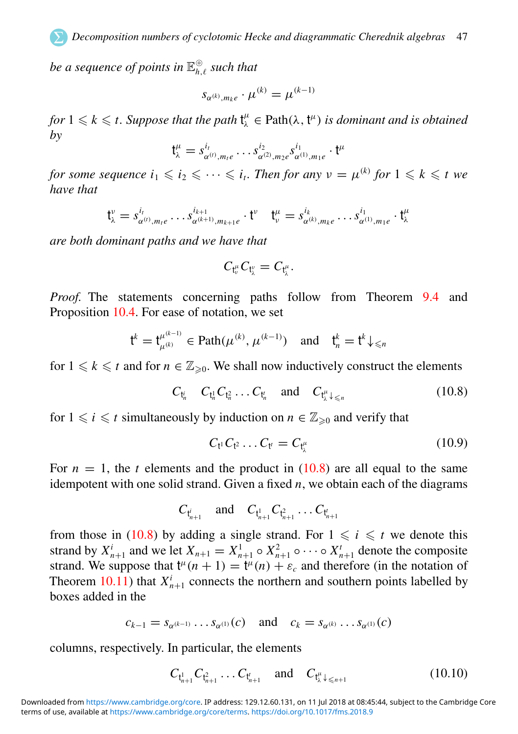*be a sequence of points in* $\mathbb{E}^{\circledcirc}_{h,\ell}$ *such that*

$$s_{\alpha^{(k)},m_k e} \cdot \mu^{(k)} = \mu^{(k-1)}$$

*for* $1 \leqslant k \leqslant t$. *Suppose that the path* $\mathsf{t}^{\mu}_{\lambda} \in \mathrm{Path}(\lambda, \mathsf{t}^{\mu})$ *is dominant and is obtained by*

$$\mathsf{t}^{\mu}_{\lambda} = s^{i_t}_{\alpha^{(t)},m_t e} \dots s^{i_2}_{\alpha^{(2)},m_2 e} s^{i_1}_{\alpha^{(1)},m_1 e} \cdot \mathsf{t}^{\mu}$$

*for some sequence* $i_1 \leqslant i_2 \leqslant \cdots \leqslant i_t$. *Then for any* $\nu = \mu^{(k)}$ *for* $1 \leqslant k \leqslant t$ *we have that*

$$\mathsf{t}^{\nu}_{\lambda} = s^{i_t}_{\alpha^{(t)},m_t e} \dots s^{i_{k+1}}_{\alpha^{(k+1)},m_{k+1} e} \cdot \mathsf{t}^{\nu} \qquad \mathsf{t}^{\mu}_{\nu} = s^{i_k}_{\alpha^{(k)},m_k e} \dots s^{i_1}_{\alpha^{(1)},m_1 e} \cdot \mathsf{t}^{\mu}_{\lambda}$$

*are both dominant paths and we have that*

$$C_{\mathsf{t}^{\mu}_{\nu}} C_{\mathsf{t}^{\nu}_{\lambda}} = C_{\mathsf{t}^{\mu}_{\lambda}}.$$

*Proof.* The statements concerning paths follow from Theorem 9.4 and Proposition 10.4. For ease of notation, we set

$$\mathsf{t}^{k} = \mathsf{t}^{\mu^{(k-1)}}_{\mu^{(k)}} \in \mathrm{Path}(\mu^{(k)}, \mu^{(k-1)}) \quad \text{and} \quad \mathsf{t}^{k}_{n} = \mathsf{t}^{k}{\downarrow_{\leqslant n}}$$

for $1 \leqslant k \leqslant t$ and for $n \in \mathbb{Z}_{\geqslant 0}$. We shall now inductively construct the elements

$$C_{\mathsf{t}^{i}_{n}} \quad C_{\mathsf{t}^{1}_{n}} C_{\mathsf{t}^{2}_{n}} \dots C_{\mathsf{t}^{t}_{n}} \quad \text{and} \quad C_{\mathsf{t}^{\mu}_{\lambda}{\downarrow_{\leqslant n}}} \tag{10.8}$$

for $1 \leqslant i \leqslant t$ simultaneously by induction on $n \in \mathbb{Z}_{\geqslant 0}$ and verify that

$$C_{\mathsf{t}^{1}} C_{\mathsf{t}^{2}} \dots C_{\mathsf{t}^{t}} = C_{\mathsf{t}^{\mu}_{\lambda}} \tag{10.9}$$

For $n = 1$, the $t$ elements and the product in (10.8) are all equal to the same idempotent with one solid strand. Given a fixed $n$, we obtain each of the diagrams

$$C_{\mathsf{t}^{i}_{n+1}} \quad \text{and} \quad C_{\mathsf{t}^{1}_{n+1}} C_{\mathsf{t}^{2}_{n+1}} \dots C_{\mathsf{t}^{t}_{n+1}}$$

from those in (10.8) by adding a single strand. For $1 \leqslant i \leqslant t$ we denote this strand by $X^{i}_{n+1}$ and we let $X_{n+1} = X^{1}_{n+1} \circ X^{2}_{n+1} \circ \cdots \circ X^{t}_{n+1}$ denote the composite strand. We suppose that $\mathsf{t}^{\mu}(n+1) = \mathsf{t}^{\mu}(n) + \varepsilon_c$ and therefore (in the notation of Theorem 10.11) that $X^{i}_{n+1}$ connects the northern and southern points labelled by boxes added in the

$$c_{k-1} = s_{\alpha^{(k-1)}} \dots s_{\alpha^{(1)}}(c) \quad \text{and} \quad c_k = s_{\alpha^{(k)}} \dots s_{\alpha^{(1)}}(c)$$

columns, respectively. In particular, the elements

$$C_{\mathsf{t}^{1}_{n+1}} C_{\mathsf{t}^{2}_{n+1}} \dots C_{\mathsf{t}^{t}_{n+1}} \quad \text{and} \quad C_{\mathsf{t}^{\mu}_{\lambda}{\downarrow_{\leqslant n+1}}} \tag{10.10}$$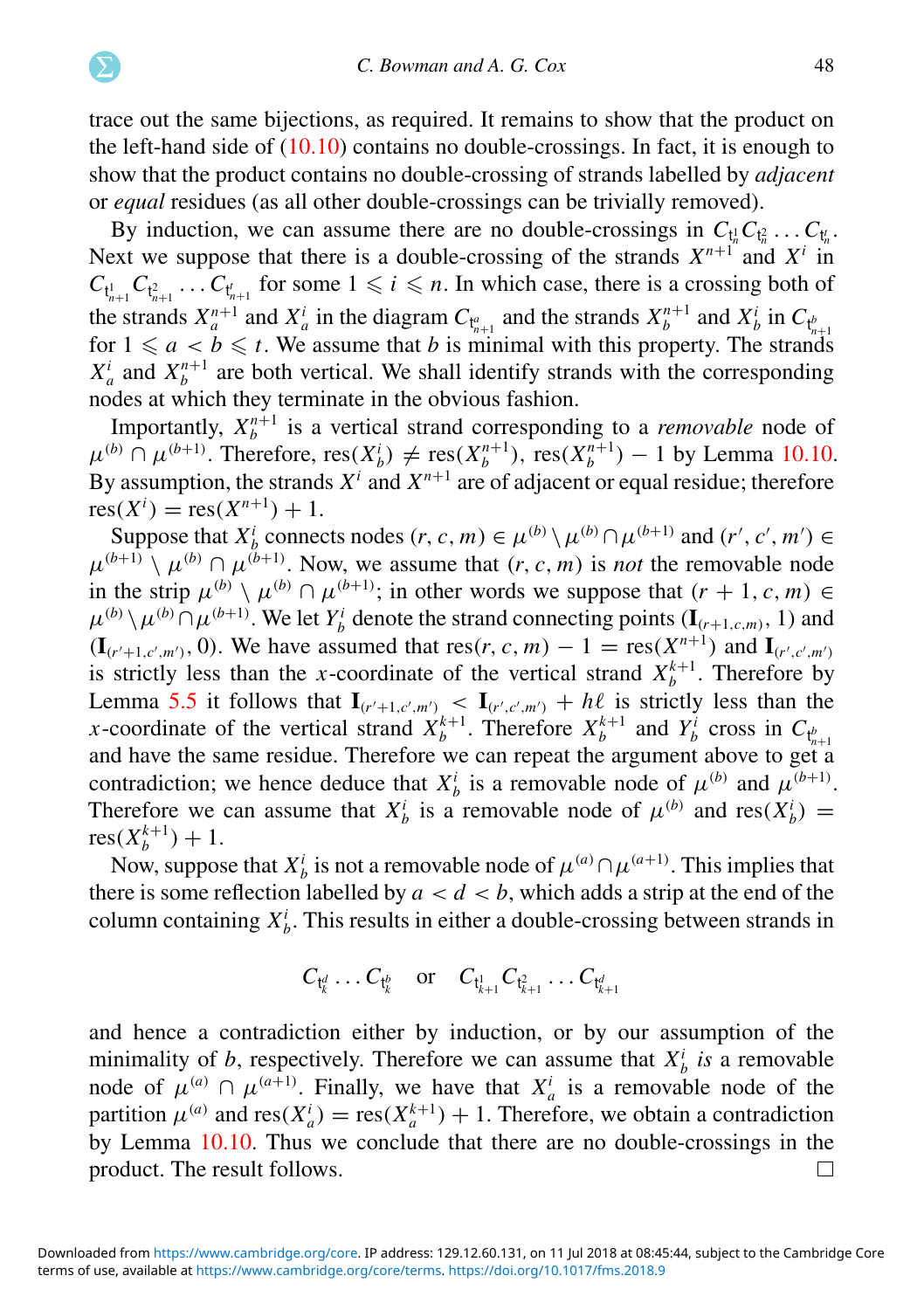trace out the same bijections, as required. It remains to show that the product on the left-hand side of (10.10) contains no double-crossings. In fact, it is enough to show that the product contains no double-crossing of strands labelled by *adjacent* or *equal* residues (as all other double-crossings can be trivially removed).

By induction, we can assume there are no double-crossings in $C_{\mathfrak{t}_n^1} C_{\mathfrak{t}_n^2} \dots C_{\mathfrak{t}_n^t}$. Next we suppose that there is a double-crossing of the strands $X^{n+1}$ and $X^i$ in $C_{\mathfrak{t}_{n+1}^1} C_{\mathfrak{t}_{n+1}^2} \dots C_{\mathfrak{t}_{n+1}^t}$ for some $1 \leqslant i \leqslant n$. In which case, there is a crossing both of the strands $X_a^{n+1}$ and $X_a^i$ in the diagram $C_{\mathfrak{t}_{n+1}^a}$ and the strands $X_b^{n+1}$ and $X_b^i$ in $C_{\mathfrak{t}_{n+1}^b}$ for $1 \leqslant a < b \leqslant t$. We assume that $b$ is minimal with this property. The strands $X_a^i$ and $X_b^{n+1}$ are both vertical. We shall identify strands with the corresponding nodes at which they terminate in the obvious fashion.

Importantly, $X_b^{n+1}$ is a vertical strand corresponding to a *removable* node of $\mu^{(b)} \cap \mu^{(b+1)}$. Therefore, $\mathrm{res}(X_b^i) \neq \mathrm{res}(X_b^{n+1})$, $\mathrm{res}(X_b^{n+1}) - 1$ by Lemma 10.10. By assumption, the strands $X^i$ and $X^{n+1}$ are of adjacent or equal residue; therefore $\mathrm{res}(X^i) = \mathrm{res}(X^{n+1}) + 1$.

Suppose that $X_b^i$ connects nodes $(r, c, m) \in \mu^{(b)} \setminus \mu^{(b)} \cap \mu^{(b+1)}$ and $(r', c', m') \in \mu^{(b+1)} \setminus \mu^{(b)} \cap \mu^{(b+1)}$. Now, we assume that $(r, c, m)$ is *not* the removable node in the strip $\mu^{(b)} \setminus \mu^{(b)} \cap \mu^{(b+1)}$; in other words we suppose that $(r+1, c, m) \in \mu^{(b)} \setminus \mu^{(b)} \cap \mu^{(b+1)}$. We let $Y_b^i$ denote the strand connecting points $(\mathbf{I}_{(r+1,c,m)}, 1)$ and $(\mathbf{I}_{(r'+1,c',m')}, 0)$. We have assumed that $\mathrm{res}(r, c, m) - 1 = \mathrm{res}(X^{n+1})$ and $\mathbf{I}_{(r',c',m')}$ is strictly less than the $x$-coordinate of the vertical strand $X_b^{k+1}$. Therefore by Lemma 5.5 it follows that $\mathbf{I}_{(r'+1,c',m')} < \mathbf{I}_{(r',c',m')} + h\ell$ is strictly less than the $x$-coordinate of the vertical strand $X_b^{k+1}$. Therefore $X_b^{k+1}$ and $Y_b^i$ cross in $C_{\mathfrak{t}_{n+1}^b}$ and have the same residue. Therefore we can repeat the argument above to get a contradiction; we hence deduce that $X_b^i$ is a removable node of $\mu^{(b)}$ and $\mu^{(b+1)}$. Therefore we can assume that $X_b^i$ is a removable node of $\mu^{(b)}$ and $\mathrm{res}(X_b^i) = \mathrm{res}(X_b^{k+1}) + 1$.

Now, suppose that $X_b^i$ is not a removable node of $\mu^{(a)} \cap \mu^{(a+1)}$. This implies that there is some reflection labelled by $a < d < b$, which adds a strip at the end of the column containing $X_b^i$. This results in either a double-crossing between strands in

$$C_{\mathfrak{t}_k^d} \dots C_{\mathfrak{t}_k^b} \quad \text{or} \quad C_{\mathfrak{t}_{k+1}^1} C_{\mathfrak{t}_{k+1}^2} \dots C_{\mathfrak{t}_{k+1}^d}$$

and hence a contradiction either by induction, or by our assumption of the minimality of $b$, respectively. Therefore we can assume that $X_b^i$ *is* a removable node of $\mu^{(a)} \cap \mu^{(a+1)}$. Finally, we have that $X_a^i$ is a removable node of the partition $\mu^{(a)}$ and $\mathrm{res}(X_a^i) = \mathrm{res}(X_a^{k+1}) + 1$. Therefore, we obtain a contradiction by Lemma 10.10. Thus we conclude that there are no double-crossings in the product. The result follows. $\square$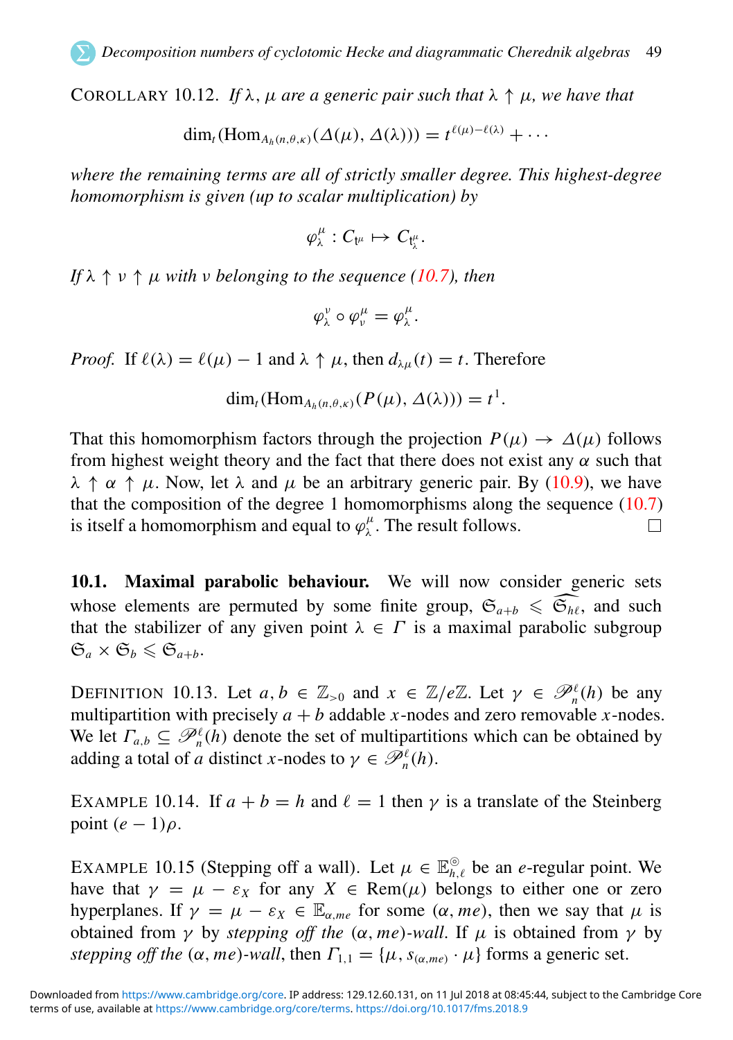Corollary 10.12. *If $\lambda, \mu$ are a generic pair such that $\lambda \uparrow \mu$, we have that*

$$\dim_t(\mathrm{Hom}_{A_h(n,\theta,\kappa)}(\Delta(\mu), \Delta(\lambda))) = t^{\ell(\mu)-\ell(\lambda)} + \cdots$$

*where the remaining terms are all of strictly smaller degree. This highest-degree homomorphism is given (up to scalar multiplication) by*

$$\varphi^{\mu}_{\lambda} : C_{\mathsf{t}^{\mu}} \mapsto C_{\mathsf{t}^{\mu}_{\lambda}}.$$

*If $\lambda \uparrow \nu \uparrow \mu$ with $\nu$ belonging to the sequence (10.7), then*

$$\varphi^{\nu}_{\lambda} \circ \varphi^{\mu}_{\nu} = \varphi^{\mu}_{\lambda}.$$

*Proof.* If $\ell(\lambda) = \ell(\mu) - 1$ and $\lambda \uparrow \mu$, then $d_{\lambda\mu}(t) = t$. Therefore

$$\dim_t(\mathrm{Hom}_{A_h(n,\theta,\kappa)}(P(\mu), \Delta(\lambda))) = t^1.$$

That this homomorphism factors through the projection $P(\mu) \to \Delta(\mu)$ follows from highest weight theory and the fact that there does not exist any $\alpha$ such that $\lambda \uparrow \alpha \uparrow \mu$. Now, let $\lambda$ and $\mu$ be an arbitrary generic pair. By (10.9), we have that the composition of the degree 1 homomorphisms along the sequence (10.7) is itself a homomorphism and equal to $\varphi^{\mu}_{\lambda}$. The result follows. □

## 10.1. Maximal parabolic behaviour.

We will now consider generic sets whose elements are permuted by some finite group, $\mathfrak{S}_{a+b} \leqslant \widehat{\mathfrak{S}_{h\ell}}$, and such that the stabilizer of any given point $\lambda \in \Gamma$ is a maximal parabolic subgroup $\mathfrak{S}_a \times \mathfrak{S}_b \leqslant \mathfrak{S}_{a+b}$.

Definition 10.13. Let $a, b \in \mathbb{Z}_{>0}$ and $x \in \mathbb{Z}/e\mathbb{Z}$. Let $\gamma \in \mathscr{P}^{\ell}_n(h)$ be any multipartition with precisely $a + b$ addable $x$-nodes and zero removable $x$-nodes. We let $\Gamma_{a,b} \subseteq \mathscr{P}^{\ell}_n(h)$ denote the set of multipartitions which can be obtained by adding a total of $a$ distinct $x$-nodes to $\gamma \in \mathscr{P}^{\ell}_n(h)$.

Example 10.14. If $a + b = h$ and $\ell = 1$ then $\gamma$ is a translate of the Steinberg point $(e - 1)\rho$.

Example 10.15 (Stepping off a wall). Let $\mu \in \mathbb{E}^{\circledcirc}_{h,\ell}$ be an $e$-regular point. We have that $\gamma = \mu - \varepsilon_X$ for any $X \in \mathrm{Rem}(\mu)$ belongs to either one or zero hyperplanes. If $\gamma = \mu - \varepsilon_X \in \mathbb{E}_{\alpha,me}$ for some $(\alpha, me)$, then we say that $\mu$ is obtained from $\gamma$ by *stepping off the* $(\alpha, me)$*-wall*. If $\mu$ is obtained from $\gamma$ by *stepping off the* $(\alpha, me)$*-wall*, then $\Gamma_{1,1} = \{\mu, s_{(\alpha,me)} \cdot \mu\}$ forms a generic set.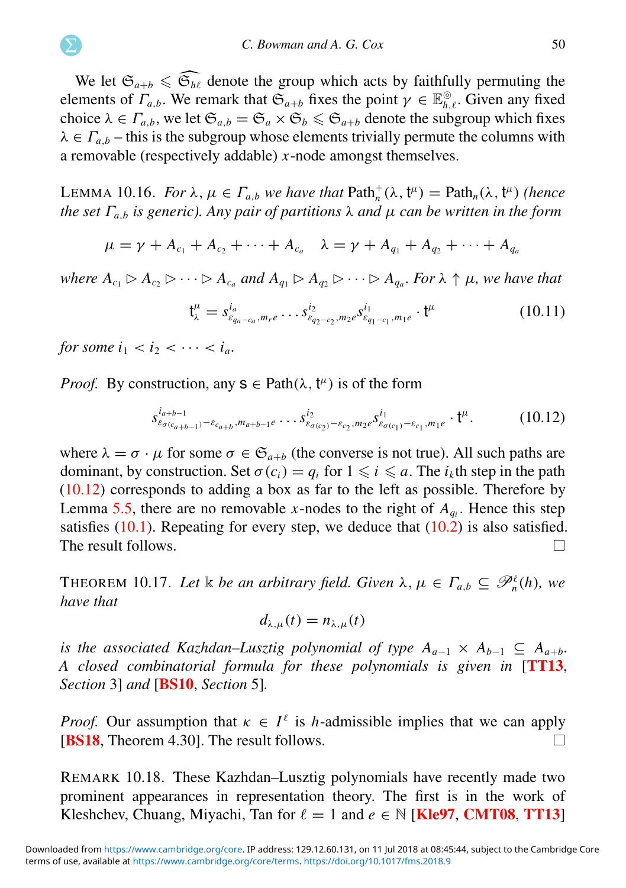We let $\mathfrak{S}_{a+b} \leqslant \widehat{\mathfrak{S}_{h\ell}}$ denote the group which acts by faithfully permuting the elements of $\Gamma_{a,b}$. We remark that $\mathfrak{S}_{a+b}$ fixes the point $\gamma \in \mathbb{E}^{\circledcirc}_{h,\ell}$. Given any fixed choice $\lambda \in \Gamma_{a,b}$, we let $\mathfrak{S}_{a,b} = \mathfrak{S}_a \times \mathfrak{S}_b \leqslant \mathfrak{S}_{a+b}$ denote the subgroup which fixes $\lambda \in \Gamma_{a,b}$ – this is the subgroup whose elements trivially permute the columns with a removable (respectively addable) $x$-node amongst themselves.

LEMMA 10.16. *For $\lambda, \mu \in \Gamma_{a,b}$ we have that $\mathrm{Path}^+_n(\lambda, \mathsf{t}^\mu) = \mathrm{Path}_n(\lambda, \mathsf{t}^\mu)$ (hence the set $\Gamma_{a,b}$ is generic). Any pair of partitions $\lambda$ and $\mu$ can be written in the form*

$$\mu = \gamma + A_{c_1} + A_{c_2} + \cdots + A_{c_a} \qquad \lambda = \gamma + A_{q_1} + A_{q_2} + \cdots + A_{q_a}$$

*where $A_{c_1} \rhd A_{c_2} \rhd \cdots \rhd A_{c_a}$ and $A_{q_1} \rhd A_{q_2} \rhd \cdots \rhd A_{q_a}$. For $\lambda \uparrow \mu$, we have that*

$$\mathsf{t}^\mu_\lambda = s^{i_a}_{\varepsilon_{q_a - c_a}, m_r e} \cdots s^{i_2}_{\varepsilon_{q_2 - c_2}, m_2 e} s^{i_1}_{\varepsilon_{q_1 - c_1}, m_1 e} \cdot \mathsf{t}^\mu \tag{10.11}$$

*for some $i_1 < i_2 < \cdots < i_a$.*

*Proof.* By construction, any $\mathsf{s} \in \mathrm{Path}(\lambda, \mathsf{t}^\mu)$ is of the form

$$s^{i_{a+b-1}}_{\varepsilon_{\sigma(c_{a+b-1})} - \varepsilon_{c_{a+b}}, m_{a+b-1} e} \cdots s^{i_2}_{\varepsilon_{\sigma(c_2)} - \varepsilon_{c_2}, m_2 e} s^{i_1}_{\varepsilon_{\sigma(c_1)} - \varepsilon_{c_1}, m_1 e} \cdot \mathsf{t}^\mu. \tag{10.12}$$

where $\lambda = \sigma \cdot \mu$ for some $\sigma \in \mathfrak{S}_{a+b}$ (the converse is not true). All such paths are dominant, by construction. Set $\sigma(c_i) = q_i$ for $1 \leqslant i \leqslant a$. The $i_k$th step in the path (10.12) corresponds to adding a box as far to the left as possible. Therefore by Lemma 5.5, there are no removable $x$-nodes to the right of $A_{q_i}$. Hence this step satisfies (10.1). Repeating for every step, we deduce that (10.2) is also satisfied. The result follows. $\square$

THEOREM 10.17. *Let $\Bbbk$ be an arbitrary field. Given $\lambda, \mu \in \Gamma_{a,b} \subseteq \mathscr{P}^\ell_n(h)$, we have that*

$$d_{\lambda,\mu}(t) = n_{\lambda,\mu}(t)$$

*is the associated Kazhdan–Lusztig polynomial of type $A_{a-1} \times A_{b-1} \subseteq A_{a+b}$. A closed combinatorial formula for these polynomials is given in* [**TT13**, *Section* 3] *and* [**BS10**, *Section* 5].

*Proof.* Our assumption that $\kappa \in I^\ell$ is $h$-admissible implies that we can apply [**BS18**, Theorem 4.30]. The result follows. $\square$

REMARK 10.18. These Kazhdan–Lusztig polynomials have recently made two prominent appearances in representation theory. The first is in the work of Kleshchev, Chuang, Miyachi, Tan for $\ell = 1$ and $e \in \mathbb{N}$ [**Kle97**, **CMT08**, **TT13**]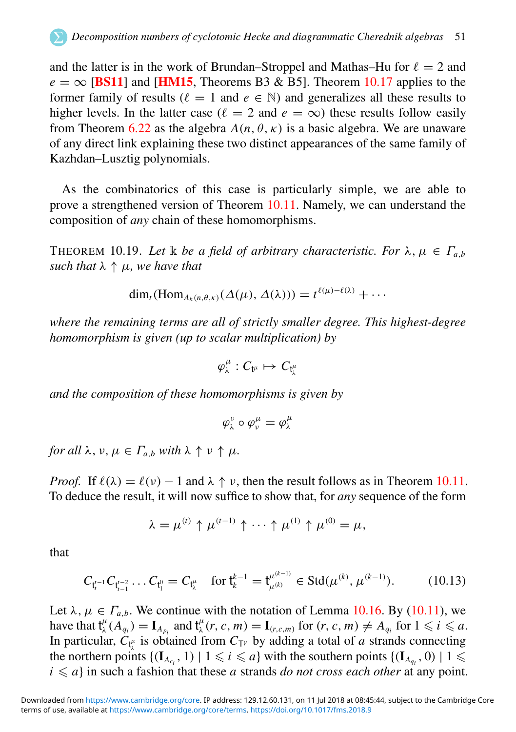and the latter is in the work of Brundan–Stroppel and Mathas–Hu for $\ell = 2$ and $e = \infty$ [BS11] and [HM15, Theorems B3 & B5]. Theorem 10.17 applies to the former family of results ($\ell = 1$ and $e \in \mathbb{N}$) and generalizes all these results to higher levels. In the latter case ($\ell = 2$ and $e = \infty$) these results follow easily from Theorem 6.22 as the algebra $A(n, \theta, \kappa)$ is a basic algebra. We are unaware of any direct link explaining these two distinct appearances of the same family of Kazhdan–Lusztig polynomials.

As the combinatorics of this case is particularly simple, we are able to prove a strengthened version of Theorem 10.11. Namely, we can understand the composition of *any* chain of these homomorphisms.

THEOREM 10.19. *Let $\Bbbk$ be a field of arbitrary characteristic. For $\lambda, \mu \in \Gamma_{a,b}$ such that $\lambda \uparrow \mu$, we have that*

$$\dim_t(\mathrm{Hom}_{A_h(n,\theta,\kappa)}(\Delta(\mu), \Delta(\lambda))) = t^{\ell(\mu)-\ell(\lambda)} + \cdots$$

*where the remaining terms are all of strictly smaller degree. This highest-degree homomorphism is given (up to scalar multiplication) by*

$$\varphi^\mu_\lambda : C_{\mathsf{t}^\mu} \mapsto C_{\mathsf{t}^\mu_\lambda}$$

*and the composition of these homomorphisms is given by*

$$\varphi^\nu_\lambda \circ \varphi^\mu_\nu = \varphi^\mu_\lambda$$

*for all $\lambda, \nu, \mu \in \Gamma_{a,b}$ with $\lambda \uparrow \nu \uparrow \mu$.*

*Proof.* If $\ell(\lambda) = \ell(\nu) - 1$ and $\lambda \uparrow \nu$, then the result follows as in Theorem 10.11. To deduce the result, it will now suffice to show that, for *any* sequence of the form

$$\lambda = \mu^{(t)} \uparrow \mu^{(t-1)} \uparrow \cdots \uparrow \mu^{(1)} \uparrow \mu^{(0)} = \mu,$$

that

$$C_{\mathsf{t}^{t-1}_t} C_{\mathsf{t}^{t-2}_{t-1}} \ldots C_{\mathsf{t}^0_1} = C_{\mathsf{t}^\mu_\lambda} \quad \text{for } \mathsf{t}^{k-1}_k = \mathsf{t}^{\mu^{(k-1)}}_{\mu^{(k)}} \in \mathrm{Std}(\mu^{(k)}, \mu^{(k-1)}). \tag{10.13}$$

Let $\lambda, \mu \in \Gamma_{a,b}$. We continue with the notation of Lemma 10.16. By (10.11), we have that $\mathsf{t}^\mu_\lambda(A_{q_i}) = \mathbf{I}_{A_{p_i}}$ and $\mathsf{t}^\mu_\lambda(r, c, m) = \mathbf{I}_{(r,c,m)}$ for $(r, c, m) \neq A_{q_i}$ for $1 \leqslant i \leqslant a$. In particular, $C_{\mathsf{t}^\mu_\lambda}$ is obtained from $C_{\mathsf{T}^\gamma}$ by adding a total of $a$ strands connecting the northern points $\{(\mathbf{I}_{A_{c_i}}, 1) \mid 1 \leqslant i \leqslant a\}$ with the southern points $\{(\mathbf{I}_{A_{q_i}}, 0) \mid 1 \leqslant i \leqslant a\}$ in such a fashion that these $a$ strands *do not cross each other* at any point.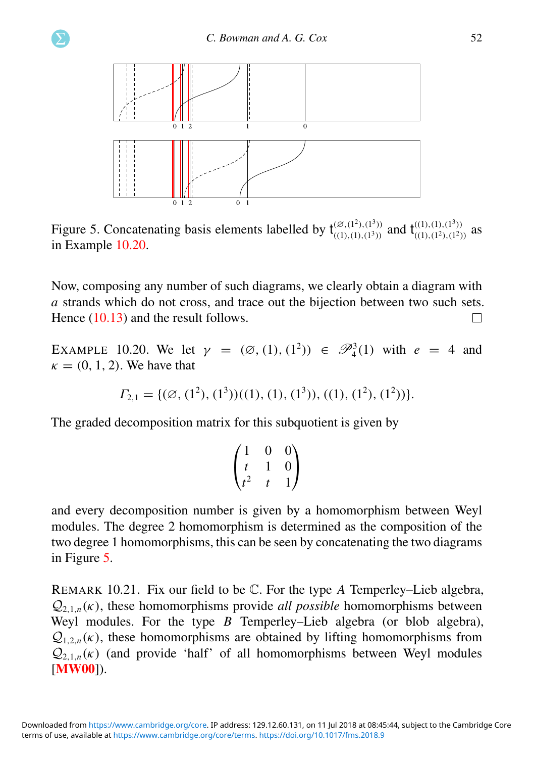Figure 5. Concatenating basis elements labelled by $\mathsf{t}^{(\varnothing,(1^2),(1^3))}_{((1),(1),(1^3))}$ and $\mathsf{t}^{((1),(1),(1^3))}_{((1),(1^2),(1^2))}$ as in Example 10.20.

Now, composing any number of such diagrams, we clearly obtain a diagram with $a$ strands which do not cross, and trace out the bijection between two such sets. Hence (10.13) and the result follows. □

EXAMPLE 10.20. We let $\gamma = (\varnothing, (1), (1^2)) \in \mathscr{P}_4^3(1)$ with $e = 4$ and $\kappa = (0, 1, 2)$. We have that

$$\Gamma_{2,1} = \{(\varnothing, (1^2), (1^3))((1), (1), (1^3)), ((1), (1^2), (1^2))\}.$$

The graded decomposition matrix for this subquotient is given by

$$\begin{pmatrix} 1 & 0 & 0 \\ t & 1 & 0 \\ t^2 & t & 1 \end{pmatrix}$$

and every decomposition number is given by a homomorphism between Weyl modules. The degree 2 homomorphism is determined as the composition of the two degree 1 homomorphisms, this can be seen by concatenating the two diagrams in Figure 5.

REMARK 10.21. Fix our field to be $\mathbb{C}$. For the type $A$ Temperley–Lieb algebra, $\mathcal{Q}_{2,1,n}(\kappa)$, these homomorphisms provide *all possible* homomorphisms between Weyl modules. For the type $B$ Temperley–Lieb algebra (or blob algebra), $\mathcal{Q}_{1,2,n}(\kappa)$, these homomorphisms are obtained by lifting homomorphisms from $\mathcal{Q}_{2,1,n}(\kappa)$ (and provide 'half' of all homomorphisms between Weyl modules [**MW00**]).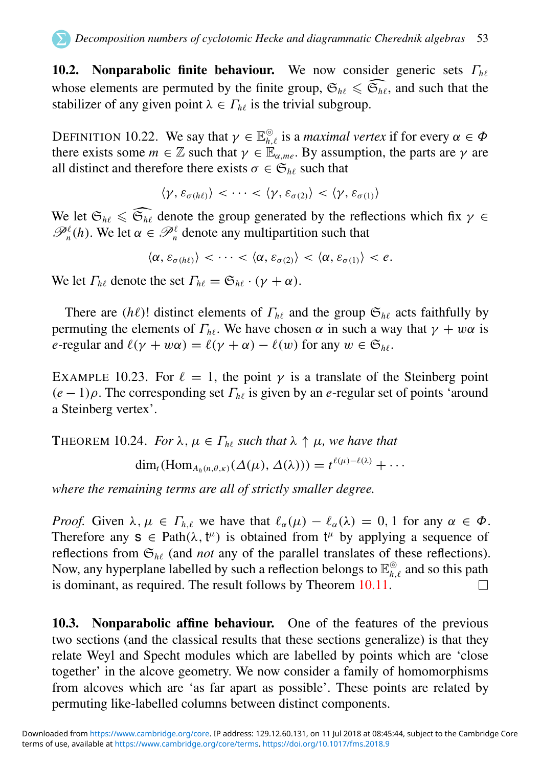**10.2. Nonparabolic finite behaviour.** We now consider generic sets $\Gamma_{h\ell}$ whose elements are permuted by the finite group, $\mathfrak{S}_{h\ell} \leqslant \widehat{\mathfrak{S}_{h\ell}}$, and such that the stabilizer of any given point $\lambda \in \Gamma_{h\ell}$ is the trivial subgroup.

DEFINITION 10.22. We say that $\gamma \in \mathbb{E}^{\circledcirc}_{h,\ell}$ is a *maximal vertex* if for every $\alpha \in \Phi$ there exists some $m \in \mathbb{Z}$ such that $\gamma \in \mathbb{E}_{\alpha,me}$. By assumption, the parts are $\gamma$ are all distinct and therefore there exists $\sigma \in \mathfrak{S}_{h\ell}$ such that

$$\langle \gamma, \varepsilon_{\sigma(h\ell)} \rangle < \cdots < \langle \gamma, \varepsilon_{\sigma(2)} \rangle < \langle \gamma, \varepsilon_{\sigma(1)} \rangle$$

We let $\mathfrak{S}_{h\ell} \leqslant \widehat{\mathfrak{S}_{h\ell}}$ denote the group generated by the reflections which fix $\gamma \in \mathscr{P}^{\ell}_{n}(h)$. We let $\alpha \in \mathscr{P}^{\ell}_{n}$ denote any multipartition such that

$$\langle \alpha, \varepsilon_{\sigma(h\ell)} \rangle < \cdots < \langle \alpha, \varepsilon_{\sigma(2)} \rangle < \langle \alpha, \varepsilon_{\sigma(1)} \rangle < e.$$

We let $\Gamma_{h\ell}$ denote the set $\Gamma_{h\ell} = \mathfrak{S}_{h\ell} \cdot (\gamma + \alpha)$.

There are $(h\ell)!$ distinct elements of $\Gamma_{h\ell}$ and the group $\mathfrak{S}_{h\ell}$ acts faithfully by permuting the elements of $\Gamma_{h\ell}$. We have chosen $\alpha$ in such a way that $\gamma + w\alpha$ is $e$-regular and $\ell(\gamma + w\alpha) = \ell(\gamma + \alpha) - \ell(w)$ for any $w \in \mathfrak{S}_{h\ell}$.

EXAMPLE 10.23. For $\ell = 1$, the point $\gamma$ is a translate of the Steinberg point $(e-1)\rho$. The corresponding set $\Gamma_{h\ell}$ is given by an $e$-regular set of points 'around a Steinberg vertex'.

THEOREM 10.24. *For $\lambda, \mu \in \Gamma_{h\ell}$ such that $\lambda \uparrow \mu$, we have that*

$$\dim_t(\mathrm{Hom}_{A_h(n,\theta,\kappa)}(\Delta(\mu), \Delta(\lambda))) = t^{\ell(\mu)-\ell(\lambda)} + \cdots$$

*where the remaining terms are all of strictly smaller degree.*

*Proof.* Given $\lambda, \mu \in \Gamma_{h,\ell}$ we have that $\ell_{\alpha}(\mu) - \ell_{\alpha}(\lambda) = 0, 1$ for any $\alpha \in \Phi$. Therefore any $\mathsf{s} \in \mathrm{Path}(\lambda, \mathsf{t}^{\mu})$ is obtained from $\mathsf{t}^{\mu}$ by applying a sequence of reflections from $\mathfrak{S}_{h\ell}$ (and *not* any of the parallel translates of these reflections). Now, any hyperplane labelled by such a reflection belongs to $\mathbb{E}^{\circledcirc}_{h,\ell}$ and so this path is dominant, as required. The result follows by Theorem 10.11. $\square$

**10.3. Nonparabolic affine behaviour.** One of the features of the previous two sections (and the classical results that these sections generalize) is that they relate Weyl and Specht modules which are labelled by points which are 'close together' in the alcove geometry. We now consider a family of homomorphisms from alcoves which are 'as far apart as possible'. These points are related by permuting like-labelled columns between distinct components.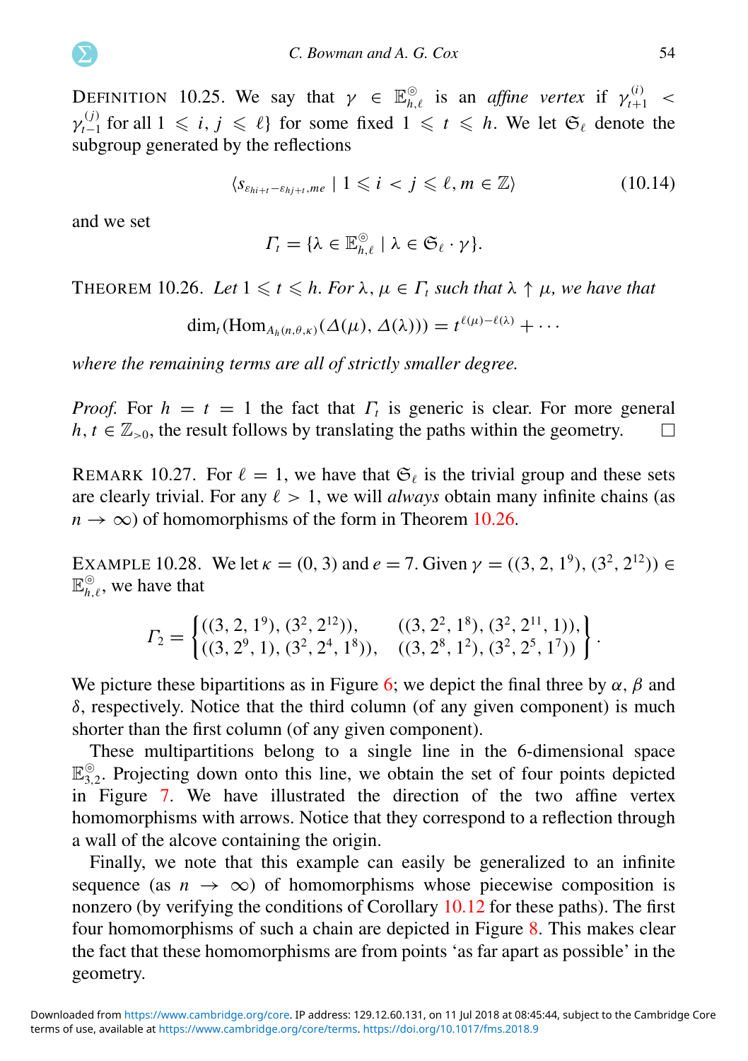DEFINITION 10.25. We say that $\gamma \in \mathbb{E}^{\circledcirc}_{h,\ell}$ is an *affine vertex* if $\gamma^{(i)}_{t+1} < \gamma^{(j)}_{t-1}$ for all $1 \leqslant i, j \leqslant \ell\}$ for some fixed $1 \leqslant t \leqslant h$. We let $\mathfrak{S}_\ell$ denote the subgroup generated by the reflections

$$\langle s_{\varepsilon_{hi+t}-\varepsilon_{hj+t},me} \mid 1 \leqslant i < j \leqslant \ell, m \in \mathbb{Z}\rangle \tag{10.14}$$

and we set

$$\Gamma_t = \{\lambda \in \mathbb{E}^{\circledcirc}_{h,\ell} \mid \lambda \in \mathfrak{S}_\ell \cdot \gamma\}.$$

THEOREM 10.26. *Let $1 \leqslant t \leqslant h$. For $\lambda, \mu \in \Gamma_t$ such that $\lambda \uparrow \mu$, we have that*

$$\dim_t(\mathrm{Hom}_{A_h(n,\theta,\kappa)}(\Delta(\mu), \Delta(\lambda))) = t^{\ell(\mu)-\ell(\lambda)} + \cdots$$

*where the remaining terms are all of strictly smaller degree.*

*Proof.* For $h = t = 1$ the fact that $\Gamma_t$ is generic is clear. For more general $h, t \in \mathbb{Z}_{>0}$, the result follows by translating the paths within the geometry. $\square$

REMARK 10.27. For $\ell = 1$, we have that $\mathfrak{S}_\ell$ is the trivial group and these sets are clearly trivial. For any $\ell > 1$, we will *always* obtain many infinite chains (as $n \to \infty$) of homomorphisms of the form in Theorem 10.26.

EXAMPLE 10.28. We let $\kappa = (0, 3)$ and $e = 7$. Given $\gamma = ((3, 2, 1^9), (3^2, 2^{12})) \in \mathbb{E}^{\circledcirc}_{h,\ell}$, we have that

$$\Gamma_2 = \left\{\begin{matrix} ((3, 2, 1^9), (3^2, 2^{12})), & ((3, 2^2, 1^8), (3^2, 2^{11}, 1)), \\ ((3, 2^9, 1), (3^2, 2^4, 1^8)), & ((3, 2^8, 1^2), (3^2, 2^5, 1^7)) \end{matrix}\right\}.$$

We picture these bipartitions as in Figure 6; we depict the final three by $\alpha$, $\beta$ and $\delta$, respectively. Notice that the third column (of any given component) is much shorter than the first column (of any given component).

These multipartitions belong to a single line in the 6-dimensional space $\mathbb{E}^{\circledcirc}_{3,2}$. Projecting down onto this line, we obtain the set of four points depicted in Figure 7. We have illustrated the direction of the two affine vertex homomorphisms with arrows. Notice that they correspond to a reflection through a wall of the alcove containing the origin.

Finally, we note that this example can easily be generalized to an infinite sequence (as $n \to \infty$) of homomorphisms whose piecewise composition is nonzero (by verifying the conditions of Corollary 10.12 for these paths). The first four homomorphisms of such a chain are depicted in Figure 8. This makes clear the fact that these homomorphisms are from points 'as far apart as possible' in the geometry.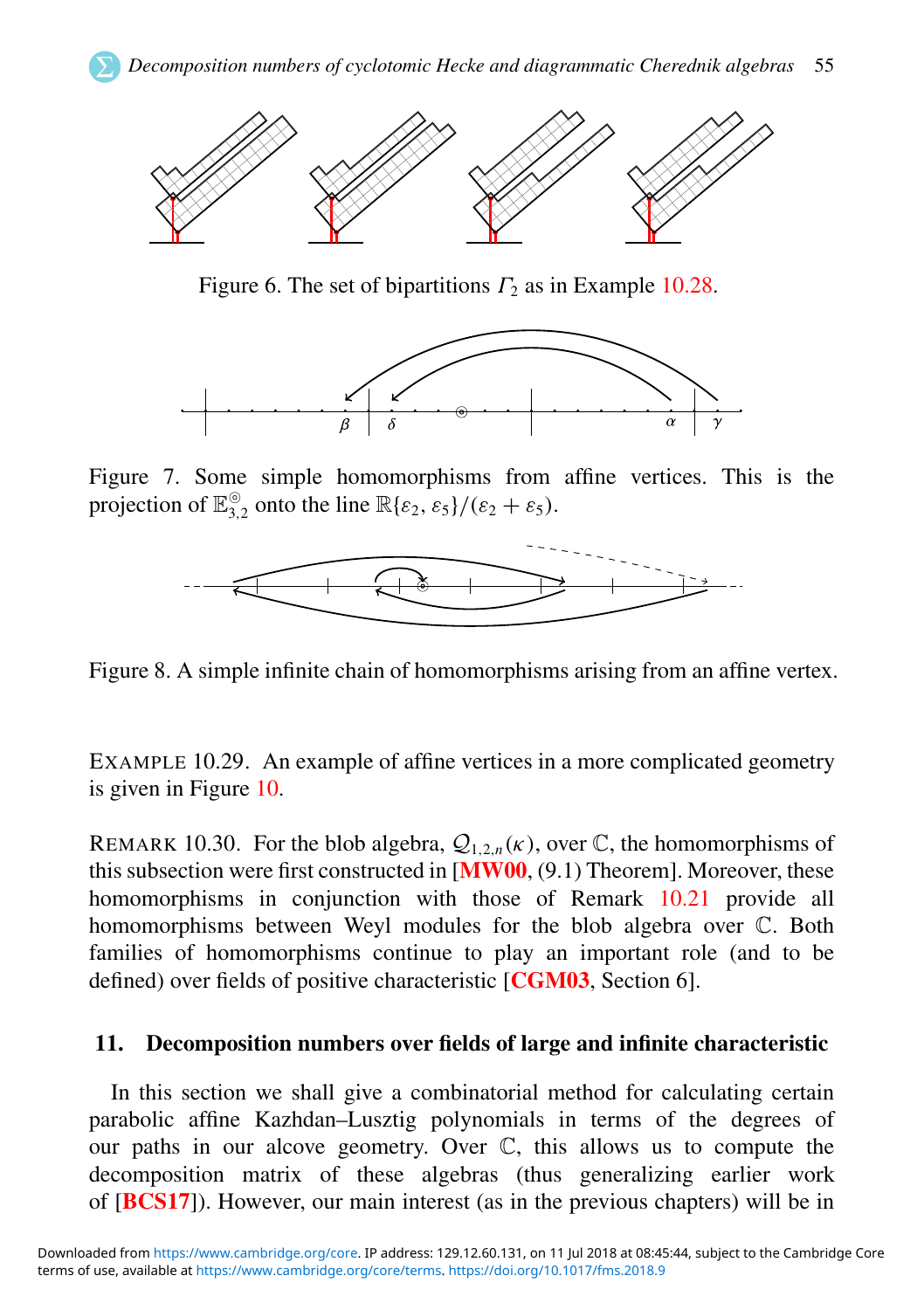Figure 6. The set of bipartitions $\Gamma_2$ as in Example 10.28.

Figure 7. Some simple homomorphisms from affine vertices. This is the projection of $\mathbb{E}^{\circledcirc}_{3,2}$ onto the line $\mathbb{R}\{\varepsilon_2, \varepsilon_5\}/(\varepsilon_2 + \varepsilon_5)$.

Figure 8. A simple infinite chain of homomorphisms arising from an affine vertex.

EXAMPLE 10.29. An example of affine vertices in a more complicated geometry is given in Figure 10.

REMARK 10.30. For the blob algebra, $\mathcal{Q}_{1,2,n}(\kappa)$, over $\mathbb{C}$, the homomorphisms of this subsection were first constructed in [**MW00**, (9.1) Theorem]. Moreover, these homomorphisms in conjunction with those of Remark 10.21 provide all homomorphisms between Weyl modules for the blob algebra over $\mathbb{C}$. Both families of homomorphisms continue to play an important role (and to be defined) over fields of positive characteristic [**CGM03**, Section 6].

## 11. Decomposition numbers over fields of large and infinite characteristic

In this section we shall give a combinatorial method for calculating certain parabolic affine Kazhdan–Lusztig polynomials in terms of the degrees of our paths in our alcove geometry. Over $\mathbb{C}$, this allows us to compute the decomposition matrix of these algebras (thus generalizing earlier work of [**BCS17**]). However, our main interest (as in the previous chapters) will be in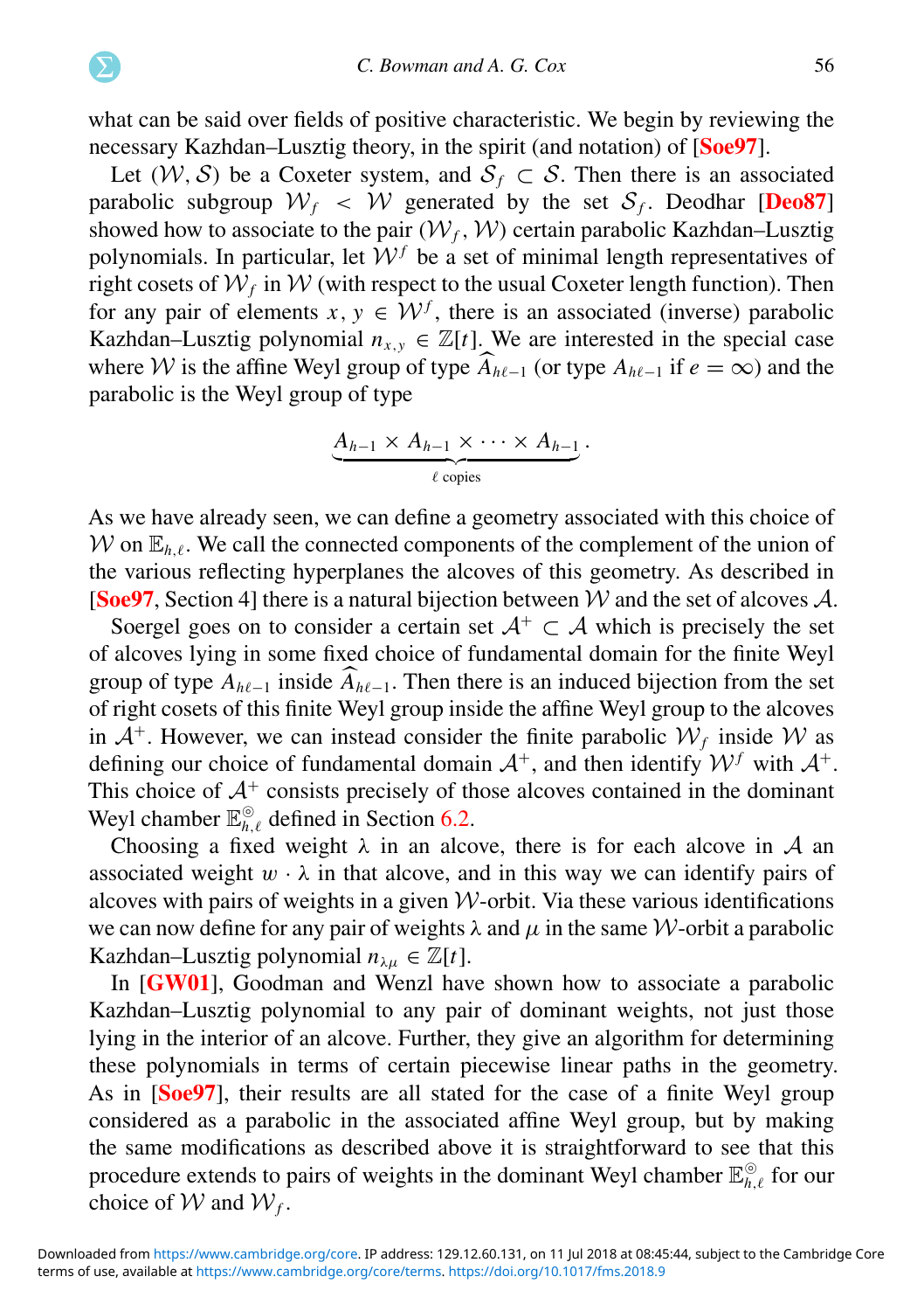what can be said over fields of positive characteristic. We begin by reviewing the necessary Kazhdan–Lusztig theory, in the spirit (and notation) of [Soe97].

Let $(\mathcal{W}, \mathcal{S})$ be a Coxeter system, and $\mathcal{S}_f \subset \mathcal{S}$. Then there is an associated parabolic subgroup $\mathcal{W}_f < \mathcal{W}$ generated by the set $\mathcal{S}_f$. Deodhar [Deo87] showed how to associate to the pair $(\mathcal{W}_f, \mathcal{W})$ certain parabolic Kazhdan–Lusztig polynomials. In particular, let $\mathcal{W}^f$ be a set of minimal length representatives of right cosets of $\mathcal{W}_f$ in $\mathcal{W}$ (with respect to the usual Coxeter length function). Then for any pair of elements $x, y \in \mathcal{W}^f$, there is an associated (inverse) parabolic Kazhdan–Lusztig polynomial $n_{x,y} \in \mathbb{Z}[t]$. We are interested in the special case where $\mathcal{W}$ is the affine Weyl group of type $\widehat{A}_{h\ell-1}$ (or type $A_{h\ell-1}$ if $e = \infty$) and the parabolic is the Weyl group of type

$$\underbrace{A_{h-1} \times A_{h-1} \times \cdots \times A_{h-1}}_{\ell \text{ copies}}.$$

As we have already seen, we can define a geometry associated with this choice of $\mathcal{W}$ on $\mathbb{E}_{h,\ell}$. We call the connected components of the complement of the union of the various reflecting hyperplanes the alcoves of this geometry. As described in [Soe97, Section 4] there is a natural bijection between $\mathcal{W}$ and the set of alcoves $\mathcal{A}$.

Soergel goes on to consider a certain set $\mathcal{A}^+ \subset \mathcal{A}$ which is precisely the set of alcoves lying in some fixed choice of fundamental domain for the finite Weyl group of type $A_{h\ell-1}$ inside $\widehat{A}_{h\ell-1}$. Then there is an induced bijection from the set of right cosets of this finite Weyl group inside the affine Weyl group to the alcoves in $\mathcal{A}^+$. However, we can instead consider the finite parabolic $\mathcal{W}_f$ inside $\mathcal{W}$ as defining our choice of fundamental domain $\mathcal{A}^+$, and then identify $\mathcal{W}^f$ with $\mathcal{A}^+$. This choice of $\mathcal{A}^+$ consists precisely of those alcoves contained in the dominant Weyl chamber $\mathbb{E}^{\circledcirc}_{h,\ell}$ defined in Section 6.2.

Choosing a fixed weight $\lambda$ in an alcove, there is for each alcove in $\mathcal{A}$ an associated weight $w \cdot \lambda$ in that alcove, and in this way we can identify pairs of alcoves with pairs of weights in a given $\mathcal{W}$-orbit. Via these various identifications we can now define for any pair of weights $\lambda$ and $\mu$ in the same $\mathcal{W}$-orbit a parabolic Kazhdan–Lusztig polynomial $n_{\lambda\mu} \in \mathbb{Z}[t]$.

In [GW01], Goodman and Wenzl have shown how to associate a parabolic Kazhdan–Lusztig polynomial to any pair of dominant weights, not just those lying in the interior of an alcove. Further, they give an algorithm for determining these polynomials in terms of certain piecewise linear paths in the geometry. As in [Soe97], their results are all stated for the case of a finite Weyl group considered as a parabolic in the associated affine Weyl group, but by making the same modifications as described above it is straightforward to see that this procedure extends to pairs of weights in the dominant Weyl chamber $\mathbb{E}^{\circledcirc}_{h,\ell}$ for our choice of $\mathcal{W}$ and $\mathcal{W}_f$.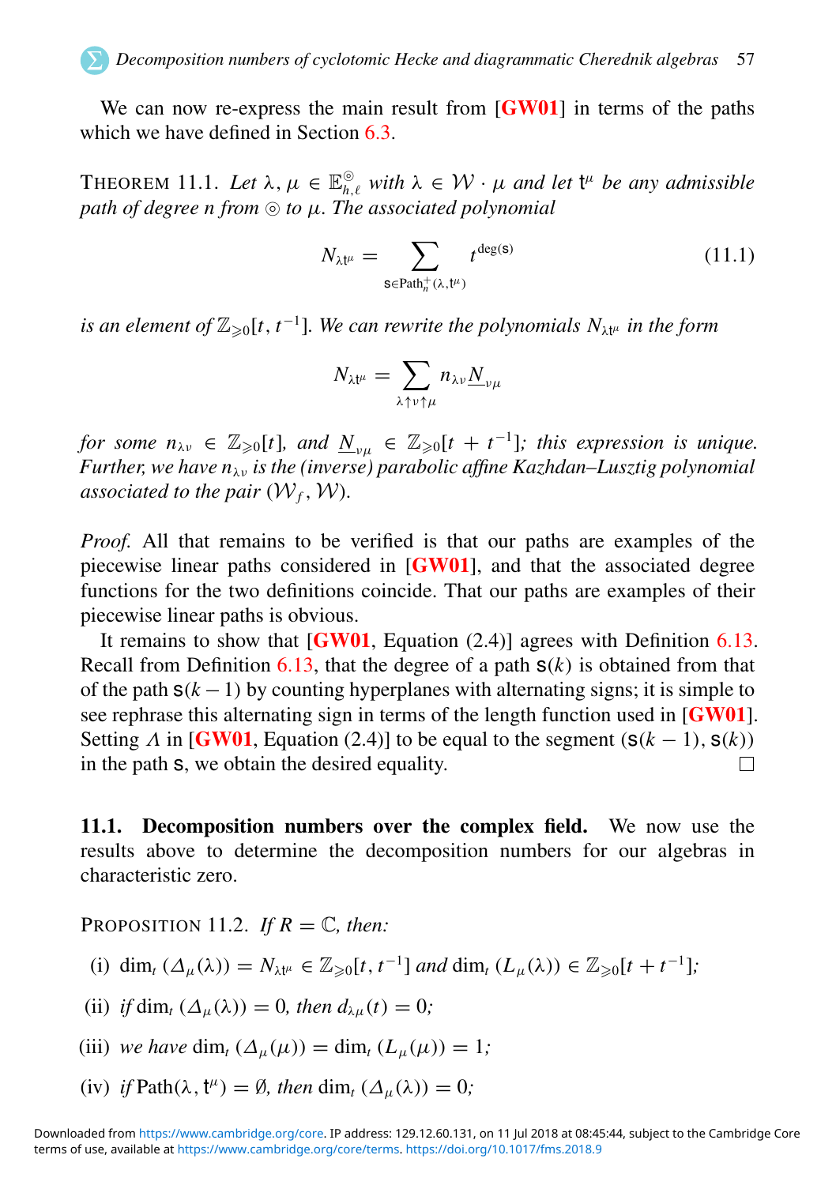We can now re-express the main result from [GW01] in terms of the paths which we have defined in Section 6.3.

THEOREM 11.1. *Let $\lambda, \mu \in \mathbb{E}^{\circledcirc}_{h,\ell}$ with $\lambda \in \mathcal{W} \cdot \mu$ and let $\mathsf{t}^{\mu}$ be any admissible path of degree $n$ from $\circledcirc$ to $\mu$. The associated polynomial*

$$N_{\lambda \mathsf{t}^{\mu}} = \sum_{\mathsf{s} \in \mathrm{Path}_n^{+}(\lambda, \mathsf{t}^{\mu})} t^{\deg(\mathsf{s})} \tag{11.1}$$

*is an element of $\mathbb{Z}_{\geqslant 0}[t, t^{-1}]$. We can rewrite the polynomials $N_{\lambda \mathsf{t}^{\mu}}$ in the form*

$$N_{\lambda \mathsf{t}^{\mu}} = \sum_{\lambda \uparrow \nu \uparrow \mu} n_{\lambda \nu} \underline{N}_{\nu \mu}$$

*for some $n_{\lambda\nu} \in \mathbb{Z}_{\geqslant 0}[t]$, and $\underline{N}_{\nu\mu} \in \mathbb{Z}_{\geqslant 0}[t + t^{-1}]$; this expression is unique. Further, we have $n_{\lambda\nu}$ is the (inverse) parabolic affine Kazhdan–Lusztig polynomial associated to the pair $(\mathcal{W}_f, \mathcal{W})$.*

*Proof.* All that remains to be verified is that our paths are examples of the piecewise linear paths considered in [GW01], and that the associated degree functions for the two definitions coincide. That our paths are examples of their piecewise linear paths is obvious.

It remains to show that [GW01, Equation (2.4)] agrees with Definition 6.13. Recall from Definition 6.13, that the degree of a path $\mathsf{s}(k)$ is obtained from that of the path $\mathsf{s}(k-1)$ by counting hyperplanes with alternating signs; it is simple to see rephrase this alternating sign in terms of the length function used in [GW01]. Setting $\Lambda$ in [GW01, Equation (2.4)] to be equal to the segment $(\mathsf{s}(k-1), \mathsf{s}(k))$ in the path $\mathsf{s}$, we obtain the desired equality. □

**11.1. Decomposition numbers over the complex field.** We now use the results above to determine the decomposition numbers for our algebras in characteristic zero.

PROPOSITION 11.2. *If $R = \mathbb{C}$, then:*

(i) $\dim_t(\Delta_\mu(\lambda)) = N_{\lambda \mathsf{t}^{\mu}} \in \mathbb{Z}_{\geqslant 0}[t, t^{-1}]$ *and* $\dim_t(L_\mu(\lambda)) \in \mathbb{Z}_{\geqslant 0}[t + t^{-1}]$;

(ii) *if* $\dim_t(\Delta_\mu(\lambda)) = 0$, *then* $d_{\lambda\mu}(t) = 0$;

(iii) *we have* $\dim_t(\Delta_\mu(\mu)) = \dim_t(L_\mu(\mu)) = 1$;

(iv) *if* $\mathrm{Path}(\lambda, \mathsf{t}^{\mu}) = \emptyset$, *then* $\dim_t(\Delta_\mu(\lambda)) = 0$;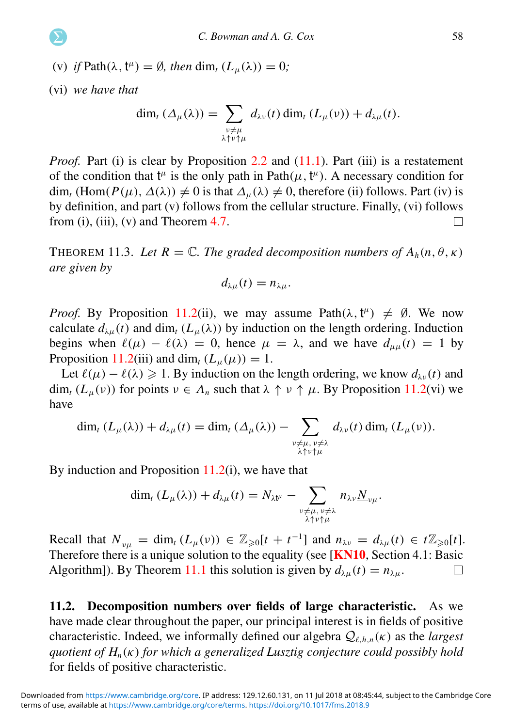(v) *if* $\text{Path}(\lambda, \mathsf{t}^\mu) = \emptyset$, *then* $\dim_t(L_\mu(\lambda)) = 0$;

(vi) *we have that*

$$\dim_t(\Delta_\mu(\lambda)) = \sum_{\substack{\nu \neq \mu \\ \lambda \uparrow \nu \uparrow \mu}} d_{\lambda\nu}(t) \dim_t(L_\mu(\nu)) + d_{\lambda\mu}(t).$$

*Proof.* Part (i) is clear by Proposition 2.2 and (11.1). Part (iii) is a restatement of the condition that $\mathsf{t}^\mu$ is the only path in $\text{Path}(\mu, \mathsf{t}^\mu)$. A necessary condition for $\dim_t(\text{Hom}(P(\mu), \Delta(\lambda)) \neq 0$ is that $\Delta_\mu(\lambda) \neq 0$, therefore (ii) follows. Part (iv) is by definition, and part (v) follows from the cellular structure. Finally, (vi) follows from (i), (iii), (v) and Theorem 4.7. □

THEOREM 11.3. *Let $R = \mathbb{C}$. The graded decomposition numbers of $A_h(n, \theta, \kappa)$ are given by*

$$d_{\lambda\mu}(t) = n_{\lambda\mu}.$$

*Proof.* By Proposition 11.2(ii), we may assume $\text{Path}(\lambda, \mathsf{t}^\mu) \neq \emptyset$. We now calculate $d_{\lambda\mu}(t)$ and $\dim_t(L_\mu(\lambda))$ by induction on the length ordering. Induction begins when $\ell(\mu) - \ell(\lambda) = 0$, hence $\mu = \lambda$, and we have $d_{\mu\mu}(t) = 1$ by Proposition 11.2(iii) and $\dim_t(L_\mu(\mu)) = 1$.

Let $\ell(\mu) - \ell(\lambda) \geqslant 1$. By induction on the length ordering, we know $d_{\lambda\nu}(t)$ and $\dim_t(L_\mu(\nu))$ for points $\nu \in \Lambda_n$ such that $\lambda \uparrow \nu \uparrow \mu$. By Proposition 11.2(vi) we have

$$\dim_t(L_\mu(\lambda)) + d_{\lambda\mu}(t) = \dim_t(\Delta_\mu(\lambda)) - \sum_{\substack{\nu \neq \mu,\, \nu \neq \lambda \\ \lambda \uparrow \nu \uparrow \mu}} d_{\lambda\nu}(t) \dim_t(L_\mu(\nu)).$$

By induction and Proposition 11.2(i), we have that

$$\dim_t(L_\mu(\lambda)) + d_{\lambda\mu}(t) = N_{\lambda \mathsf{t}^\mu} - \sum_{\substack{\nu \neq \mu,\, \nu \neq \lambda \\ \lambda \uparrow \nu \uparrow \mu}} n_{\lambda\nu} \underline{N}_{\nu\mu}.$$

Recall that $\underline{N}_{\nu\mu} = \dim_t(L_\mu(\nu)) \in \mathbb{Z}_{\geqslant 0}[t + t^{-1}]$ and $n_{\lambda\nu} = d_{\lambda\mu}(t) \in t\mathbb{Z}_{\geqslant 0}[t]$. Therefore there is a unique solution to the equality (see [KN10, Section 4.1: Basic Algorithm]). By Theorem 11.1 this solution is given by $d_{\lambda\mu}(t) = n_{\lambda\mu}$. □

**11.2. Decomposition numbers over fields of large characteristic.** As we have made clear throughout the paper, our principal interest is in fields of positive characteristic. Indeed, we informally defined our algebra $\mathcal{Q}_{\ell,h,n}(\kappa)$ as the *largest quotient of $H_n(\kappa)$ for which a generalized Lusztig conjecture could possibly hold* for fields of positive characteristic.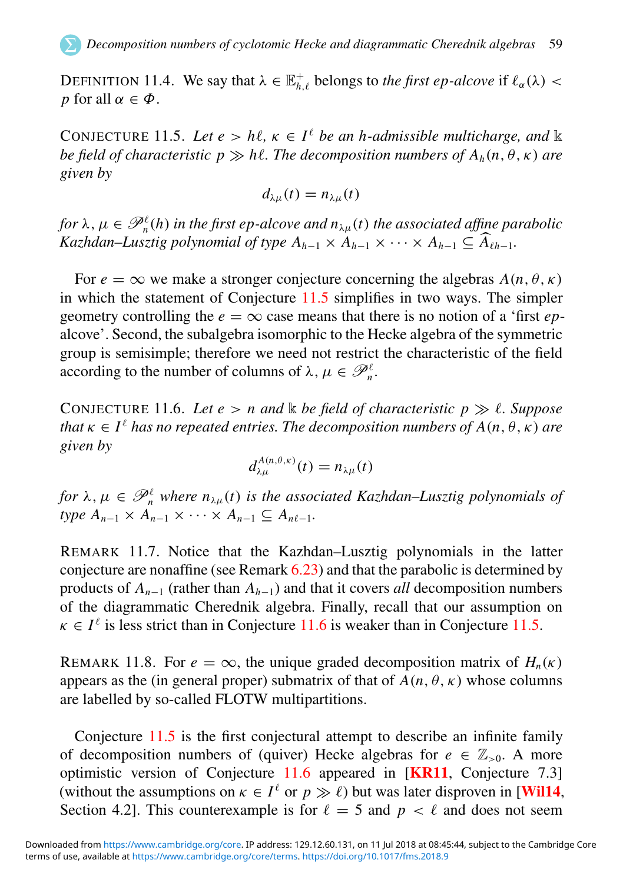DEFINITION 11.4. We say that $\lambda \in \mathbb{E}^+_{h,\ell}$ belongs to *the first ep-alcove* if $\ell_\alpha(\lambda) < p$ for all $\alpha \in \Phi$.

CONJECTURE 11.5. *Let $e > h\ell$, $\kappa \in I^\ell$ be an $h$-admissible multicharge, and $\Bbbk$ be field of characteristic $p \gg h\ell$. The decomposition numbers of $A_h(n, \theta, \kappa)$ are given by*

$$d_{\lambda\mu}(t) = n_{\lambda\mu}(t)$$

*for $\lambda, \mu \in \mathscr{P}^\ell_n(h)$ in the first ep-alcove and $n_{\lambda\mu}(t)$ the associated affine parabolic Kazhdan–Lusztig polynomial of type $A_{h-1} \times A_{h-1} \times \cdots \times A_{h-1} \subseteq \widehat{A}_{\ell h-1}$.*

For $e = \infty$ we make a stronger conjecture concerning the algebras $A(n, \theta, \kappa)$ in which the statement of Conjecture 11.5 simplifies in two ways. The simpler geometry controlling the $e = \infty$ case means that there is no notion of a 'first *ep*-alcove'. Second, the subalgebra isomorphic to the Hecke algebra of the symmetric group is semisimple; therefore we need not restrict the characteristic of the field according to the number of columns of $\lambda, \mu \in \mathscr{P}^\ell_n$.

CONJECTURE 11.6. *Let $e > n$ and $\Bbbk$ be field of characteristic $p \gg \ell$. Suppose that $\kappa \in I^\ell$ has no repeated entries. The decomposition numbers of $A(n, \theta, \kappa)$ are given by*

$$d^{A(n,\theta,\kappa)}_{\lambda\mu}(t) = n_{\lambda\mu}(t)$$

*for $\lambda, \mu \in \mathscr{P}^\ell_n$ where $n_{\lambda\mu}(t)$ is the associated Kazhdan–Lusztig polynomials of type $A_{n-1} \times A_{n-1} \times \cdots \times A_{n-1} \subseteq A_{n\ell-1}$.*

REMARK 11.7. Notice that the Kazhdan–Lusztig polynomials in the latter conjecture are nonaffine (see Remark 6.23) and that the parabolic is determined by products of $A_{n-1}$ (rather than $A_{h-1}$) and that it covers *all* decomposition numbers of the diagrammatic Cherednik algebra. Finally, recall that our assumption on $\kappa \in I^\ell$ is less strict than in Conjecture 11.6 is weaker than in Conjecture 11.5.

REMARK 11.8. For $e = \infty$, the unique graded decomposition matrix of $H_n(\kappa)$ appears as the (in general proper) submatrix of that of $A(n, \theta, \kappa)$ whose columns are labelled by so-called FLOTW multipartitions.

Conjecture 11.5 is the first conjectural attempt to describe an infinite family of decomposition numbers of (quiver) Hecke algebras for $e \in \mathbb{Z}_{>0}$. A more optimistic version of Conjecture 11.6 appeared in [**KR11**, Conjecture 7.3] (without the assumptions on $\kappa \in I^\ell$ or $p \gg \ell$) but was later disproven in [**Wil14**, Section 4.2]. This counterexample is for $\ell = 5$ and $p < \ell$ and does not seem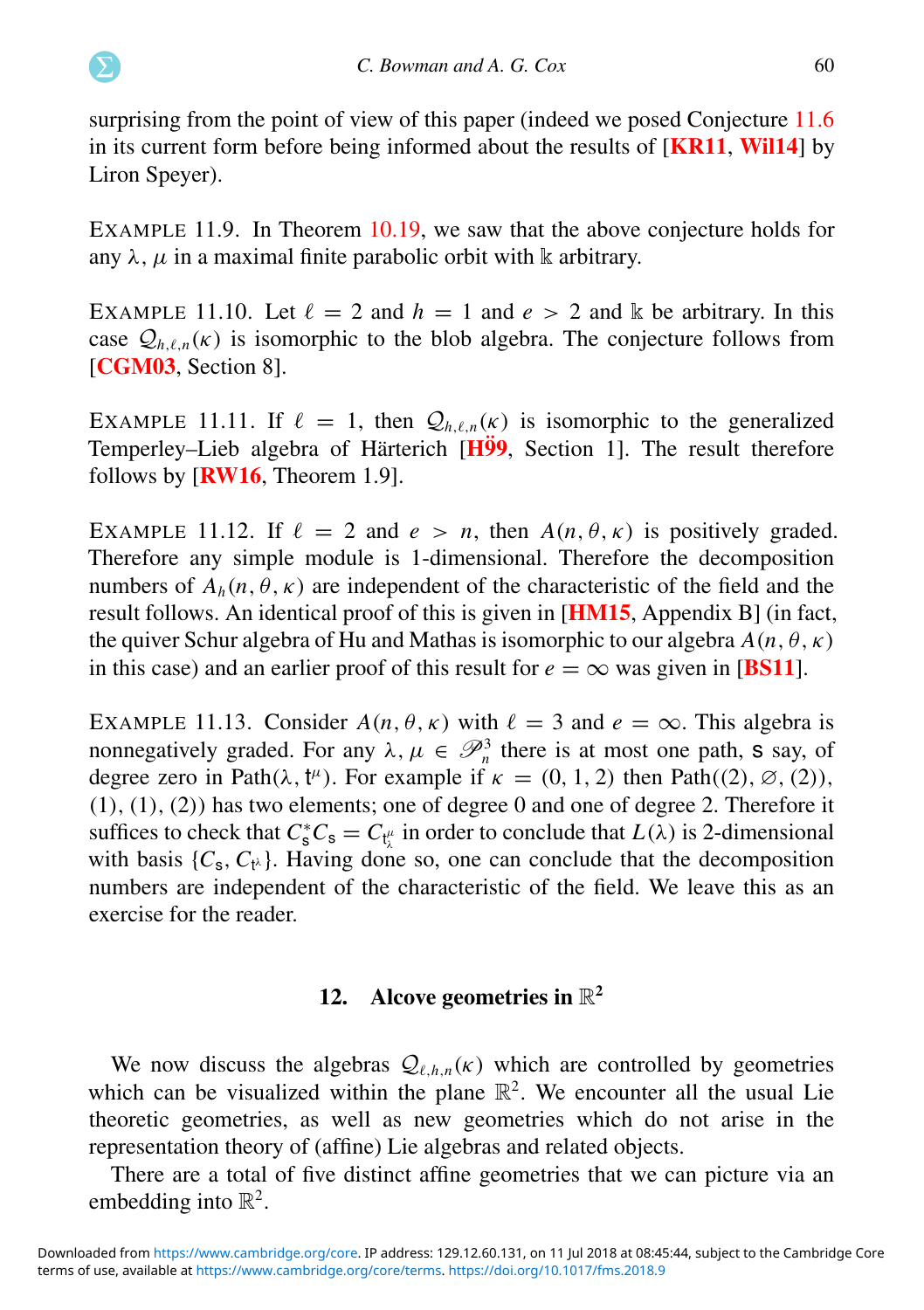surprising from the point of view of this paper (indeed we posed Conjecture 11.6 in its current form before being informed about the results of [**KR11**, **Wil14**] by Liron Speyer).

EXAMPLE 11.9. In Theorem 10.19, we saw that the above conjecture holds for any $\lambda$, $\mu$ in a maximal finite parabolic orbit with $\Bbbk$ arbitrary.

EXAMPLE 11.10. Let $\ell = 2$ and $h = 1$ and $e > 2$ and $\Bbbk$ be arbitrary. In this case $\mathcal{Q}_{h,\ell,n}(\kappa)$ is isomorphic to the blob algebra. The conjecture follows from [**CGM03**, Section 8].

EXAMPLE 11.11. If $\ell = 1$, then $\mathcal{Q}_{h,\ell,n}(\kappa)$ is isomorphic to the generalized Temperley–Lieb algebra of Härterich [**H99**, Section 1]. The result therefore follows by [**RW16**, Theorem 1.9].

EXAMPLE 11.12. If $\ell = 2$ and $e > n$, then $A(n, \theta, \kappa)$ is positively graded. Therefore any simple module is 1-dimensional. Therefore the decomposition numbers of $A_h(n, \theta, \kappa)$ are independent of the characteristic of the field and the result follows. An identical proof of this is given in [**HM15**, Appendix B] (in fact, the quiver Schur algebra of Hu and Mathas is isomorphic to our algebra $A(n, \theta, \kappa)$ in this case) and an earlier proof of this result for $e = \infty$ was given in [**BS11**].

EXAMPLE 11.13. Consider $A(n, \theta, \kappa)$ with $\ell = 3$ and $e = \infty$. This algebra is nonnegatively graded. For any $\lambda, \mu \in \mathscr{P}_n^3$ there is at most one path, $\mathsf{s}$ say, of degree zero in $\mathrm{Path}(\lambda, \mathsf{t}^{\mu})$. For example if $\kappa = (0, 1, 2)$ then $\mathrm{Path}((2), \varnothing, (2))$, $(1), (1), (2))$ has two elements; one of degree 0 and one of degree 2. Therefore it suffices to check that $C_{\mathsf{s}}^{*} C_{\mathsf{s}} = C_{\mathsf{t}^{\mu}_{\lambda}}$ in order to conclude that $L(\lambda)$ is 2-dimensional with basis $\{C_{\mathsf{s}}, C_{\mathsf{t}^{\lambda}}\}$. Having done so, one can conclude that the decomposition numbers are independent of the characteristic of the field. We leave this as an exercise for the reader.

## 12. Alcove geometries in $\mathbb{R}^2$

We now discuss the algebras $\mathcal{Q}_{\ell,h,n}(\kappa)$ which are controlled by geometries which can be visualized within the plane $\mathbb{R}^2$. We encounter all the usual Lie theoretic geometries, as well as new geometries which do not arise in the representation theory of (affine) Lie algebras and related objects.

There are a total of five distinct affine geometries that we can picture via an embedding into $\mathbb{R}^2$.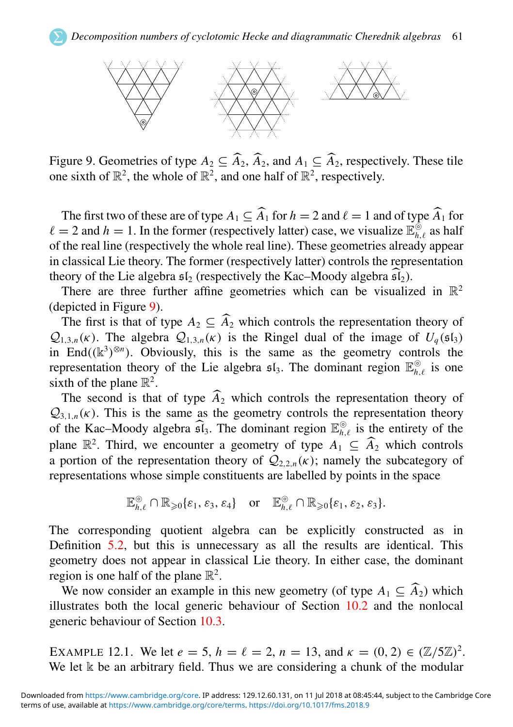Figure 9. Geometries of type $A_2 \subseteq \widehat{A}_2$, $\widehat{A}_2$, and $A_1 \subseteq \widehat{A}_2$, respectively. These tile one sixth of $\mathbb{R}^2$, the whole of $\mathbb{R}^2$, and one half of $\mathbb{R}^2$, respectively.

The first two of these are of type $A_1 \subseteq \widehat{A}_1$ for $h = 2$ and $\ell = 1$ and of type $\widehat{A}_1$ for $\ell = 2$ and $h = 1$. In the former (respectively latter) case, we visualize $\mathbb{E}^{\circledcirc}_{h,\ell}$ as half of the real line (respectively the whole real line). These geometries already appear in classical Lie theory. The former (respectively latter) controls the representation theory of the Lie algebra $\mathfrak{sl}_2$ (respectively the Kac–Moody algebra $\widehat{\mathfrak{sl}_2}$).

There are three further affine geometries which can be visualized in $\mathbb{R}^2$ (depicted in Figure 9).

The first is that of type $A_2 \subseteq \widehat{A}_2$ which controls the representation theory of $\mathcal{Q}_{1,3,n}(\kappa)$. The algebra $\mathcal{Q}_{1,3,n}(\kappa)$ is the Ringel dual of the image of $U_q(\mathfrak{sl}_3)$ in $\mathrm{End}((\Bbbk^3)^{\otimes n})$. Obviously, this is the same as the geometry controls the representation theory of the Lie algebra $\mathfrak{sl}_3$. The dominant region $\mathbb{E}^{\circledcirc}_{h,\ell}$ is one sixth of the plane $\mathbb{R}^2$.

The second is that of type $\widehat{A}_2$ which controls the representation theory of $\mathcal{Q}_{3,1,n}(\kappa)$. This is the same as the geometry controls the representation theory of the Kac–Moody algebra $\widehat{\mathfrak{sl}}_3$. The dominant region $\mathbb{E}^{\circledcirc}_{h,\ell}$ is the entirety of the plane $\mathbb{R}^2$. Third, we encounter a geometry of type $A_1 \subseteq \widehat{A}_2$ which controls a portion of the representation theory of $\mathcal{Q}_{2,2,n}(\kappa)$; namely the subcategory of representations whose simple constituents are labelled by points in the space

$$\mathbb{E}^{\circledcirc}_{h,\ell} \cap \mathbb{R}_{\geqslant 0}\{\varepsilon_1, \varepsilon_3, \varepsilon_4\} \quad \text{or} \quad \mathbb{E}^{\circledcirc}_{h,\ell} \cap \mathbb{R}_{\geqslant 0}\{\varepsilon_1, \varepsilon_2, \varepsilon_3\}.$$

The corresponding quotient algebra can be explicitly constructed as in Definition 5.2, but this is unnecessary as all the results are identical. This geometry does not appear in classical Lie theory. In either case, the dominant region is one half of the plane $\mathbb{R}^2$.

We now consider an example in this new geometry (of type $A_1 \subseteq \widehat{A}_2$) which illustrates both the local generic behaviour of Section 10.2 and the nonlocal generic behaviour of Section 10.3.

EXAMPLE 12.1. We let $e = 5$, $h = \ell = 2$, $n = 13$, and $\kappa = (0, 2) \in (\mathbb{Z}/5\mathbb{Z})^2$. We let $\Bbbk$ be an arbitrary field. Thus we are considering a chunk of the modular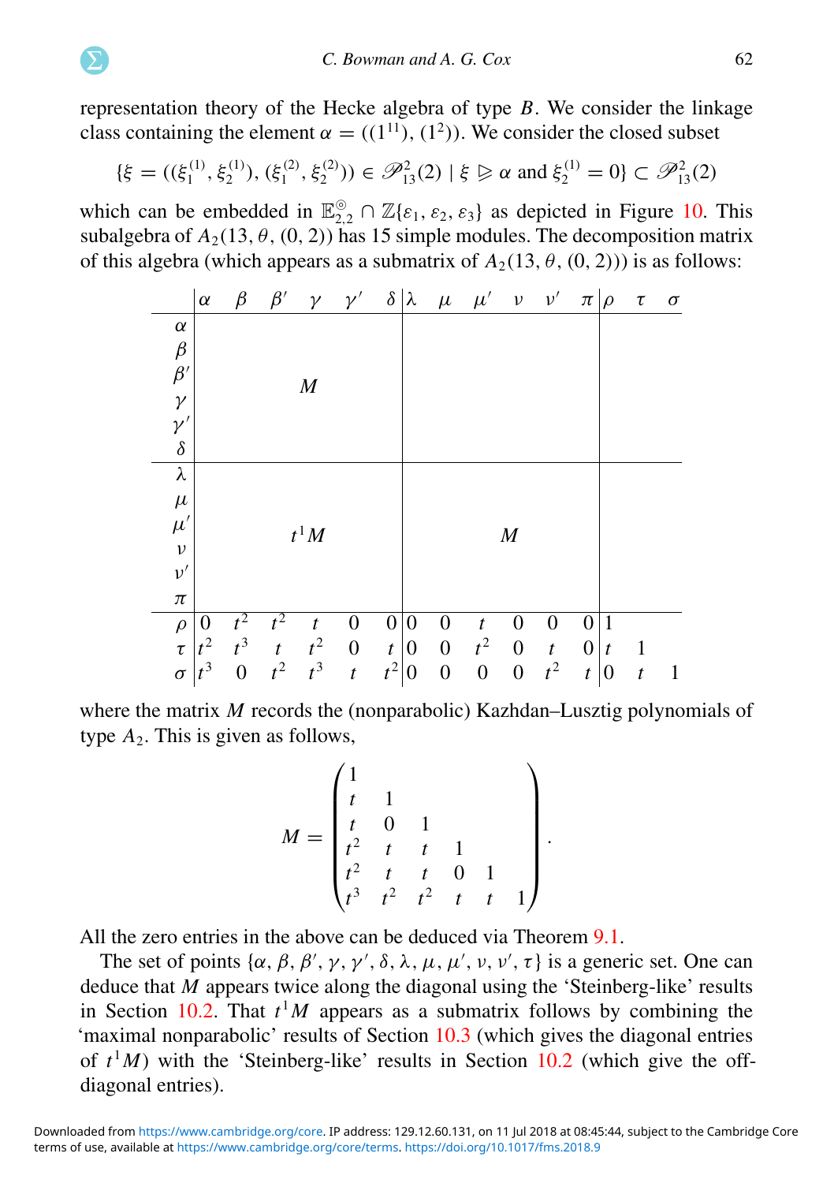representation theory of the Hecke algebra of type $B$. We consider the linkage class containing the element $\alpha = ((1^{11}), (1^2))$. We consider the closed subset

$$\{\xi = ((\xi_1^{(1)}, \xi_2^{(1)}), (\xi_1^{(2)}, \xi_2^{(2)})) \in \mathscr{P}_{13}^2(2) \mid \xi \trianglerighteq \alpha \text{ and } \xi_2^{(1)} = 0\} \subset \mathscr{P}_{13}^2(2)$$

which can be embedded in $\mathbb{E}_{2,2}^{\circledcirc} \cap \mathbb{Z}\{\varepsilon_1, \varepsilon_2, \varepsilon_3\}$ as depicted in Figure 10. This subalgebra of $A_2(13, \theta, (0, 2))$ has 15 simple modules. The decomposition matrix of this algebra (which appears as a submatrix of $A_2(13, \theta, (0, 2))$) is as follows:

$$\begin{array}{c|cccccc|cccccc|ccc}
 & \alpha & \beta & \beta' & \gamma & \gamma' & \delta & \lambda & \mu & \mu' & \nu & \nu' & \pi & \rho & \tau & \sigma \\
\alpha & & & & & & & & & & & & & & & \\
\beta & & & & & & & & & & & & & & & \\
\beta' & & & & M & & & & & & & & & & & \\
\gamma & & & & & & & & & & & & & & & \\
\gamma' & & & & & & & & & & & & & & & \\
\delta & & & & & & & & & & & & & & & \\
\hline
\lambda & & & & & & & & & & & & & & & \\
\mu & & & & & & & & & & & & & & & \\
\mu' & & & & t^1M & & & & & M & & & & & & \\
\nu & & & & & & & & & & & & & & & \\
\nu' & & & & & & & & & & & & & & & \\
\pi & & & & & & & & & & & & & & & \\
\hline
\rho & 0 & t^2 & t^2 & t & 0 & 0 & 0 & 0 & t & 0 & 0 & 0 & 1 & & \\
\tau & t^2 & t^3 & t & t^2 & 0 & t & 0 & 0 & t^2 & 0 & t & 0 & t & 1 & \\
\sigma & t^3 & 0 & t^2 & t^3 & t & t^2 & 0 & 0 & 0 & 0 & t^2 & t & 0 & t & 1
\end{array}$$

where the matrix $M$ records the (nonparabolic) Kazhdan–Lusztig polynomials of type $A_2$. This is given as follows,

$$M = \begin{pmatrix}
1 & & & & & \\
t & 1 & & & & \\
t & 0 & 1 & & & \\
t^2 & t & t & 1 & & \\
t^2 & t & t & 0 & 1 & \\
t^3 & t^2 & t^2 & t & t & 1
\end{pmatrix}.$$

All the zero entries in the above can be deduced via Theorem 9.1.

The set of points $\{\alpha, \beta, \beta', \gamma, \gamma', \delta, \lambda, \mu, \mu', \nu, \nu', \tau\}$ is a generic set. One can deduce that $M$ appears twice along the diagonal using the 'Steinberg-like' results in Section 10.2. That $t^1M$ appears as a submatrix follows by combining the 'maximal nonparabolic' results of Section 10.3 (which gives the diagonal entries of $t^1M$) with the 'Steinberg-like' results in Section 10.2 (which give the off-diagonal entries).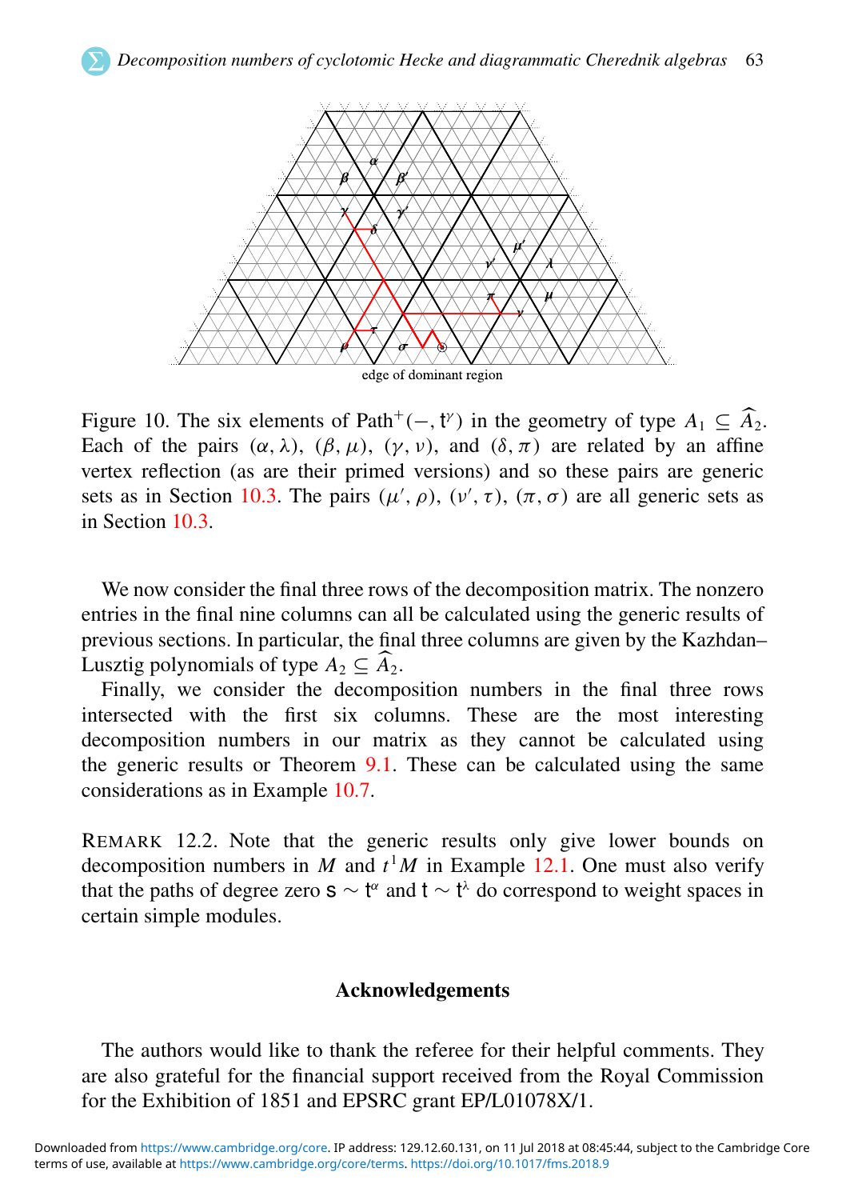Figure 10. The six elements of $\mathrm{Path}^+(-, \mathsf{t}^\gamma)$ in the geometry of type $A_1 \subseteq \widehat{A}_2$. Each of the pairs $(\alpha, \lambda)$, $(\beta, \mu)$, $(\gamma, \nu)$, and $(\delta, \pi)$ are related by an affine vertex reflection (as are their primed versions) and so these pairs are generic sets as in Section 10.3. The pairs $(\mu', \rho)$, $(\nu', \tau)$, $(\pi, \sigma)$ are all generic sets as in Section 10.3.

We now consider the final three rows of the decomposition matrix. The nonzero entries in the final nine columns can all be calculated using the generic results of previous sections. In particular, the final three columns are given by the Kazhdan–Lusztig polynomials of type $A_2 \subseteq \widehat{A}_2$.

Finally, we consider the decomposition numbers in the final three rows intersected with the first six columns. These are the most interesting decomposition numbers in our matrix as they cannot be calculated using the generic results or Theorem 9.1. These can be calculated using the same considerations as in Example 10.7.

REMARK 12.2. Note that the generic results only give lower bounds on decomposition numbers in $M$ and $t^1 M$ in Example 12.1. One must also verify that the paths of degree zero $\mathsf{s} \sim \mathsf{t}^\alpha$ and $\mathsf{t} \sim \mathsf{t}^\lambda$ do correspond to weight spaces in certain simple modules.

## Acknowledgements

The authors would like to thank the referee for their helpful comments. They are also grateful for the financial support received from the Royal Commission for the Exhibition of 1851 and EPSRC grant EP/L01078X/1.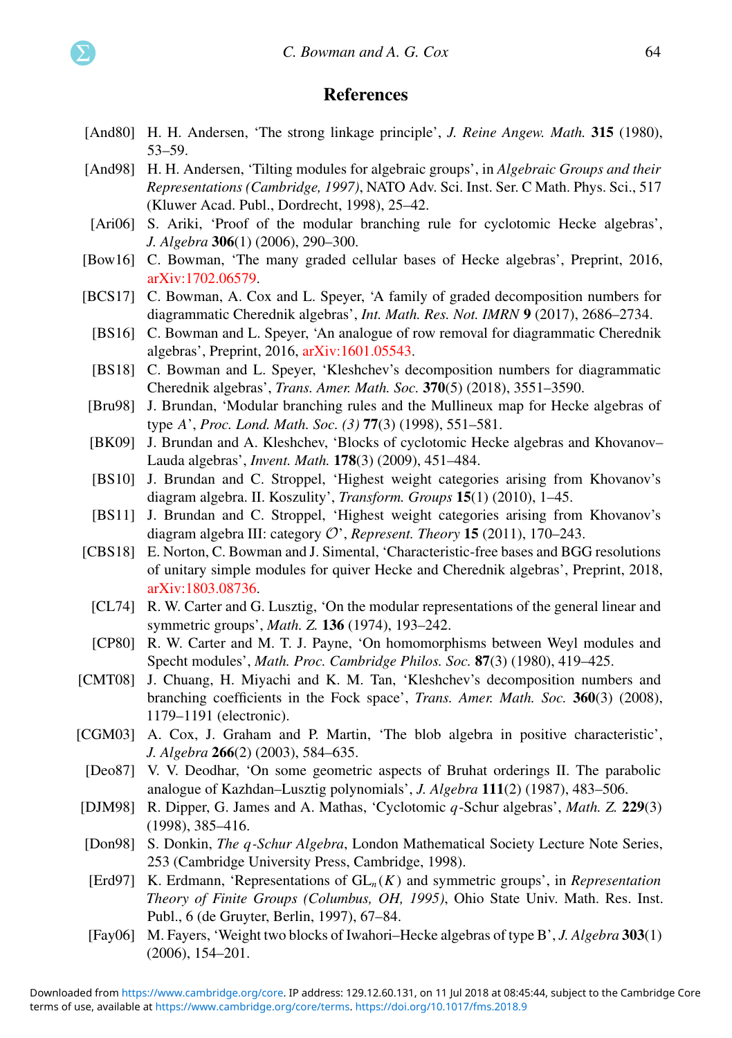## References

[And80] H. H. Andersen, 'The strong linkage principle', *J. Reine Angew. Math.* **315** (1980), 53–59.

[And98] H. H. Andersen, 'Tilting modules for algebraic groups', in *Algebraic Groups and their Representations (Cambridge, 1997)*, NATO Adv. Sci. Inst. Ser. C Math. Phys. Sci., 517 (Kluwer Acad. Publ., Dordrecht, 1998), 25–42.

[Ari06] S. Ariki, 'Proof of the modular branching rule for cyclotomic Hecke algebras', *J. Algebra* **306**(1) (2006), 290–300.

[Bow16] C. Bowman, 'The many graded cellular bases of Hecke algebras', Preprint, 2016, arXiv:1702.06579.

[BCS17] C. Bowman, A. Cox and L. Speyer, 'A family of graded decomposition numbers for diagrammatic Cherednik algebras', *Int. Math. Res. Not. IMRN* **9** (2017), 2686–2734.

[BS16] C. Bowman and L. Speyer, 'An analogue of row removal for diagrammatic Cherednik algebras', Preprint, 2016, arXiv:1601.05543.

[BS18] C. Bowman and L. Speyer, 'Kleshchev's decomposition numbers for diagrammatic Cherednik algebras', *Trans. Amer. Math. Soc.* **370**(5) (2018), 3551–3590.

[Bru98] J. Brundan, 'Modular branching rules and the Mullineux map for Hecke algebras of type $A$', *Proc. Lond. Math. Soc. (3)* **77**(3) (1998), 551–581.

[BK09] J. Brundan and A. Kleshchev, 'Blocks of cyclotomic Hecke algebras and Khovanov–Lauda algebras', *Invent. Math.* **178**(3) (2009), 451–484.

[BS10] J. Brundan and C. Stroppel, 'Highest weight categories arising from Khovanov's diagram algebra. II. Koszulity', *Transform. Groups* **15**(1) (2010), 1–45.

[BS11] J. Brundan and C. Stroppel, 'Highest weight categories arising from Khovanov's diagram algebra III: category $\mathcal{O}$', *Represent. Theory* **15** (2011), 170–243.

[CBS18] E. Norton, C. Bowman and J. Simental, 'Characteristic-free bases and BGG resolutions of unitary simple modules for quiver Hecke and Cherednik algebras', Preprint, 2018, arXiv:1803.08736.

[CL74] R. W. Carter and G. Lusztig, 'On the modular representations of the general linear and symmetric groups', *Math. Z.* **136** (1974), 193–242.

[CP80] R. W. Carter and M. T. J. Payne, 'On homomorphisms between Weyl modules and Specht modules', *Math. Proc. Cambridge Philos. Soc.* **87**(3) (1980), 419–425.

[CMT08] J. Chuang, H. Miyachi and K. M. Tan, 'Kleshchev's decomposition numbers and branching coefficients in the Fock space', *Trans. Amer. Math. Soc.* **360**(3) (2008), 1179–1191 (electronic).

[CGM03] A. Cox, J. Graham and P. Martin, 'The blob algebra in positive characteristic', *J. Algebra* **266**(2) (2003), 584–635.

[Deo87] V. V. Deodhar, 'On some geometric aspects of Bruhat orderings II. The parabolic analogue of Kazhdan–Lusztig polynomials', *J. Algebra* **111**(2) (1987), 483–506.

[DJM98] R. Dipper, G. James and A. Mathas, 'Cyclotomic $q$-Schur algebras', *Math. Z.* **229**(3) (1998), 385–416.

[Don98] S. Donkin, *The $q$-Schur Algebra*, London Mathematical Society Lecture Note Series, 253 (Cambridge University Press, Cambridge, 1998).

[Erd97] K. Erdmann, 'Representations of $\mathrm{GL}_n(K)$ and symmetric groups', in *Representation Theory of Finite Groups (Columbus, OH, 1995)*, Ohio State Univ. Math. Res. Inst. Publ., 6 (de Gruyter, Berlin, 1997), 67–84.

[Fay06] M. Fayers, 'Weight two blocks of Iwahori–Hecke algebras of type B', *J. Algebra* **303**(1) (2006), 154–201.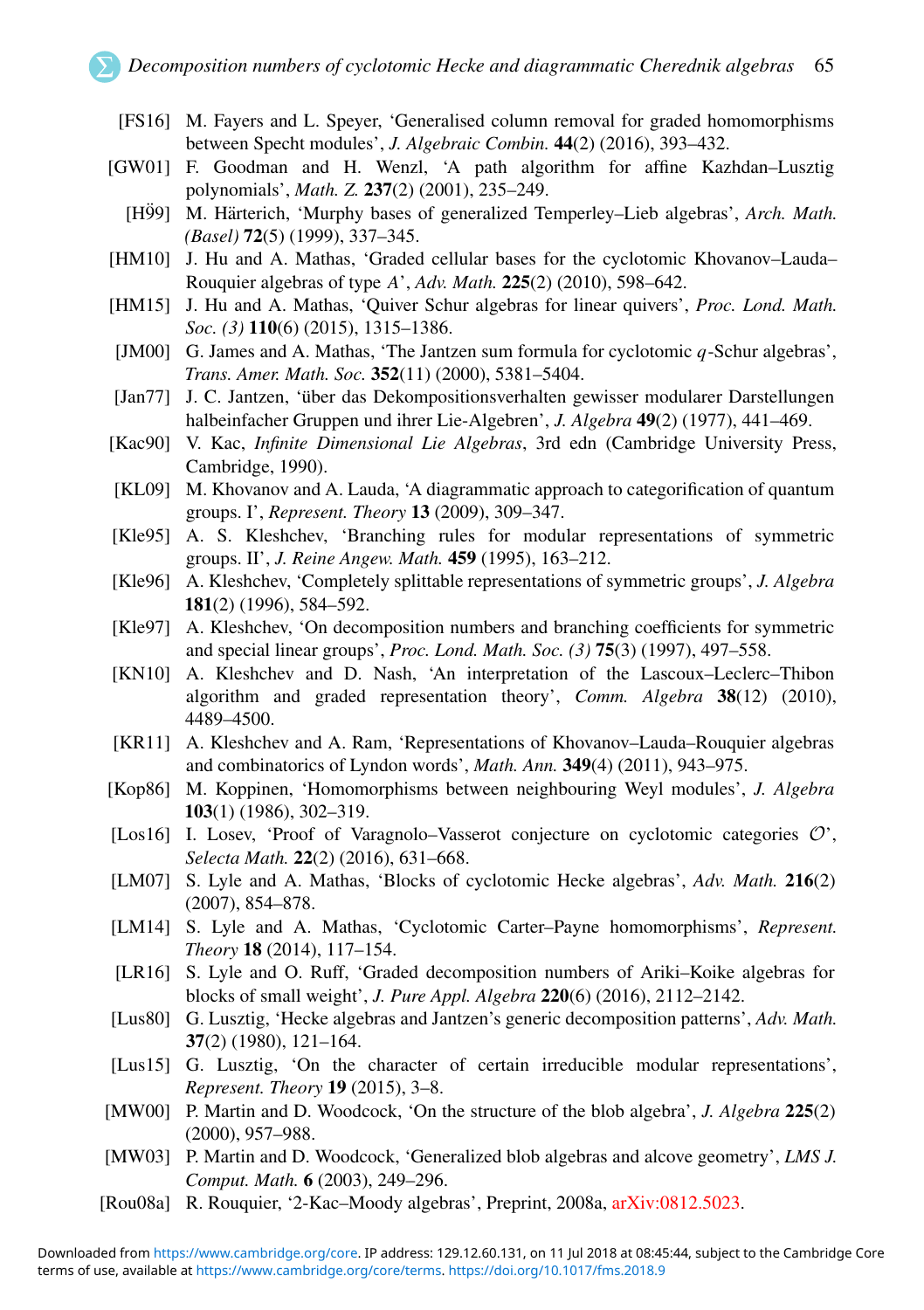[FS16] M. Fayers and L. Speyer, ‘Generalised column removal for graded homomorphisms between Specht modules’, *J. Algebraic Combin.* **44**(2) (2016), 393–432.

[GW01] F. Goodman and H. Wenzl, ‘A path algorithm for affine Kazhdan–Lusztig polynomials’, *Math. Z.* **237**(2) (2001), 235–249.

[HÖ99] M. Härterich, ‘Murphy bases of generalized Temperley–Lieb algebras’, *Arch. Math. (Basel)* **72**(5) (1999), 337–345.

[HM10] J. Hu and A. Mathas, ‘Graded cellular bases for the cyclotomic Khovanov–Lauda–Rouquier algebras of type $A$’, *Adv. Math.* **225**(2) (2010), 598–642.

[HM15] J. Hu and A. Mathas, ‘Quiver Schur algebras for linear quivers’, *Proc. Lond. Math. Soc. (3)* **110**(6) (2015), 1315–1386.

[JM00] G. James and A. Mathas, ‘The Jantzen sum formula for cyclotomic $q$-Schur algebras’, *Trans. Amer. Math. Soc.* **352**(11) (2000), 5381–5404.

[Jan77] J. C. Jantzen, ‘über das Dekompositionsverhalten gewisser modularer Darstellungen halbeinfacher Gruppen und ihrer Lie-Algebren’, *J. Algebra* **49**(2) (1977), 441–469.

[Kac90] V. Kac, *Infinite Dimensional Lie Algebras*, 3rd edn (Cambridge University Press, Cambridge, 1990).

[KL09] M. Khovanov and A. Lauda, ‘A diagrammatic approach to categorification of quantum groups. I’, *Represent. Theory* **13** (2009), 309–347.

[Kle95] A. S. Kleshchev, ‘Branching rules for modular representations of symmetric groups. II’, *J. Reine Angew. Math.* **459** (1995), 163–212.

[Kle96] A. Kleshchev, ‘Completely splittable representations of symmetric groups’, *J. Algebra* **181**(2) (1996), 584–592.

[Kle97] A. Kleshchev, ‘On decomposition numbers and branching coefficients for symmetric and special linear groups’, *Proc. Lond. Math. Soc. (3)* **75**(3) (1997), 497–558.

[KN10] A. Kleshchev and D. Nash, ‘An interpretation of the Lascoux–Leclerc–Thibon algorithm and graded representation theory’, *Comm. Algebra* **38**(12) (2010), 4489–4500.

[KR11] A. Kleshchev and A. Ram, ‘Representations of Khovanov–Lauda–Rouquier algebras and combinatorics of Lyndon words’, *Math. Ann.* **349**(4) (2011), 943–975.

[Kop86] M. Koppinen, ‘Homomorphisms between neighbouring Weyl modules’, *J. Algebra* **103**(1) (1986), 302–319.

[Los16] I. Losev, ‘Proof of Varagnolo–Vasserot conjecture on cyclotomic categories $\mathcal{O}$’, *Selecta Math.* **22**(2) (2016), 631–668.

[LM07] S. Lyle and A. Mathas, ‘Blocks of cyclotomic Hecke algebras’, *Adv. Math.* **216**(2) (2007), 854–878.

[LM14] S. Lyle and A. Mathas, ‘Cyclotomic Carter–Payne homomorphisms’, *Represent. Theory* **18** (2014), 117–154.

[LR16] S. Lyle and O. Ruff, ‘Graded decomposition numbers of Ariki–Koike algebras for blocks of small weight’, *J. Pure Appl. Algebra* **220**(6) (2016), 2112–2142.

[Lus80] G. Lusztig, ‘Hecke algebras and Jantzen’s generic decomposition patterns’, *Adv. Math.* **37**(2) (1980), 121–164.

[Lus15] G. Lusztig, ‘On the character of certain irreducible modular representations’, *Represent. Theory* **19** (2015), 3–8.

[MW00] P. Martin and D. Woodcock, ‘On the structure of the blob algebra’, *J. Algebra* **225**(2) (2000), 957–988.

[MW03] P. Martin and D. Woodcock, ‘Generalized blob algebras and alcove geometry’, *LMS J. Comput. Math.* **6** (2003), 249–296.

[Rou08a] R. Rouquier, ‘2-Kac–Moody algebras’, Preprint, 2008a, arXiv:0812.5023.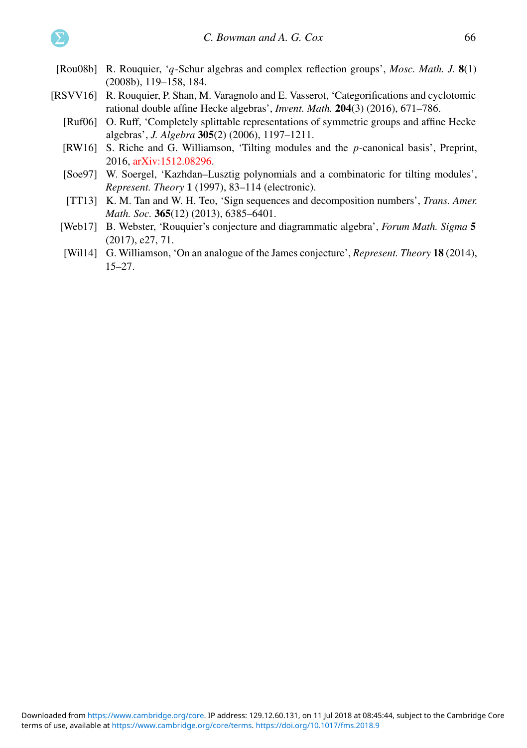[Rou08b] R. Rouquier, '$q$-Schur algebras and complex reflection groups', *Mosc. Math. J.* **8**(1) (2008b), 119–158, 184.

[RSVV16] R. Rouquier, P. Shan, M. Varagnolo and E. Vasserot, 'Categorifications and cyclotomic rational double affine Hecke algebras', *Invent. Math.* **204**(3) (2016), 671–786.

[Ruf06] O. Ruff, 'Completely splittable representations of symmetric groups and affine Hecke algebras', *J. Algebra* **305**(2) (2006), 1197–1211.

[RW16] S. Riche and G. Williamson, 'Tilting modules and the $p$-canonical basis', Preprint, 2016, arXiv:1512.08296.

[Soe97] W. Soergel, 'Kazhdan–Lusztig polynomials and a combinatoric for tilting modules', *Represent. Theory* **1** (1997), 83–114 (electronic).

[TT13] K. M. Tan and W. H. Teo, 'Sign sequences and decomposition numbers', *Trans. Amer. Math. Soc.* **365**(12) (2013), 6385–6401.

[Web17] B. Webster, 'Rouquier's conjecture and diagrammatic algebra', *Forum Math. Sigma* **5** (2017), e27, 71.

[Wil14] G. Williamson, 'On an analogue of the James conjecture', *Represent. Theory* **18** (2014), 15–27.